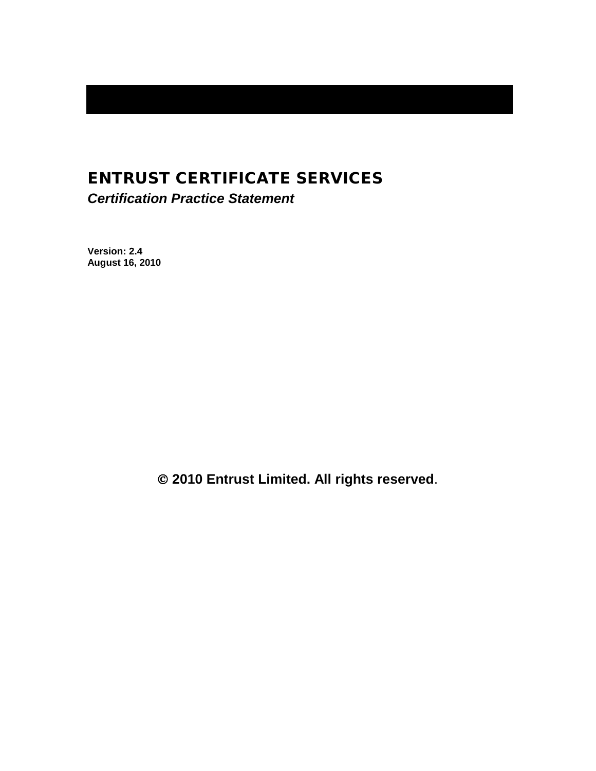# ENTRUST CERTIFICATE SERVICES

***Certification Practice Statement***

**Version: 2.4**
**August 16, 2010**

**© 2010 Entrust Limited. All rights reserved.**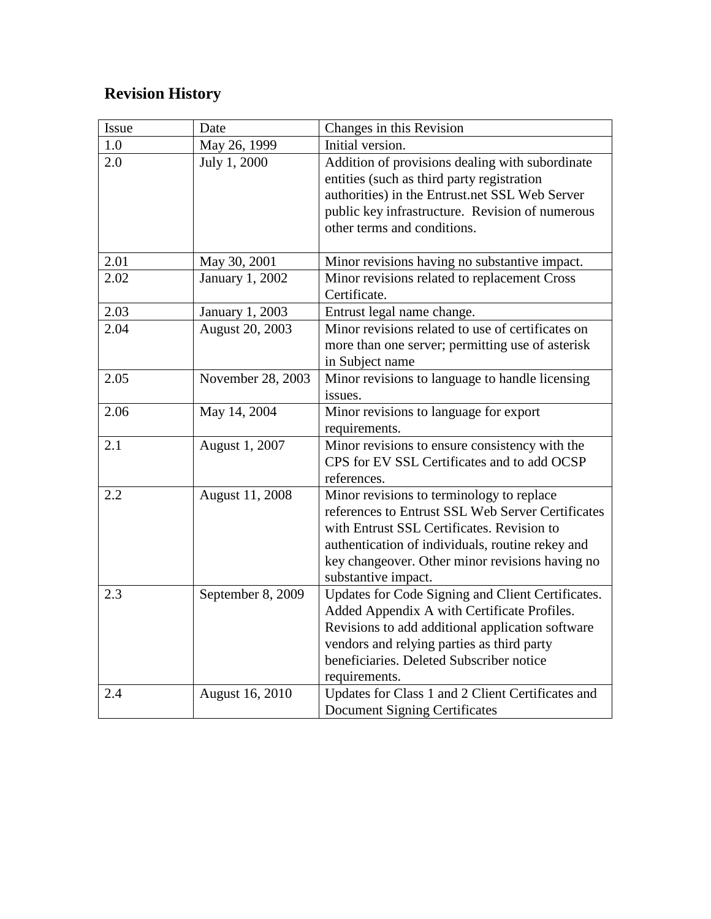## Revision History

| Issue | Date | Changes in this Revision |
|---|---|---|
| 1.0 | May 26, 1999 | Initial version. |
| 2.0 | July 1, 2000 | Addition of provisions dealing with subordinate entities (such as third party registration authorities) in the Entrust.net SSL Web Server public key infrastructure. Revision of numerous other terms and conditions. |
| 2.01 | May 30, 2001 | Minor revisions having no substantive impact. |
| 2.02 | January 1, 2002 | Minor revisions related to replacement Cross Certificate. |
| 2.03 | January 1, 2003 | Entrust legal name change. |
| 2.04 | August 20, 2003 | Minor revisions related to use of certificates on more than one server; permitting use of asterisk in Subject name |
| 2.05 | November 28, 2003 | Minor revisions to language to handle licensing issues. |
| 2.06 | May 14, 2004 | Minor revisions to language for export requirements. |
| 2.1 | August 1, 2007 | Minor revisions to ensure consistency with the CPS for EV SSL Certificates and to add OCSP references. |
| 2.2 | August 11, 2008 | Minor revisions to terminology to replace references to Entrust SSL Web Server Certificates with Entrust SSL Certificates. Revision to authentication of individuals, routine rekey and key changeover. Other minor revisions having no substantive impact. |
| 2.3 | September 8, 2009 | Updates for Code Signing and Client Certificates. Added Appendix A with Certificate Profiles. Revisions to add additional application software vendors and relying parties as third party beneficiaries. Deleted Subscriber notice requirements. |
| 2.4 | August 16, 2010 | Updates for Class 1 and 2 Client Certificates and Document Signing Certificates |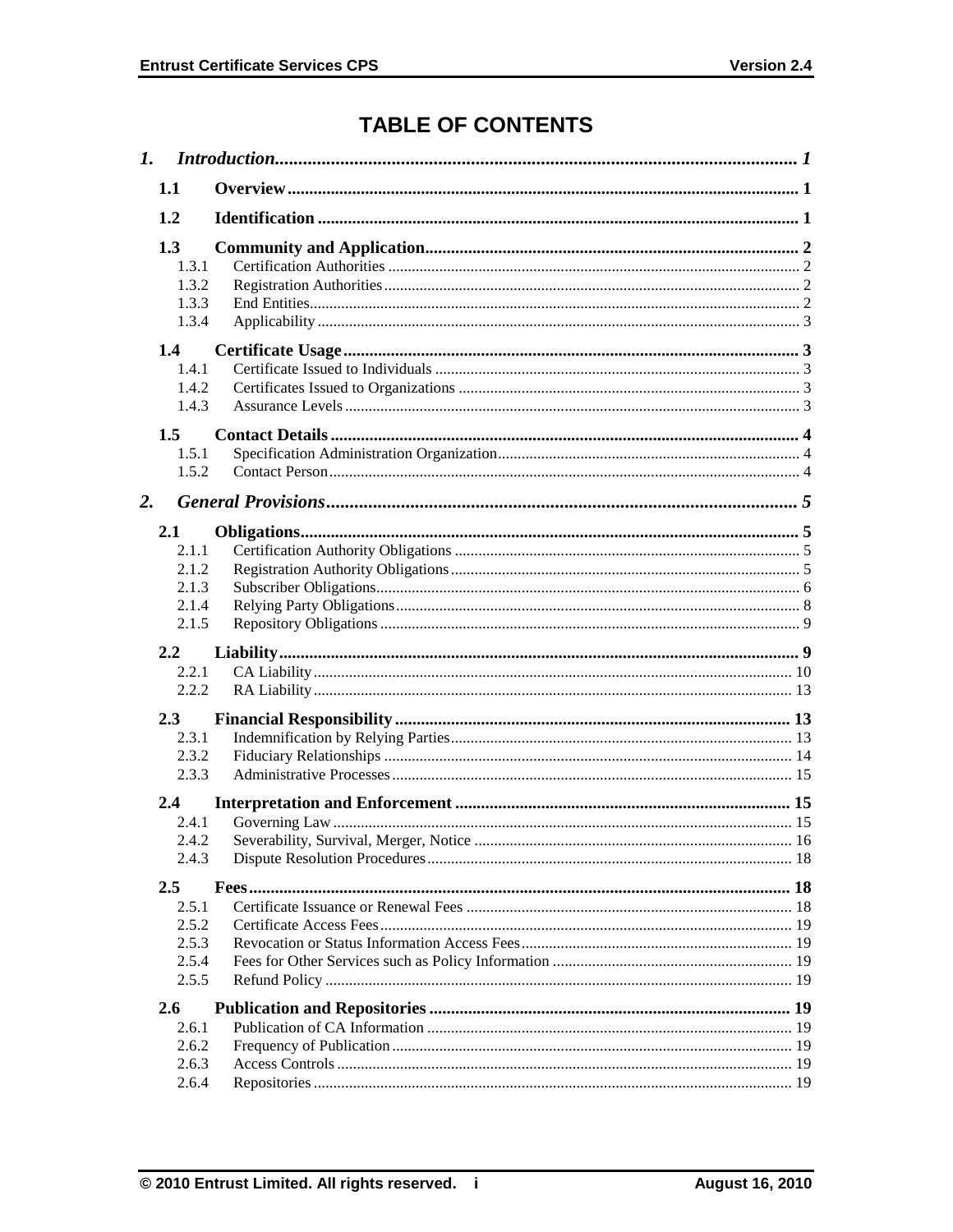# TABLE OF CONTENTS

*1. Introduction* ..... *1*

**1.1 Overview** ..... **1**

**1.2 Identification** ..... **1**

**1.3 Community and Application** ..... **2**
- 1.3.1 Certification Authorities ..... 2
- 1.3.2 Registration Authorities ..... 2
- 1.3.3 End Entities ..... 2
- 1.3.4 Applicability ..... 3

**1.4 Certificate Usage** ..... **3**
- 1.4.1 Certificate Issued to Individuals ..... 3
- 1.4.2 Certificates Issued to Organizations ..... 3
- 1.4.3 Assurance Levels ..... 3

**1.5 Contact Details** ..... **4**
- 1.5.1 Specification Administration Organization ..... 4
- 1.5.2 Contact Person ..... 4

*2. General Provisions* ..... *5*

**2.1 Obligations** ..... **5**
- 2.1.1 Certification Authority Obligations ..... 5
- 2.1.2 Registration Authority Obligations ..... 5
- 2.1.3 Subscriber Obligations ..... 6
- 2.1.4 Relying Party Obligations ..... 8
- 2.1.5 Repository Obligations ..... 9

**2.2 Liability** ..... **9**
- 2.2.1 CA Liability ..... 10
- 2.2.2 RA Liability ..... 13

**2.3 Financial Responsibility** ..... **13**
- 2.3.1 Indemnification by Relying Parties ..... 13
- 2.3.2 Fiduciary Relationships ..... 14
- 2.3.3 Administrative Processes ..... 15

**2.4 Interpretation and Enforcement** ..... **15**
- 2.4.1 Governing Law ..... 15
- 2.4.2 Severability, Survival, Merger, Notice ..... 16
- 2.4.3 Dispute Resolution Procedures ..... 18

**2.5 Fees** ..... **18**
- 2.5.1 Certificate Issuance or Renewal Fees ..... 18
- 2.5.2 Certificate Access Fees ..... 19
- 2.5.3 Revocation or Status Information Access Fees ..... 19
- 2.5.4 Fees for Other Services such as Policy Information ..... 19
- 2.5.5 Refund Policy ..... 19

**2.6 Publication and Repositories** ..... **19**
- 2.6.1 Publication of CA Information ..... 19
- 2.6.2 Frequency of Publication ..... 19
- 2.6.3 Access Controls ..... 19
- 2.6.4 Repositories ..... 19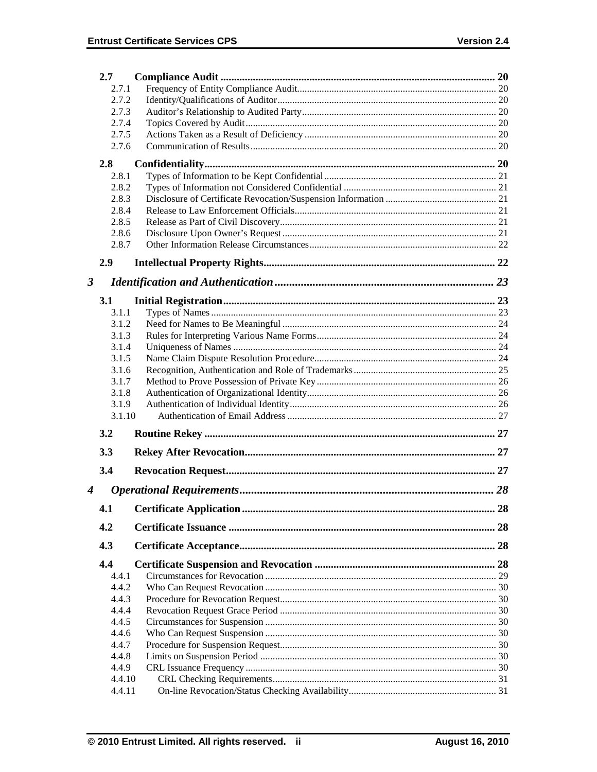2.7 **Compliance Audit** ........ 20
- 2.7.1 Frequency of Entity Compliance Audit ........ 20
- 2.7.2 Identity/Qualifications of Auditor ........ 20
- 2.7.3 Auditor's Relationship to Audited Party ........ 20
- 2.7.4 Topics Covered by Audit ........ 20
- 2.7.5 Actions Taken as a Result of Deficiency ........ 20
- 2.7.6 Communication of Results ........ 20

2.8 **Confidentiality** ........ 20
- 2.8.1 Types of Information to be Kept Confidential ........ 21
- 2.8.2 Types of Information not Considered Confidential ........ 21
- 2.8.3 Disclosure of Certificate Revocation/Suspension Information ........ 21
- 2.8.4 Release to Law Enforcement Officials ........ 21
- 2.8.5 Release as Part of Civil Discovery ........ 21
- 2.8.6 Disclosure Upon Owner's Request ........ 21
- 2.8.7 Other Information Release Circumstances ........ 22

2.9 **Intellectual Property Rights** ........ 22

***3 Identification and Authentication*** ........ 23

3.1 **Initial Registration** ........ 23
- 3.1.1 Types of Names ........ 23
- 3.1.2 Need for Names to Be Meaningful ........ 24
- 3.1.3 Rules for Interpreting Various Name Forms ........ 24
- 3.1.4 Uniqueness of Names ........ 24
- 3.1.5 Name Claim Dispute Resolution Procedure ........ 24
- 3.1.6 Recognition, Authentication and Role of Trademarks ........ 25
- 3.1.7 Method to Prove Possession of Private Key ........ 26
- 3.1.8 Authentication of Organizational Identity ........ 26
- 3.1.9 Authentication of Individual Identity ........ 26
- 3.1.10 Authentication of Email Address ........ 27

3.2 **Routine Rekey** ........ 27

3.3 **Rekey After Revocation** ........ 27

3.4 **Revocation Request** ........ 27

***4 Operational Requirements*** ........ 28

4.1 **Certificate Application** ........ 28

4.2 **Certificate Issuance** ........ 28

4.3 **Certificate Acceptance** ........ 28

4.4 **Certificate Suspension and Revocation** ........ 28
- 4.4.1 Circumstances for Revocation ........ 29
- 4.4.2 Who Can Request Revocation ........ 30
- 4.4.3 Procedure for Revocation Request ........ 30
- 4.4.4 Revocation Request Grace Period ........ 30
- 4.4.5 Circumstances for Suspension ........ 30
- 4.4.6 Who Can Request Suspension ........ 30
- 4.4.7 Procedure for Suspension Request ........ 30
- 4.4.8 Limits on Suspension Period ........ 30
- 4.4.9 CRL Issuance Frequency ........ 30
- 4.4.10 CRL Checking Requirements ........ 31
- 4.4.11 On-line Revocation/Status Checking Availability ........ 31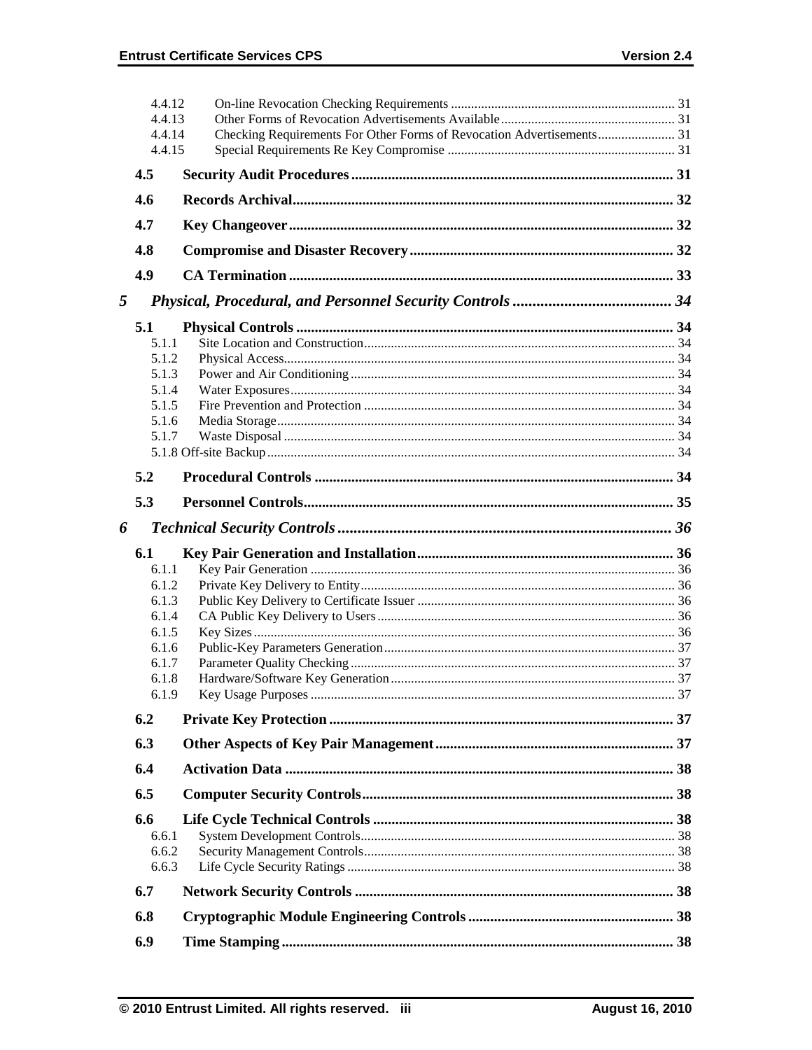4.4.12 On-line Revocation Checking Requirements .................................................................. 31
4.4.13 Other Forms of Revocation Advertisements Available .................................................. 31
4.4.14 Checking Requirements For Other Forms of Revocation Advertisements ...................... 31
4.4.15 Special Requirements Re Key Compromise .................................................................. 31

**4.5 Security Audit Procedures ....................................................................................... 31**

**4.6 Records Archival ....................................................................................................... 32**

**4.7 Key Changeover ......................................................................................................... 32**

**4.8 Compromise and Disaster Recovery ......................................................................... 32**

**4.9 CA Termination ......................................................................................................... 33**

***5 Physical, Procedural, and Personnel Security Controls ........................................ 34***

**5.1 Physical Controls ....................................................................................................... 34**

5.1.1 Site Location and Construction ........................................................................................... 34
5.1.2 Physical Access ................................................................................................................... 34
5.1.3 Power and Air Conditioning ............................................................................................... 34
5.1.4 Water Exposures .................................................................................................................. 34
5.1.5 Fire Prevention and Protection ........................................................................................... 34
5.1.6 Media Storage ...................................................................................................................... 34
5.1.7 Waste Disposal .................................................................................................................... 34
5.1.8 Off-site Backup ...................................................................................................................... 34

**5.2 Procedural Controls .................................................................................................. 34**

**5.3 Personnel Controls ..................................................................................................... 35**

***6 Technical Security Controls .................................................................................... 36***

**6.1 Key Pair Generation and Installation ...................................................................... 36**

6.1.1 Key Pair Generation ........................................................................................................... 36
6.1.2 Private Key Delivery to Entity ............................................................................................ 36
6.1.3 Public Key Delivery to Certificate Issuer ............................................................................ 36
6.1.4 CA Public Key Delivery to Users ....................................................................................... 36
6.1.5 Key Sizes ............................................................................................................................. 36
6.1.6 Public-Key Parameters Generation ..................................................................................... 37
6.1.7 Parameter Quality Checking ............................................................................................... 37
6.1.8 Hardware/Software Key Generation ................................................................................... 37
6.1.9 Key Usage Purposes ........................................................................................................... 37

**6.2 Private Key Protection .............................................................................................. 37**

**6.3 Other Aspects of Key Pair Management ................................................................. 37**

**6.4 Activation Data .......................................................................................................... 38**

**6.5 Computer Security Controls ..................................................................................... 38**

**6.6 Life Cycle Technical Controls .................................................................................. 38**

6.6.1 System Development Controls ............................................................................................ 38
6.6.2 Security Management Controls ........................................................................................... 38
6.6.3 Life Cycle Security Ratings ................................................................................................. 38

**6.7 Network Security Controls ....................................................................................... 38**

**6.8 Cryptographic Module Engineering Controls ......................................................... 38**

**6.9 Time Stamping ........................................................................................................... 38**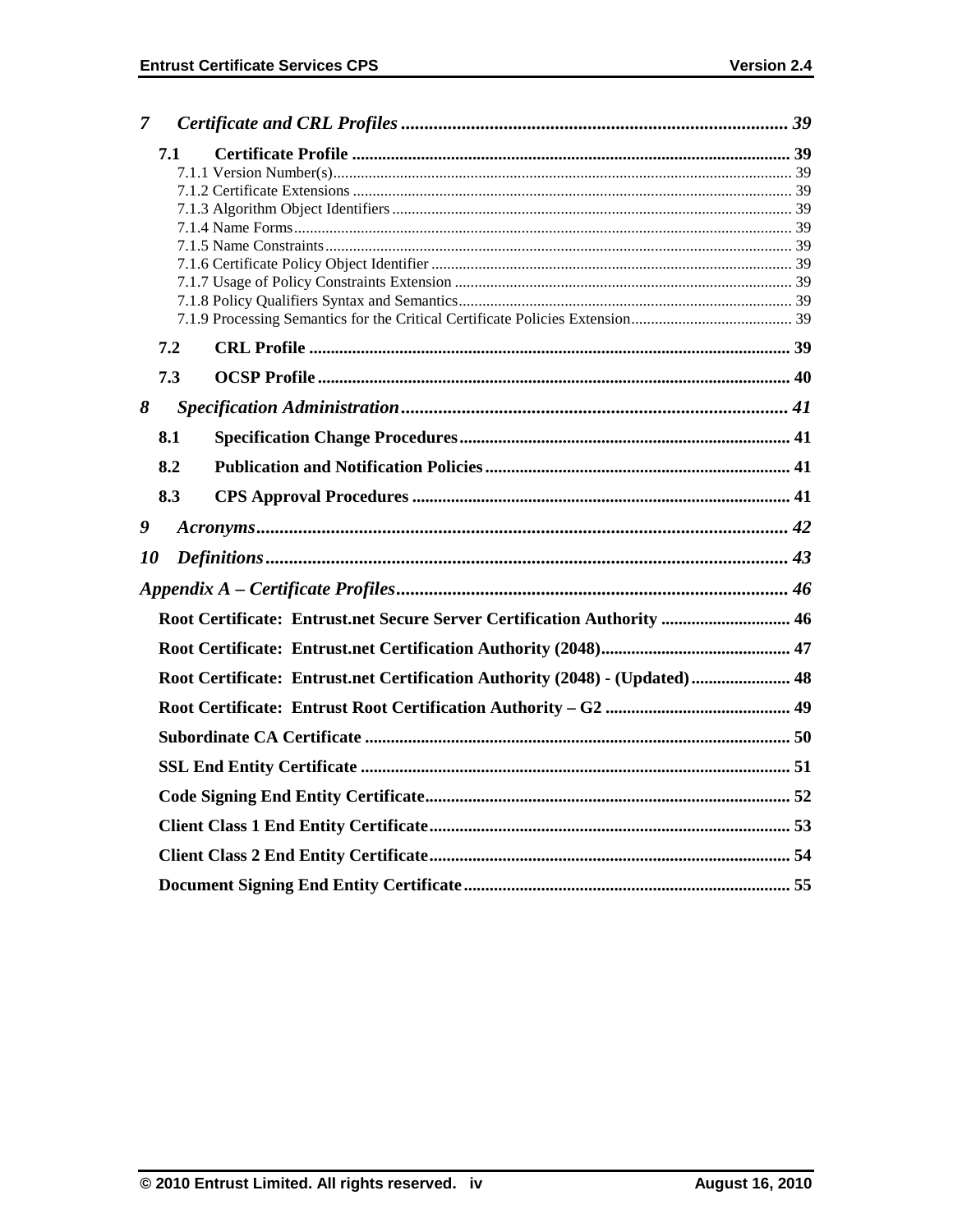*7 Certificate and CRL Profiles* ... 39

**7.1 Certificate Profile** ... 39

7.1.1 Version Number(s) ... 39
7.1.2 Certificate Extensions ... 39
7.1.3 Algorithm Object Identifiers ... 39
7.1.4 Name Forms ... 39
7.1.5 Name Constraints ... 39
7.1.6 Certificate Policy Object Identifier ... 39
7.1.7 Usage of Policy Constraints Extension ... 39
7.1.8 Policy Qualifiers Syntax and Semantics ... 39
7.1.9 Processing Semantics for the Critical Certificate Policies Extension ... 39

**7.2 CRL Profile** ... 39

**7.3 OCSP Profile** ... 40

*8 Specification Administration* ... 41

**8.1 Specification Change Procedures** ... 41

**8.2 Publication and Notification Policies** ... 41

**8.3 CPS Approval Procedures** ... 41

*9 Acronyms* ... 42

*10 Definitions* ... 43

*Appendix A – Certificate Profiles* ... 46

**Root Certificate: Entrust.net Secure Server Certification Authority** ... 46

**Root Certificate: Entrust.net Certification Authority (2048)** ... 47

**Root Certificate: Entrust.net Certification Authority (2048) - (Updated)** ... 48

**Root Certificate: Entrust Root Certification Authority – G2** ... 49

**Subordinate CA Certificate** ... 50

**SSL End Entity Certificate** ... 51

**Code Signing End Entity Certificate** ... 52

**Client Class 1 End Entity Certificate** ... 53

**Client Class 2 End Entity Certificate** ... 54

**Document Signing End Entity Certificate** ... 55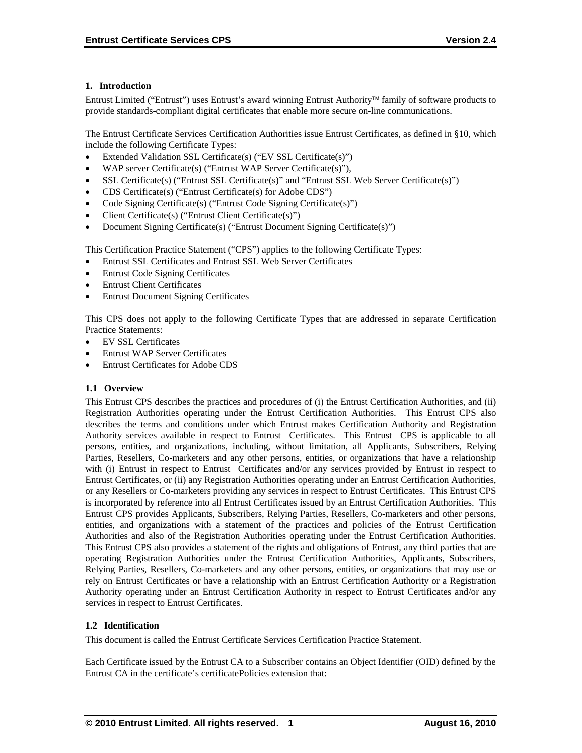## 1. Introduction

Entrust Limited ("Entrust") uses Entrust's award winning Entrust Authority™ family of software products to provide standards-compliant digital certificates that enable more secure on-line communications.

The Entrust Certificate Services Certification Authorities issue Entrust Certificates, as defined in §10, which include the following Certificate Types:

- Extended Validation SSL Certificate(s) ("EV SSL Certificate(s)")
- WAP server Certificate(s) ("Entrust WAP Server Certificate(s)"),
- SSL Certificate(s) ("Entrust SSL Certificate(s)" and "Entrust SSL Web Server Certificate(s)")
- CDS Certificate(s) ("Entrust Certificate(s) for Adobe CDS")
- Code Signing Certificate(s) ("Entrust Code Signing Certificate(s)")
- Client Certificate(s) ("Entrust Client Certificate(s)")
- Document Signing Certificate(s) ("Entrust Document Signing Certificate(s)")

This Certification Practice Statement ("CPS") applies to the following Certificate Types:

- Entrust SSL Certificates and Entrust SSL Web Server Certificates
- Entrust Code Signing Certificates
- Entrust Client Certificates
- Entrust Document Signing Certificates

This CPS does not apply to the following Certificate Types that are addressed in separate Certification Practice Statements:

- EV SSL Certificates
- Entrust WAP Server Certificates
- Entrust Certificates for Adobe CDS

### 1.1 Overview

This Entrust CPS describes the practices and procedures of (i) the Entrust Certification Authorities, and (ii) Registration Authorities operating under the Entrust Certification Authorities. This Entrust CPS also describes the terms and conditions under which Entrust makes Certification Authority and Registration Authority services available in respect to Entrust Certificates. This Entrust CPS is applicable to all persons, entities, and organizations, including, without limitation, all Applicants, Subscribers, Relying Parties, Resellers, Co-marketers and any other persons, entities, or organizations that have a relationship with (i) Entrust in respect to Entrust Certificates and/or any services provided by Entrust in respect to Entrust Certificates, or (ii) any Registration Authorities operating under an Entrust Certification Authorities, or any Resellers or Co-marketers providing any services in respect to Entrust Certificates. This Entrust CPS is incorporated by reference into all Entrust Certificates issued by an Entrust Certification Authorities. This Entrust CPS provides Applicants, Subscribers, Relying Parties, Resellers, Co-marketers and other persons, entities, and organizations with a statement of the practices and policies of the Entrust Certification Authorities and also of the Registration Authorities operating under the Entrust Certification Authorities. This Entrust CPS also provides a statement of the rights and obligations of Entrust, any third parties that are operating Registration Authorities under the Entrust Certification Authorities, Applicants, Subscribers, Relying Parties, Resellers, Co-marketers and any other persons, entities, or organizations that may use or rely on Entrust Certificates or have a relationship with an Entrust Certification Authority or a Registration Authority operating under an Entrust Certification Authority in respect to Entrust Certificates and/or any services in respect to Entrust Certificates.

### 1.2 Identification

This document is called the Entrust Certificate Services Certification Practice Statement.

Each Certificate issued by the Entrust CA to a Subscriber contains an Object Identifier (OID) defined by the Entrust CA in the certificate's certificatePolicies extension that: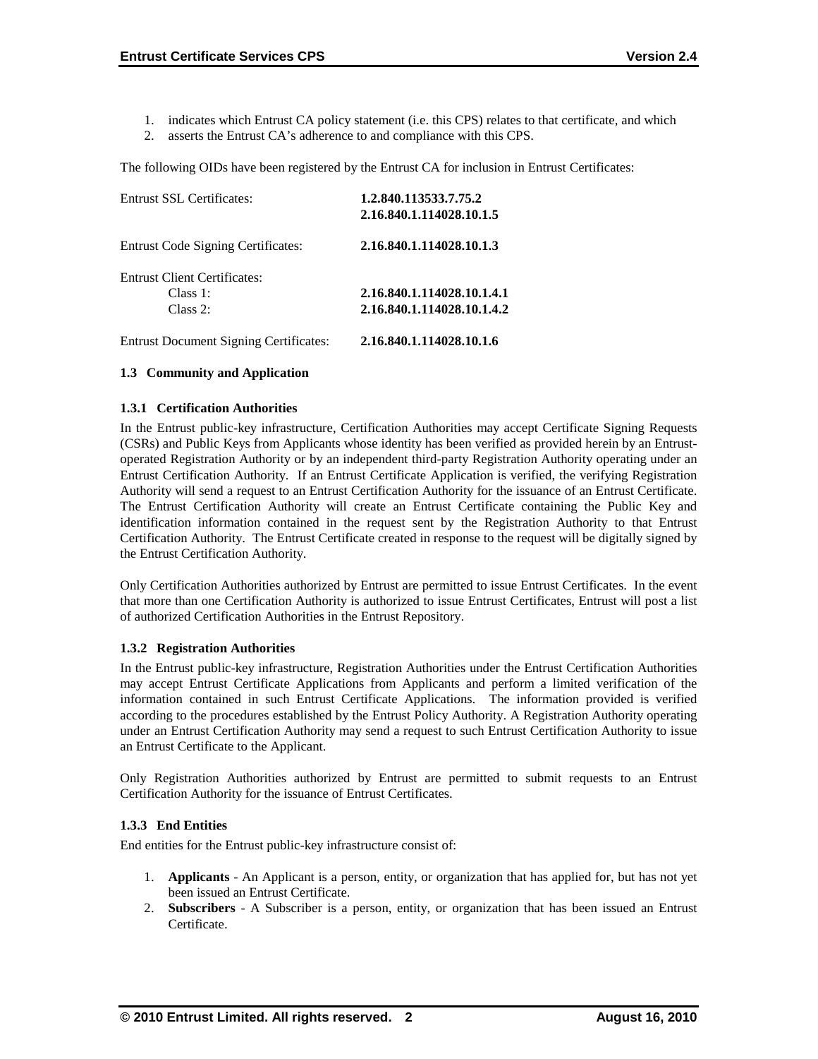1. indicates which Entrust CA policy statement (i.e. this CPS) relates to that certificate, and which
2. asserts the Entrust CA's adherence to and compliance with this CPS.

The following OIDs have been registered by the Entrust CA for inclusion in Entrust Certificates:

| | |
|---|---|
| Entrust SSL Certificates: | **1.2.840.113533.7.75.2**<br>**2.16.840.1.114028.10.1.5** |
| Entrust Code Signing Certificates: | **2.16.840.1.114028.10.1.3** |
| Entrust Client Certificates: | |
| Class 1: | **2.16.840.1.114028.10.1.4.1** |
| Class 2: | **2.16.840.1.114028.10.1.4.2** |
| Entrust Document Signing Certificates: | **2.16.840.1.114028.10.1.6** |

### 1.3 Community and Application

#### 1.3.1 Certification Authorities

In the Entrust public-key infrastructure, Certification Authorities may accept Certificate Signing Requests (CSRs) and Public Keys from Applicants whose identity has been verified as provided herein by an Entrust-operated Registration Authority or by an independent third-party Registration Authority operating under an Entrust Certification Authority. If an Entrust Certificate Application is verified, the verifying Registration Authority will send a request to an Entrust Certification Authority for the issuance of an Entrust Certificate. The Entrust Certification Authority will create an Entrust Certificate containing the Public Key and identification information contained in the request sent by the Registration Authority to that Entrust Certification Authority. The Entrust Certificate created in response to the request will be digitally signed by the Entrust Certification Authority.

Only Certification Authorities authorized by Entrust are permitted to issue Entrust Certificates. In the event that more than one Certification Authority is authorized to issue Entrust Certificates, Entrust will post a list of authorized Certification Authorities in the Entrust Repository.

#### 1.3.2 Registration Authorities

In the Entrust public-key infrastructure, Registration Authorities under the Entrust Certification Authorities may accept Entrust Certificate Applications from Applicants and perform a limited verification of the information contained in such Entrust Certificate Applications. The information provided is verified according to the procedures established by the Entrust Policy Authority. A Registration Authority operating under an Entrust Certification Authority may send a request to such Entrust Certification Authority to issue an Entrust Certificate to the Applicant.

Only Registration Authorities authorized by Entrust are permitted to submit requests to an Entrust Certification Authority for the issuance of Entrust Certificates.

#### 1.3.3 End Entities

End entities for the Entrust public-key infrastructure consist of:

1. **Applicants** - An Applicant is a person, entity, or organization that has applied for, but has not yet been issued an Entrust Certificate.
2. **Subscribers** - A Subscriber is a person, entity, or organization that has been issued an Entrust Certificate.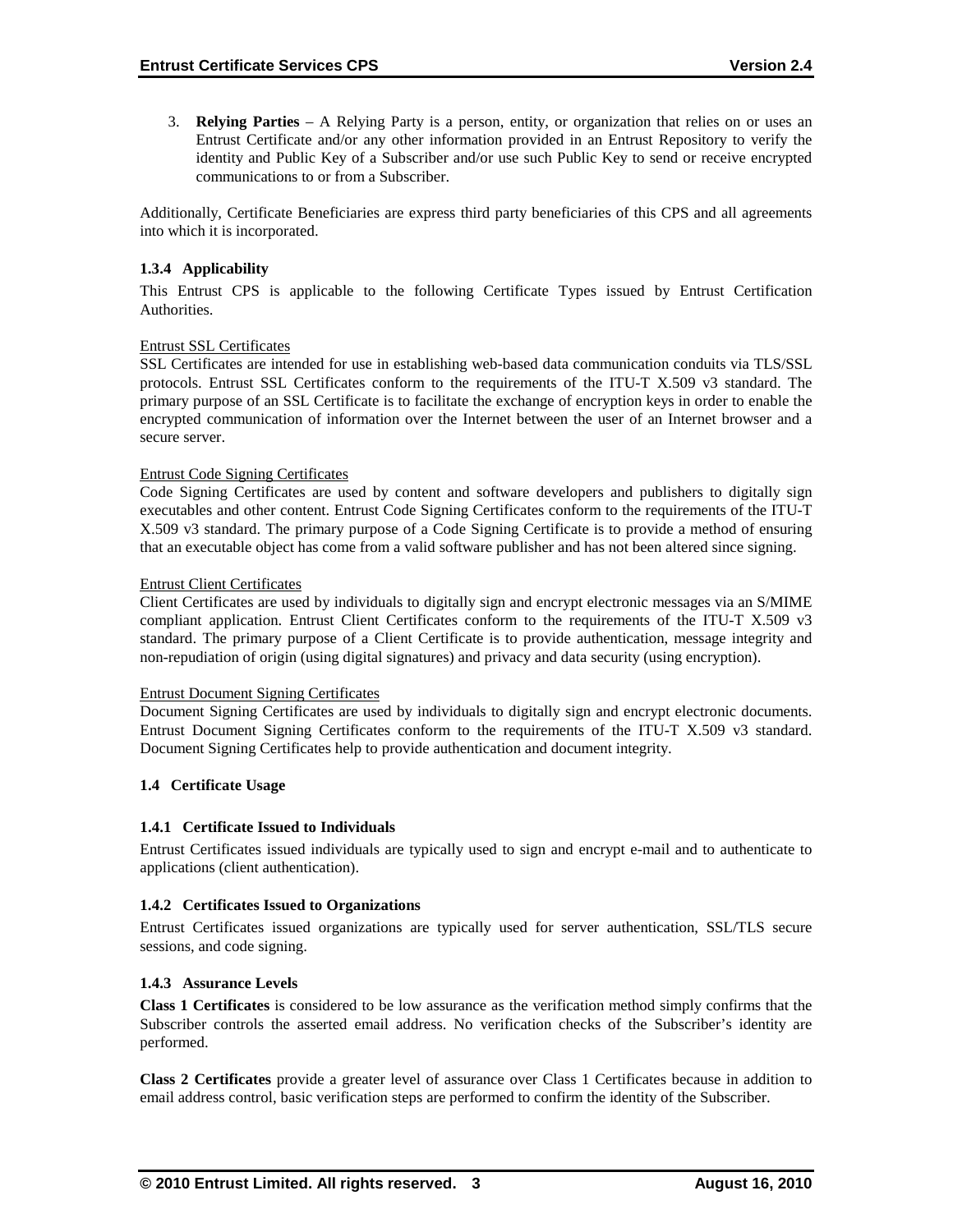3. **Relying Parties** – A Relying Party is a person, entity, or organization that relies on or uses an Entrust Certificate and/or any other information provided in an Entrust Repository to verify the identity and Public Key of a Subscriber and/or use such Public Key to send or receive encrypted communications to or from a Subscriber.

Additionally, Certificate Beneficiaries are express third party beneficiaries of this CPS and all agreements into which it is incorporated.

### 1.3.4 Applicability

This Entrust CPS is applicable to the following Certificate Types issued by Entrust Certification Authorities.

Entrust SSL Certificates

SSL Certificates are intended for use in establishing web-based data communication conduits via TLS/SSL protocols. Entrust SSL Certificates conform to the requirements of the ITU-T X.509 v3 standard. The primary purpose of an SSL Certificate is to facilitate the exchange of encryption keys in order to enable the encrypted communication of information over the Internet between the user of an Internet browser and a secure server.

Entrust Code Signing Certificates

Code Signing Certificates are used by content and software developers and publishers to digitally sign executables and other content. Entrust Code Signing Certificates conform to the requirements of the ITU-T X.509 v3 standard. The primary purpose of a Code Signing Certificate is to provide a method of ensuring that an executable object has come from a valid software publisher and has not been altered since signing.

Entrust Client Certificates

Client Certificates are used by individuals to digitally sign and encrypt electronic messages via an S/MIME compliant application. Entrust Client Certificates conform to the requirements of the ITU-T X.509 v3 standard. The primary purpose of a Client Certificate is to provide authentication, message integrity and non-repudiation of origin (using digital signatures) and privacy and data security (using encryption).

Entrust Document Signing Certificates

Document Signing Certificates are used by individuals to digitally sign and encrypt electronic documents. Entrust Document Signing Certificates conform to the requirements of the ITU-T X.509 v3 standard. Document Signing Certificates help to provide authentication and document integrity.

## 1.4 Certificate Usage

### 1.4.1 Certificate Issued to Individuals

Entrust Certificates issued individuals are typically used to sign and encrypt e-mail and to authenticate to applications (client authentication).

### 1.4.2 Certificates Issued to Organizations

Entrust Certificates issued organizations are typically used for server authentication, SSL/TLS secure sessions, and code signing.

### 1.4.3 Assurance Levels

**Class 1 Certificates** is considered to be low assurance as the verification method simply confirms that the Subscriber controls the asserted email address. No verification checks of the Subscriber's identity are performed.

**Class 2 Certificates** provide a greater level of assurance over Class 1 Certificates because in addition to email address control, basic verification steps are performed to confirm the identity of the Subscriber.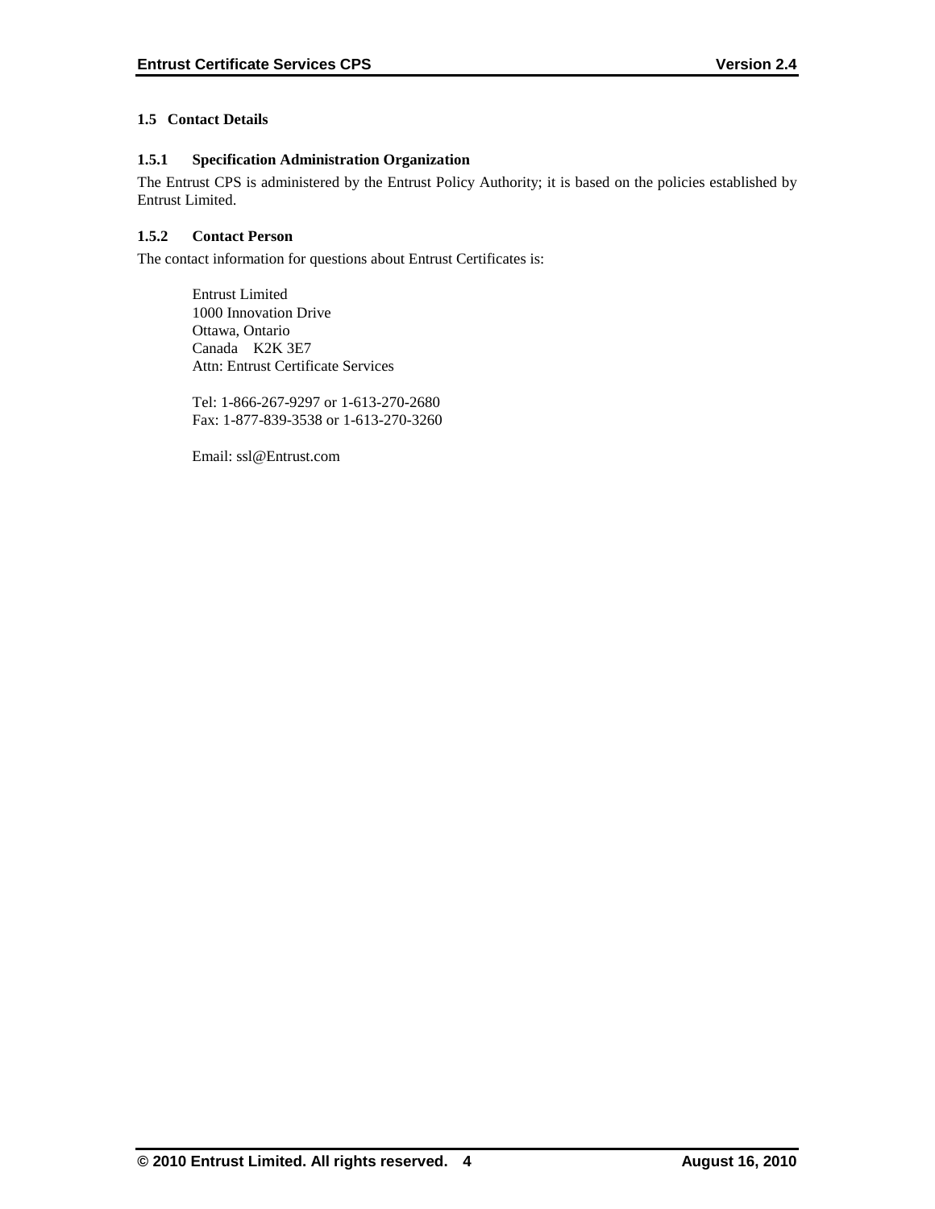## 1.5 Contact Details

### 1.5.1 Specification Administration Organization

The Entrust CPS is administered by the Entrust Policy Authority; it is based on the policies established by Entrust Limited.

### 1.5.2 Contact Person

The contact information for questions about Entrust Certificates is:

Entrust Limited
1000 Innovation Drive
Ottawa, Ontario
Canada K2K 3E7
Attn: Entrust Certificate Services

Tel: 1-866-267-9297 or 1-613-270-2680
Fax: 1-877-839-3538 or 1-613-270-3260

Email: ssl@Entrust.com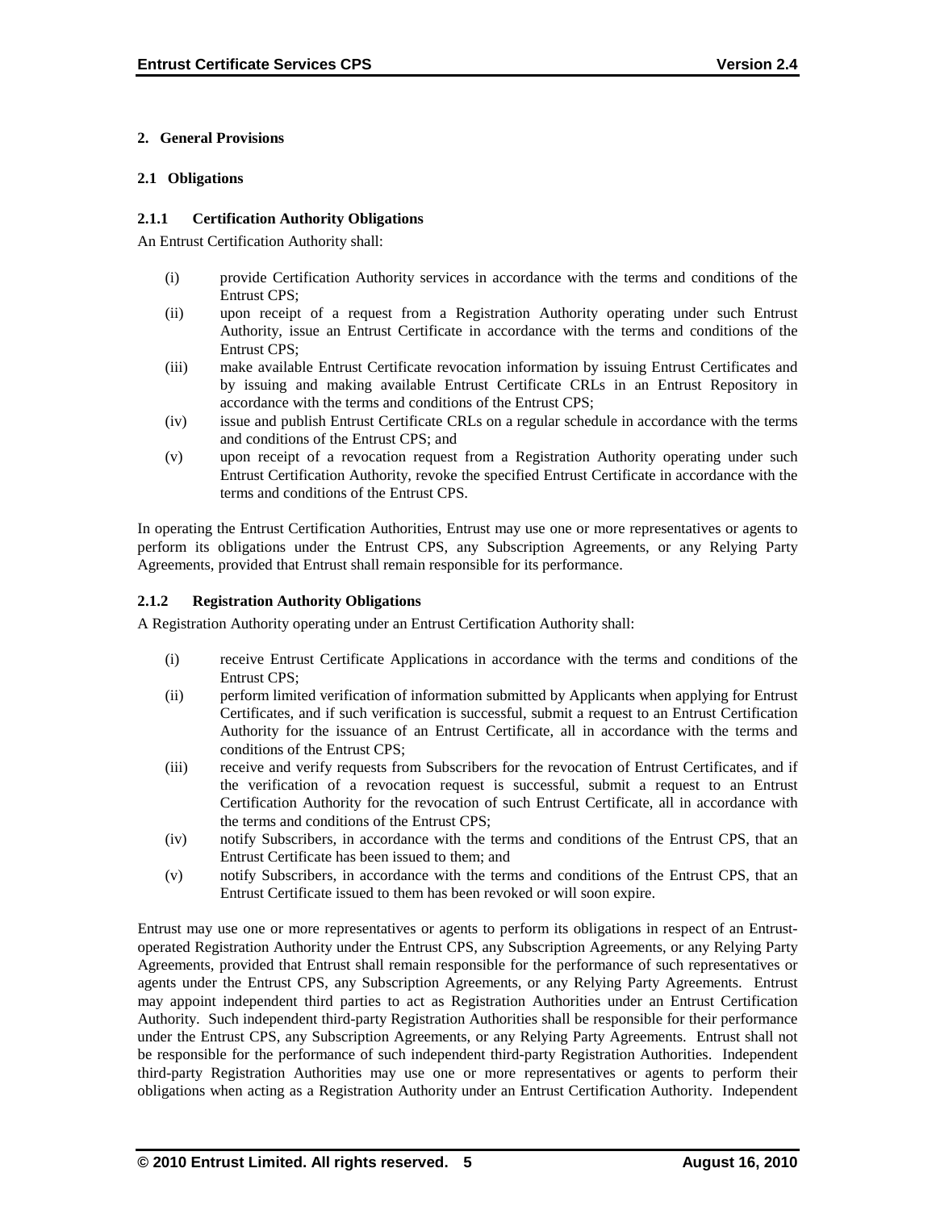## 2. General Provisions

### 2.1 Obligations

#### 2.1.1 Certification Authority Obligations

An Entrust Certification Authority shall:

(i) provide Certification Authority services in accordance with the terms and conditions of the Entrust CPS;

(ii) upon receipt of a request from a Registration Authority operating under such Entrust Authority, issue an Entrust Certificate in accordance with the terms and conditions of the Entrust CPS;

(iii) make available Entrust Certificate revocation information by issuing Entrust Certificates and by issuing and making available Entrust Certificate CRLs in an Entrust Repository in accordance with the terms and conditions of the Entrust CPS;

(iv) issue and publish Entrust Certificate CRLs on a regular schedule in accordance with the terms and conditions of the Entrust CPS; and

(v) upon receipt of a revocation request from a Registration Authority operating under such Entrust Certification Authority, revoke the specified Entrust Certificate in accordance with the terms and conditions of the Entrust CPS.

In operating the Entrust Certification Authorities, Entrust may use one or more representatives or agents to perform its obligations under the Entrust CPS, any Subscription Agreements, or any Relying Party Agreements, provided that Entrust shall remain responsible for its performance.

#### 2.1.2 Registration Authority Obligations

A Registration Authority operating under an Entrust Certification Authority shall:

(i) receive Entrust Certificate Applications in accordance with the terms and conditions of the Entrust CPS;

(ii) perform limited verification of information submitted by Applicants when applying for Entrust Certificates, and if such verification is successful, submit a request to an Entrust Certification Authority for the issuance of an Entrust Certificate, all in accordance with the terms and conditions of the Entrust CPS;

(iii) receive and verify requests from Subscribers for the revocation of Entrust Certificates, and if the verification of a revocation request is successful, submit a request to an Entrust Certification Authority for the revocation of such Entrust Certificate, all in accordance with the terms and conditions of the Entrust CPS;

(iv) notify Subscribers, in accordance with the terms and conditions of the Entrust CPS, that an Entrust Certificate has been issued to them; and

(v) notify Subscribers, in accordance with the terms and conditions of the Entrust CPS, that an Entrust Certificate issued to them has been revoked or will soon expire.

Entrust may use one or more representatives or agents to perform its obligations in respect of an Entrust-operated Registration Authority under the Entrust CPS, any Subscription Agreements, or any Relying Party Agreements, provided that Entrust shall remain responsible for the performance of such representatives or agents under the Entrust CPS, any Subscription Agreements, or any Relying Party Agreements. Entrust may appoint independent third parties to act as Registration Authorities under an Entrust Certification Authority. Such independent third-party Registration Authorities shall be responsible for their performance under the Entrust CPS, any Subscription Agreements, or any Relying Party Agreements. Entrust shall not be responsible for the performance of such independent third-party Registration Authorities. Independent third-party Registration Authorities may use one or more representatives or agents to perform their obligations when acting as a Registration Authority under an Entrust Certification Authority. Independent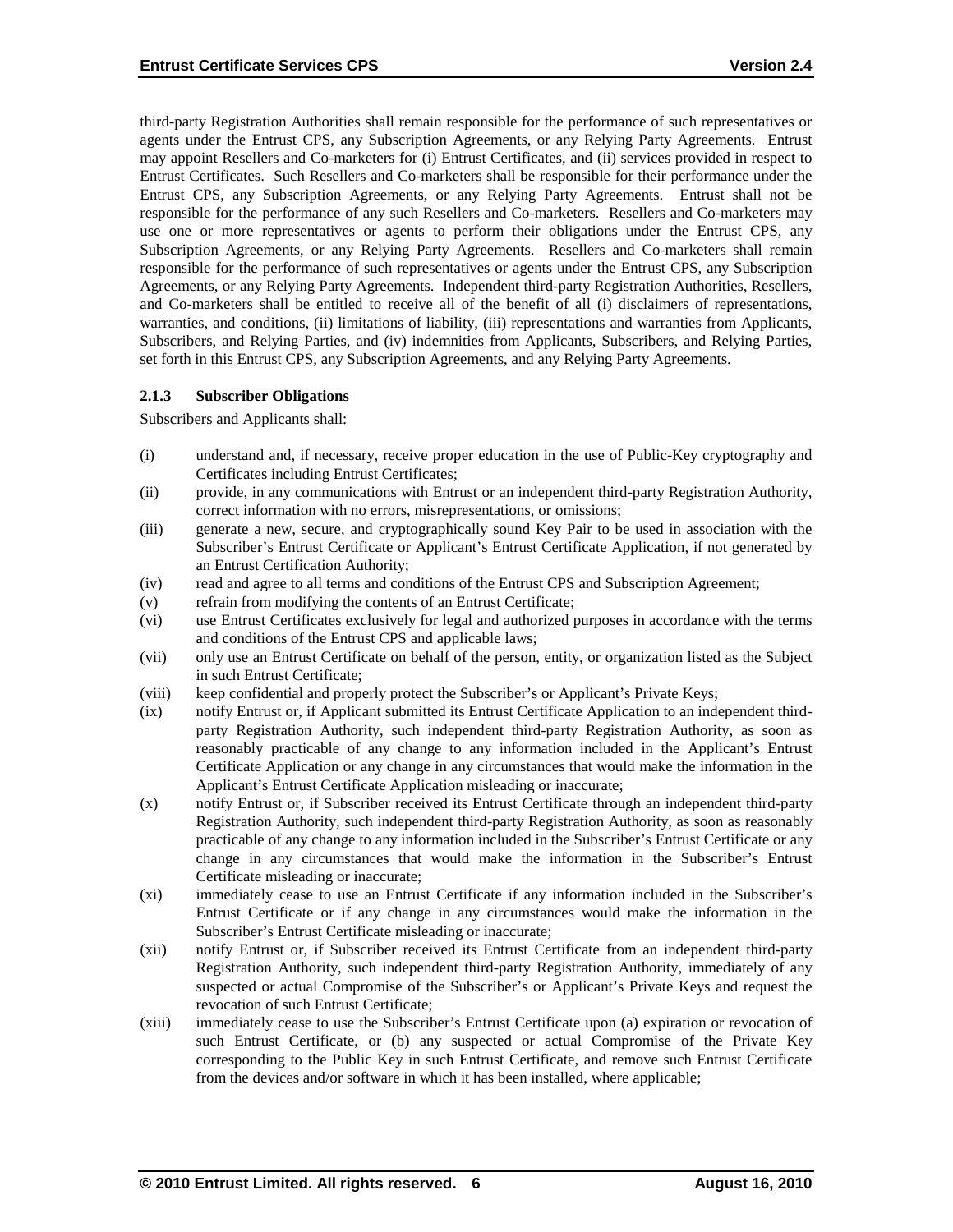third-party Registration Authorities shall remain responsible for the performance of such representatives or agents under the Entrust CPS, any Subscription Agreements, or any Relying Party Agreements. Entrust may appoint Resellers and Co-marketers for (i) Entrust Certificates, and (ii) services provided in respect to Entrust Certificates. Such Resellers and Co-marketers shall be responsible for their performance under the Entrust CPS, any Subscription Agreements, or any Relying Party Agreements. Entrust shall not be responsible for the performance of any such Resellers and Co-marketers. Resellers and Co-marketers may use one or more representatives or agents to perform their obligations under the Entrust CPS, any Subscription Agreements, or any Relying Party Agreements. Resellers and Co-marketers shall remain responsible for the performance of such representatives or agents under the Entrust CPS, any Subscription Agreements, or any Relying Party Agreements. Independent third-party Registration Authorities, Resellers, and Co-marketers shall be entitled to receive all of the benefit of all (i) disclaimers of representations, warranties, and conditions, (ii) limitations of liability, (iii) representations and warranties from Applicants, Subscribers, and Relying Parties, and (iv) indemnities from Applicants, Subscribers, and Relying Parties, set forth in this Entrust CPS, any Subscription Agreements, and any Relying Party Agreements.

### 2.1.3 Subscriber Obligations

Subscribers and Applicants shall:

(i) understand and, if necessary, receive proper education in the use of Public-Key cryptography and Certificates including Entrust Certificates;

(ii) provide, in any communications with Entrust or an independent third-party Registration Authority, correct information with no errors, misrepresentations, or omissions;

(iii) generate a new, secure, and cryptographically sound Key Pair to be used in association with the Subscriber's Entrust Certificate or Applicant's Entrust Certificate Application, if not generated by an Entrust Certification Authority;

(iv) read and agree to all terms and conditions of the Entrust CPS and Subscription Agreement;

(v) refrain from modifying the contents of an Entrust Certificate;

(vi) use Entrust Certificates exclusively for legal and authorized purposes in accordance with the terms and conditions of the Entrust CPS and applicable laws;

(vii) only use an Entrust Certificate on behalf of the person, entity, or organization listed as the Subject in such Entrust Certificate;

(viii) keep confidential and properly protect the Subscriber's or Applicant's Private Keys;

(ix) notify Entrust or, if Applicant submitted its Entrust Certificate Application to an independent third-party Registration Authority, such independent third-party Registration Authority, as soon as reasonably practicable of any change to any information included in the Applicant's Entrust Certificate Application or any change in any circumstances that would make the information in the Applicant's Entrust Certificate Application misleading or inaccurate;

(x) notify Entrust or, if Subscriber received its Entrust Certificate through an independent third-party Registration Authority, such independent third-party Registration Authority, as soon as reasonably practicable of any change to any information included in the Subscriber's Entrust Certificate or any change in any circumstances that would make the information in the Subscriber's Entrust Certificate misleading or inaccurate;

(xi) immediately cease to use an Entrust Certificate if any information included in the Subscriber's Entrust Certificate or if any change in any circumstances would make the information in the Subscriber's Entrust Certificate misleading or inaccurate;

(xii) notify Entrust or, if Subscriber received its Entrust Certificate from an independent third-party Registration Authority, such independent third-party Registration Authority, immediately of any suspected or actual Compromise of the Subscriber's or Applicant's Private Keys and request the revocation of such Entrust Certificate;

(xiii) immediately cease to use the Subscriber's Entrust Certificate upon (a) expiration or revocation of such Entrust Certificate, or (b) any suspected or actual Compromise of the Private Key corresponding to the Public Key in such Entrust Certificate, and remove such Entrust Certificate from the devices and/or software in which it has been installed, where applicable;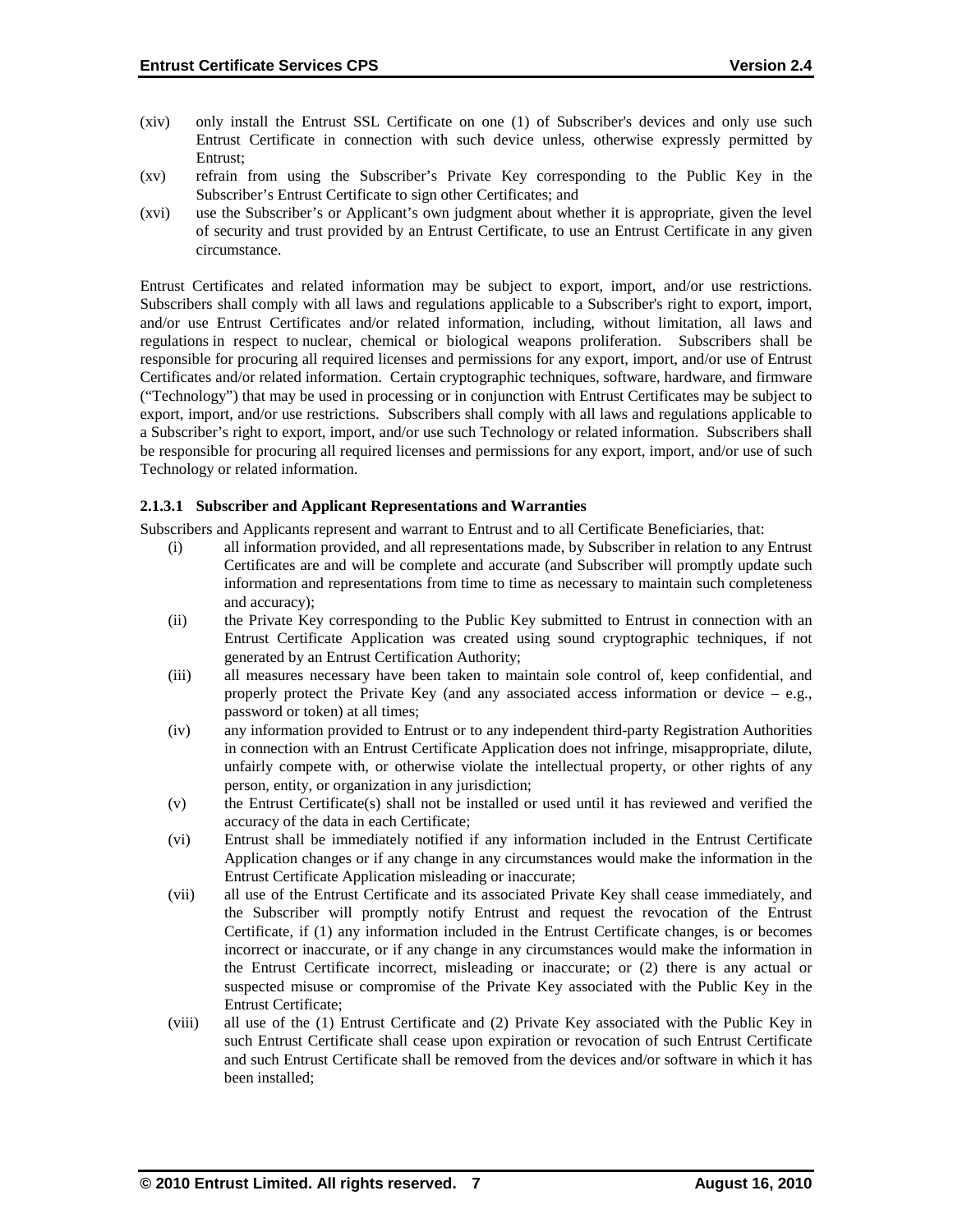(xiv) only install the Entrust SSL Certificate on one (1) of Subscriber's devices and only use such Entrust Certificate in connection with such device unless, otherwise expressly permitted by Entrust;

(xv) refrain from using the Subscriber's Private Key corresponding to the Public Key in the Subscriber's Entrust Certificate to sign other Certificates; and

(xvi) use the Subscriber's or Applicant's own judgment about whether it is appropriate, given the level of security and trust provided by an Entrust Certificate, to use an Entrust Certificate in any given circumstance.

Entrust Certificates and related information may be subject to export, import, and/or use restrictions. Subscribers shall comply with all laws and regulations applicable to a Subscriber's right to export, import, and/or use Entrust Certificates and/or related information, including, without limitation, all laws and regulations in respect to nuclear, chemical or biological weapons proliferation. Subscribers shall be responsible for procuring all required licenses and permissions for any export, import, and/or use of Entrust Certificates and/or related information. Certain cryptographic techniques, software, hardware, and firmware ("Technology") that may be used in processing or in conjunction with Entrust Certificates may be subject to export, import, and/or use restrictions. Subscribers shall comply with all laws and regulations applicable to a Subscriber's right to export, import, and/or use such Technology or related information. Subscribers shall be responsible for procuring all required licenses and permissions for any export, import, and/or use of such Technology or related information.

#### 2.1.3.1 Subscriber and Applicant Representations and Warranties

Subscribers and Applicants represent and warrant to Entrust and to all Certificate Beneficiaries, that:

(i) all information provided, and all representations made, by Subscriber in relation to any Entrust Certificates are and will be complete and accurate (and Subscriber will promptly update such information and representations from time to time as necessary to maintain such completeness and accuracy);

(ii) the Private Key corresponding to the Public Key submitted to Entrust in connection with an Entrust Certificate Application was created using sound cryptographic techniques, if not generated by an Entrust Certification Authority;

(iii) all measures necessary have been taken to maintain sole control of, keep confidential, and properly protect the Private Key (and any associated access information or device – e.g., password or token) at all times;

(iv) any information provided to Entrust or to any independent third-party Registration Authorities in connection with an Entrust Certificate Application does not infringe, misappropriate, dilute, unfairly compete with, or otherwise violate the intellectual property, or other rights of any person, entity, or organization in any jurisdiction;

(v) the Entrust Certificate(s) shall not be installed or used until it has reviewed and verified the accuracy of the data in each Certificate;

(vi) Entrust shall be immediately notified if any information included in the Entrust Certificate Application changes or if any change in any circumstances would make the information in the Entrust Certificate Application misleading or inaccurate;

(vii) all use of the Entrust Certificate and its associated Private Key shall cease immediately, and the Subscriber will promptly notify Entrust and request the revocation of the Entrust Certificate, if (1) any information included in the Entrust Certificate changes, is or becomes incorrect or inaccurate, or if any change in any circumstances would make the information in the Entrust Certificate incorrect, misleading or inaccurate; or (2) there is any actual or suspected misuse or compromise of the Private Key associated with the Public Key in the Entrust Certificate;

(viii) all use of the (1) Entrust Certificate and (2) Private Key associated with the Public Key in such Entrust Certificate shall cease upon expiration or revocation of such Entrust Certificate and such Entrust Certificate shall be removed from the devices and/or software in which it has been installed;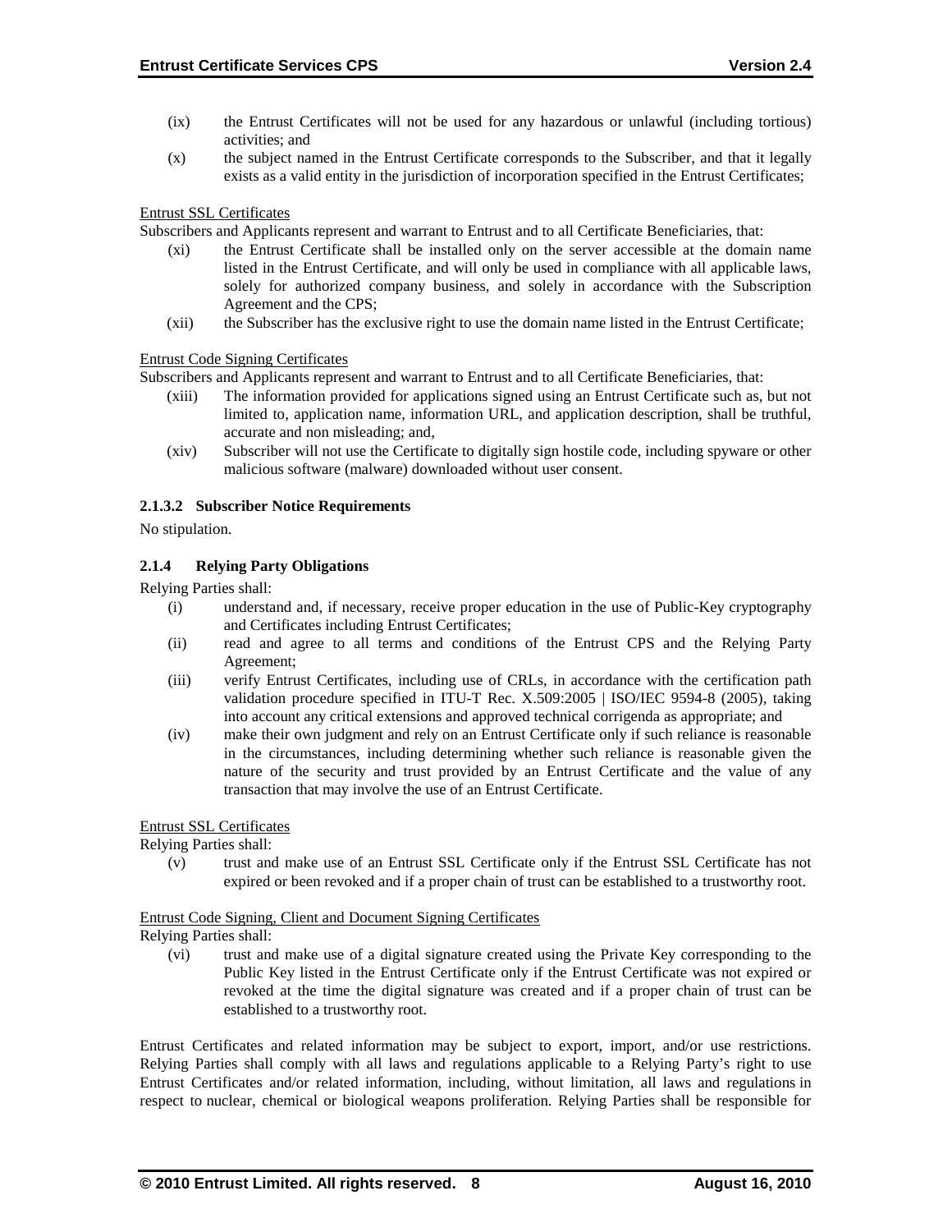(ix) the Entrust Certificates will not be used for any hazardous or unlawful (including tortious) activities; and

(x) the subject named in the Entrust Certificate corresponds to the Subscriber, and that it legally exists as a valid entity in the jurisdiction of incorporation specified in the Entrust Certificates;

Entrust SSL Certificates

Subscribers and Applicants represent and warrant to Entrust and to all Certificate Beneficiaries, that:

(xi) the Entrust Certificate shall be installed only on the server accessible at the domain name listed in the Entrust Certificate, and will only be used in compliance with all applicable laws, solely for authorized company business, and solely in accordance with the Subscription Agreement and the CPS;

(xii) the Subscriber has the exclusive right to use the domain name listed in the Entrust Certificate;

Entrust Code Signing Certificates

Subscribers and Applicants represent and warrant to Entrust and to all Certificate Beneficiaries, that:

(xiii) The information provided for applications signed using an Entrust Certificate such as, but not limited to, application name, information URL, and application description, shall be truthful, accurate and non misleading; and,

(xiv) Subscriber will not use the Certificate to digitally sign hostile code, including spyware or other malicious software (malware) downloaded without user consent.

#### 2.1.3.2 Subscriber Notice Requirements

No stipulation.

### 2.1.4 Relying Party Obligations

Relying Parties shall:

(i) understand and, if necessary, receive proper education in the use of Public-Key cryptography and Certificates including Entrust Certificates;

(ii) read and agree to all terms and conditions of the Entrust CPS and the Relying Party Agreement;

(iii) verify Entrust Certificates, including use of CRLs, in accordance with the certification path validation procedure specified in ITU-T Rec. X.509:2005 | ISO/IEC 9594-8 (2005), taking into account any critical extensions and approved technical corrigenda as appropriate; and

(iv) make their own judgment and rely on an Entrust Certificate only if such reliance is reasonable in the circumstances, including determining whether such reliance is reasonable given the nature of the security and trust provided by an Entrust Certificate and the value of any transaction that may involve the use of an Entrust Certificate.

Entrust SSL Certificates

Relying Parties shall:

(v) trust and make use of an Entrust SSL Certificate only if the Entrust SSL Certificate has not expired or been revoked and if a proper chain of trust can be established to a trustworthy root.

Entrust Code Signing, Client and Document Signing Certificates

Relying Parties shall:

(vi) trust and make use of a digital signature created using the Private Key corresponding to the Public Key listed in the Entrust Certificate only if the Entrust Certificate was not expired or revoked at the time the digital signature was created and if a proper chain of trust can be established to a trustworthy root.

Entrust Certificates and related information may be subject to export, import, and/or use restrictions. Relying Parties shall comply with all laws and regulations applicable to a Relying Party's right to use Entrust Certificates and/or related information, including, without limitation, all laws and regulations in respect to nuclear, chemical or biological weapons proliferation. Relying Parties shall be responsible for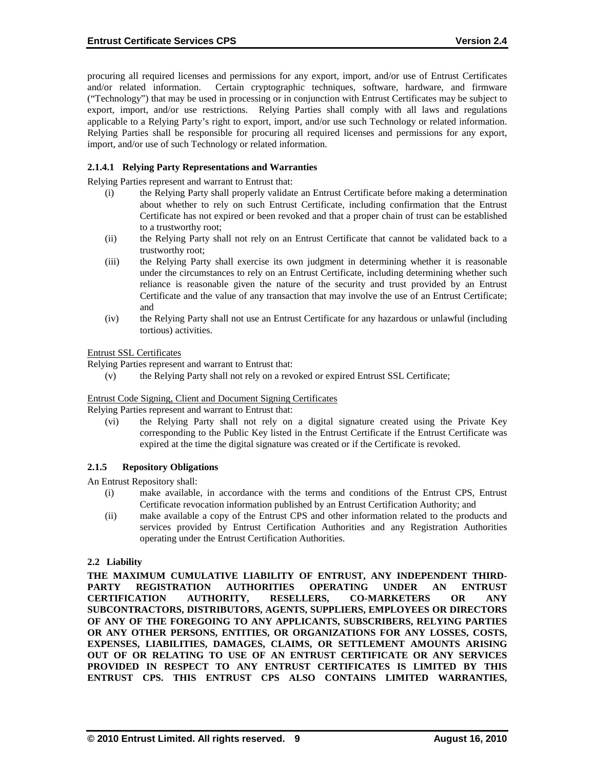procuring all required licenses and permissions for any export, import, and/or use of Entrust Certificates and/or related information. Certain cryptographic techniques, software, hardware, and firmware ("Technology") that may be used in processing or in conjunction with Entrust Certificates may be subject to export, import, and/or use restrictions. Relying Parties shall comply with all laws and regulations applicable to a Relying Party's right to export, import, and/or use such Technology or related information. Relying Parties shall be responsible for procuring all required licenses and permissions for any export, import, and/or use of such Technology or related information.

#### 2.1.4.1 Relying Party Representations and Warranties

Relying Parties represent and warrant to Entrust that:

(i) the Relying Party shall properly validate an Entrust Certificate before making a determination about whether to rely on such Entrust Certificate, including confirmation that the Entrust Certificate has not expired or been revoked and that a proper chain of trust can be established to a trustworthy root;

(ii) the Relying Party shall not rely on an Entrust Certificate that cannot be validated back to a trustworthy root;

(iii) the Relying Party shall exercise its own judgment in determining whether it is reasonable under the circumstances to rely on an Entrust Certificate, including determining whether such reliance is reasonable given the nature of the security and trust provided by an Entrust Certificate and the value of any transaction that may involve the use of an Entrust Certificate; and

(iv) the Relying Party shall not use an Entrust Certificate for any hazardous or unlawful (including tortious) activities.

Entrust SSL Certificates

Relying Parties represent and warrant to Entrust that:

(v) the Relying Party shall not rely on a revoked or expired Entrust SSL Certificate;

Entrust Code Signing, Client and Document Signing Certificates

Relying Parties represent and warrant to Entrust that:

(vi) the Relying Party shall not rely on a digital signature created using the Private Key corresponding to the Public Key listed in the Entrust Certificate if the Entrust Certificate was expired at the time the digital signature was created or if the Certificate is revoked.

### 2.1.5 Repository Obligations

An Entrust Repository shall:

(i) make available, in accordance with the terms and conditions of the Entrust CPS, Entrust Certificate revocation information published by an Entrust Certification Authority; and

(ii) make available a copy of the Entrust CPS and other information related to the products and services provided by Entrust Certification Authorities and any Registration Authorities operating under the Entrust Certification Authorities.

## 2.2 Liability

**THE MAXIMUM CUMULATIVE LIABILITY OF ENTRUST, ANY INDEPENDENT THIRD-PARTY REGISTRATION AUTHORITIES OPERATING UNDER AN ENTRUST CERTIFICATION AUTHORITY, RESELLERS, CO-MARKETERS OR ANY SUBCONTRACTORS, DISTRIBUTORS, AGENTS, SUPPLIERS, EMPLOYEES OR DIRECTORS OF ANY OF THE FOREGOING TO ANY APPLICANTS, SUBSCRIBERS, RELYING PARTIES OR ANY OTHER PERSONS, ENTITIES, OR ORGANIZATIONS FOR ANY LOSSES, COSTS, EXPENSES, LIABILITIES, DAMAGES, CLAIMS, OR SETTLEMENT AMOUNTS ARISING OUT OF OR RELATING TO USE OF AN ENTRUST CERTIFICATE OR ANY SERVICES PROVIDED IN RESPECT TO ANY ENTRUST CERTIFICATES IS LIMITED BY THIS ENTRUST CPS. THIS ENTRUST CPS ALSO CONTAINS LIMITED WARRANTIES,**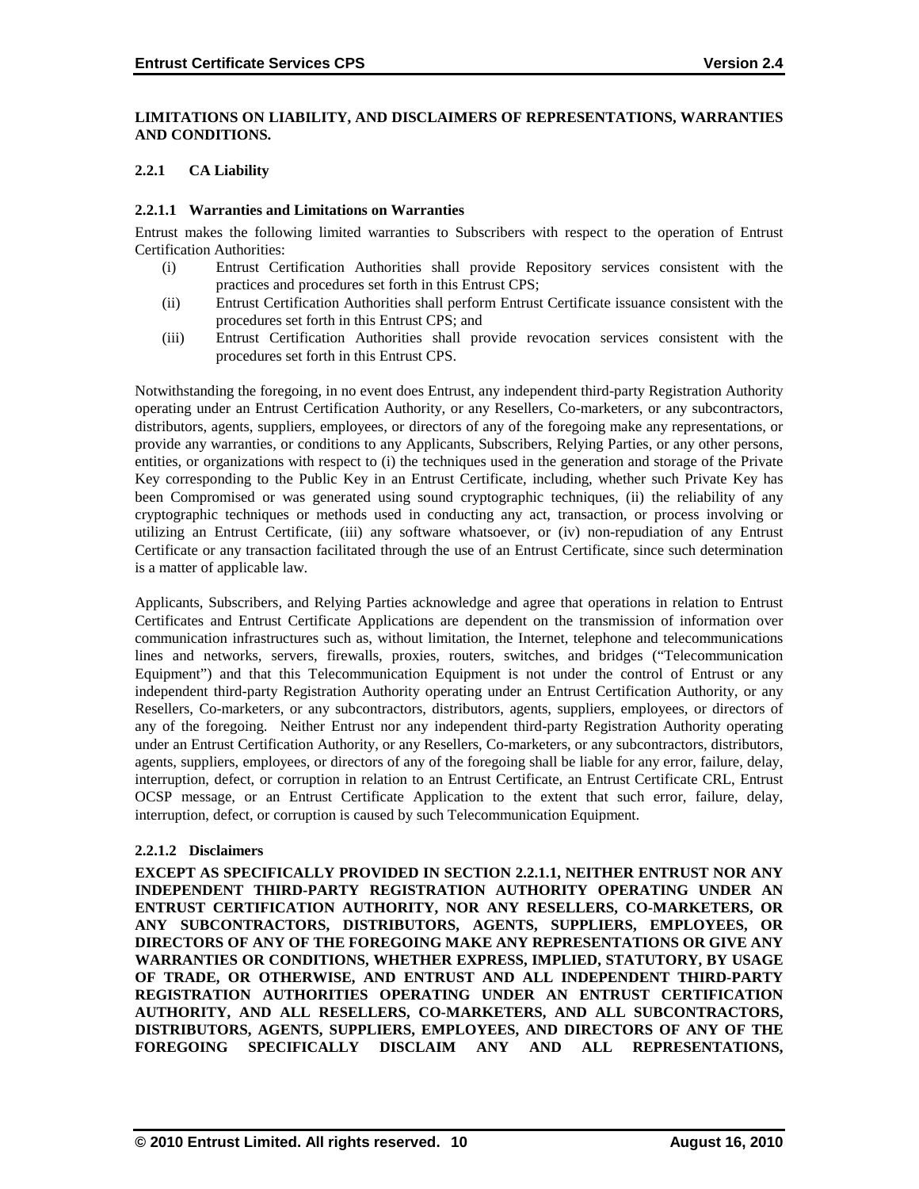**LIMITATIONS ON LIABILITY, AND DISCLAIMERS OF REPRESENTATIONS, WARRANTIES AND CONDITIONS.**

### 2.2.1 CA Liability

#### 2.2.1.1 Warranties and Limitations on Warranties

Entrust makes the following limited warranties to Subscribers with respect to the operation of Entrust Certification Authorities:

(i) Entrust Certification Authorities shall provide Repository services consistent with the practices and procedures set forth in this Entrust CPS;

(ii) Entrust Certification Authorities shall perform Entrust Certificate issuance consistent with the procedures set forth in this Entrust CPS; and

(iii) Entrust Certification Authorities shall provide revocation services consistent with the procedures set forth in this Entrust CPS.

Notwithstanding the foregoing, in no event does Entrust, any independent third-party Registration Authority operating under an Entrust Certification Authority, or any Resellers, Co-marketers, or any subcontractors, distributors, agents, suppliers, employees, or directors of any of the foregoing make any representations, or provide any warranties, or conditions to any Applicants, Subscribers, Relying Parties, or any other persons, entities, or organizations with respect to (i) the techniques used in the generation and storage of the Private Key corresponding to the Public Key in an Entrust Certificate, including, whether such Private Key has been Compromised or was generated using sound cryptographic techniques, (ii) the reliability of any cryptographic techniques or methods used in conducting any act, transaction, or process involving or utilizing an Entrust Certificate, (iii) any software whatsoever, or (iv) non-repudiation of any Entrust Certificate or any transaction facilitated through the use of an Entrust Certificate, since such determination is a matter of applicable law.

Applicants, Subscribers, and Relying Parties acknowledge and agree that operations in relation to Entrust Certificates and Entrust Certificate Applications are dependent on the transmission of information over communication infrastructures such as, without limitation, the Internet, telephone and telecommunications lines and networks, servers, firewalls, proxies, routers, switches, and bridges ("Telecommunication Equipment") and that this Telecommunication Equipment is not under the control of Entrust or any independent third-party Registration Authority operating under an Entrust Certification Authority, or any Resellers, Co-marketers, or any subcontractors, distributors, agents, suppliers, employees, or directors of any of the foregoing. Neither Entrust nor any independent third-party Registration Authority operating under an Entrust Certification Authority, or any Resellers, Co-marketers, or any subcontractors, distributors, agents, suppliers, employees, or directors of any of the foregoing shall be liable for any error, failure, delay, interruption, defect, or corruption in relation to an Entrust Certificate, an Entrust Certificate CRL, Entrust OCSP message, or an Entrust Certificate Application to the extent that such error, failure, delay, interruption, defect, or corruption is caused by such Telecommunication Equipment.

#### 2.2.1.2 Disclaimers

**EXCEPT AS SPECIFICALLY PROVIDED IN SECTION 2.2.1.1, NEITHER ENTRUST NOR ANY INDEPENDENT THIRD-PARTY REGISTRATION AUTHORITY OPERATING UNDER AN ENTRUST CERTIFICATION AUTHORITY, NOR ANY RESELLERS, CO-MARKETERS, OR ANY SUBCONTRACTORS, DISTRIBUTORS, AGENTS, SUPPLIERS, EMPLOYEES, OR DIRECTORS OF ANY OF THE FOREGOING MAKE ANY REPRESENTATIONS OR GIVE ANY WARRANTIES OR CONDITIONS, WHETHER EXPRESS, IMPLIED, STATUTORY, BY USAGE OF TRADE, OR OTHERWISE, AND ENTRUST AND ALL INDEPENDENT THIRD-PARTY REGISTRATION AUTHORITIES OPERATING UNDER AN ENTRUST CERTIFICATION AUTHORITY, AND ALL RESELLERS, CO-MARKETERS, AND ALL SUBCONTRACTORS, DISTRIBUTORS, AGENTS, SUPPLIERS, EMPLOYEES, AND DIRECTORS OF ANY OF THE FOREGOING SPECIFICALLY DISCLAIM ANY AND ALL REPRESENTATIONS,**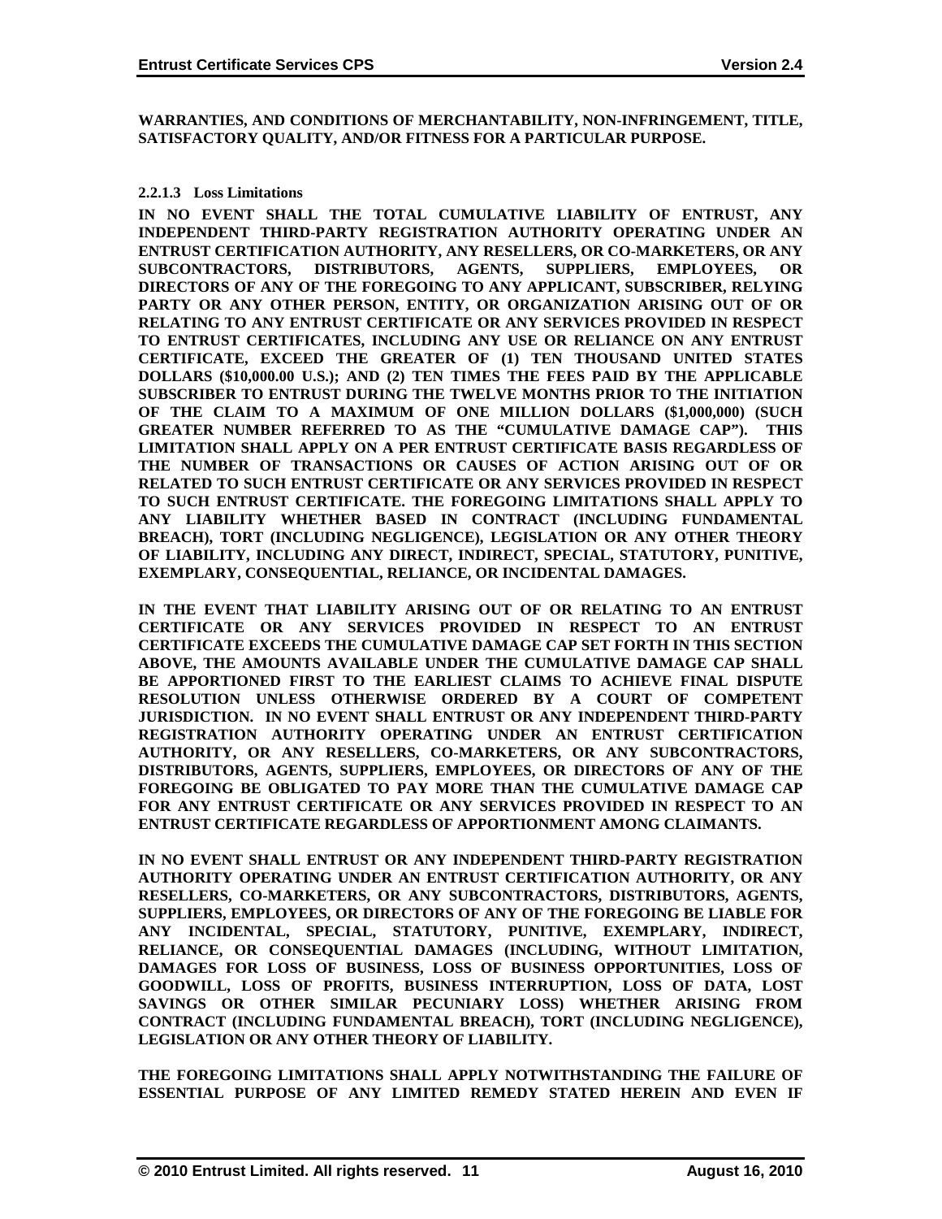**WARRANTIES, AND CONDITIONS OF MERCHANTABILITY, NON-INFRINGEMENT, TITLE, SATISFACTORY QUALITY, AND/OR FITNESS FOR A PARTICULAR PURPOSE.**

#### 2.2.1.3 Loss Limitations

**IN NO EVENT SHALL THE TOTAL CUMULATIVE LIABILITY OF ENTRUST, ANY INDEPENDENT THIRD-PARTY REGISTRATION AUTHORITY OPERATING UNDER AN ENTRUST CERTIFICATION AUTHORITY, ANY RESELLERS, OR CO-MARKETERS, OR ANY SUBCONTRACTORS, DISTRIBUTORS, AGENTS, SUPPLIERS, EMPLOYEES, OR DIRECTORS OF ANY OF THE FOREGOING TO ANY APPLICANT, SUBSCRIBER, RELYING PARTY OR ANY OTHER PERSON, ENTITY, OR ORGANIZATION ARISING OUT OF OR RELATING TO ANY ENTRUST CERTIFICATE OR ANY SERVICES PROVIDED IN RESPECT TO ENTRUST CERTIFICATES, INCLUDING ANY USE OR RELIANCE ON ANY ENTRUST CERTIFICATE, EXCEED THE GREATER OF (1) TEN THOUSAND UNITED STATES DOLLARS ($10,000.00 U.S.); AND (2) TEN TIMES THE FEES PAID BY THE APPLICABLE SUBSCRIBER TO ENTRUST DURING THE TWELVE MONTHS PRIOR TO THE INITIATION OF THE CLAIM TO A MAXIMUM OF ONE MILLION DOLLARS ($1,000,000) (SUCH GREATER NUMBER REFERRED TO AS THE "CUMULATIVE DAMAGE CAP"). THIS LIMITATION SHALL APPLY ON A PER ENTRUST CERTIFICATE BASIS REGARDLESS OF THE NUMBER OF TRANSACTIONS OR CAUSES OF ACTION ARISING OUT OF OR RELATED TO SUCH ENTRUST CERTIFICATE OR ANY SERVICES PROVIDED IN RESPECT TO SUCH ENTRUST CERTIFICATE. THE FOREGOING LIMITATIONS SHALL APPLY TO ANY LIABILITY WHETHER BASED IN CONTRACT (INCLUDING FUNDAMENTAL BREACH), TORT (INCLUDING NEGLIGENCE), LEGISLATION OR ANY OTHER THEORY OF LIABILITY, INCLUDING ANY DIRECT, INDIRECT, SPECIAL, STATUTORY, PUNITIVE, EXEMPLARY, CONSEQUENTIAL, RELIANCE, OR INCIDENTAL DAMAGES.**

**IN THE EVENT THAT LIABILITY ARISING OUT OF OR RELATING TO AN ENTRUST CERTIFICATE OR ANY SERVICES PROVIDED IN RESPECT TO AN ENTRUST CERTIFICATE EXCEEDS THE CUMULATIVE DAMAGE CAP SET FORTH IN THIS SECTION ABOVE, THE AMOUNTS AVAILABLE UNDER THE CUMULATIVE DAMAGE CAP SHALL BE APPORTIONED FIRST TO THE EARLIEST CLAIMS TO ACHIEVE FINAL DISPUTE RESOLUTION UNLESS OTHERWISE ORDERED BY A COURT OF COMPETENT JURISDICTION. IN NO EVENT SHALL ENTRUST OR ANY INDEPENDENT THIRD-PARTY REGISTRATION AUTHORITY OPERATING UNDER AN ENTRUST CERTIFICATION AUTHORITY, OR ANY RESELLERS, CO-MARKETERS, OR ANY SUBCONTRACTORS, DISTRIBUTORS, AGENTS, SUPPLIERS, EMPLOYEES, OR DIRECTORS OF ANY OF THE FOREGOING BE OBLIGATED TO PAY MORE THAN THE CUMULATIVE DAMAGE CAP FOR ANY ENTRUST CERTIFICATE OR ANY SERVICES PROVIDED IN RESPECT TO AN ENTRUST CERTIFICATE REGARDLESS OF APPORTIONMENT AMONG CLAIMANTS.**

**IN NO EVENT SHALL ENTRUST OR ANY INDEPENDENT THIRD-PARTY REGISTRATION AUTHORITY OPERATING UNDER AN ENTRUST CERTIFICATION AUTHORITY, OR ANY RESELLERS, CO-MARKETERS, OR ANY SUBCONTRACTORS, DISTRIBUTORS, AGENTS, SUPPLIERS, EMPLOYEES, OR DIRECTORS OF ANY OF THE FOREGOING BE LIABLE FOR ANY INCIDENTAL, SPECIAL, STATUTORY, PUNITIVE, EXEMPLARY, INDIRECT, RELIANCE, OR CONSEQUENTIAL DAMAGES (INCLUDING, WITHOUT LIMITATION, DAMAGES FOR LOSS OF BUSINESS, LOSS OF BUSINESS OPPORTUNITIES, LOSS OF GOODWILL, LOSS OF PROFITS, BUSINESS INTERRUPTION, LOSS OF DATA, LOST SAVINGS OR OTHER SIMILAR PECUNIARY LOSS) WHETHER ARISING FROM CONTRACT (INCLUDING FUNDAMENTAL BREACH), TORT (INCLUDING NEGLIGENCE), LEGISLATION OR ANY OTHER THEORY OF LIABILITY.**

**THE FOREGOING LIMITATIONS SHALL APPLY NOTWITHSTANDING THE FAILURE OF ESSENTIAL PURPOSE OF ANY LIMITED REMEDY STATED HEREIN AND EVEN IF**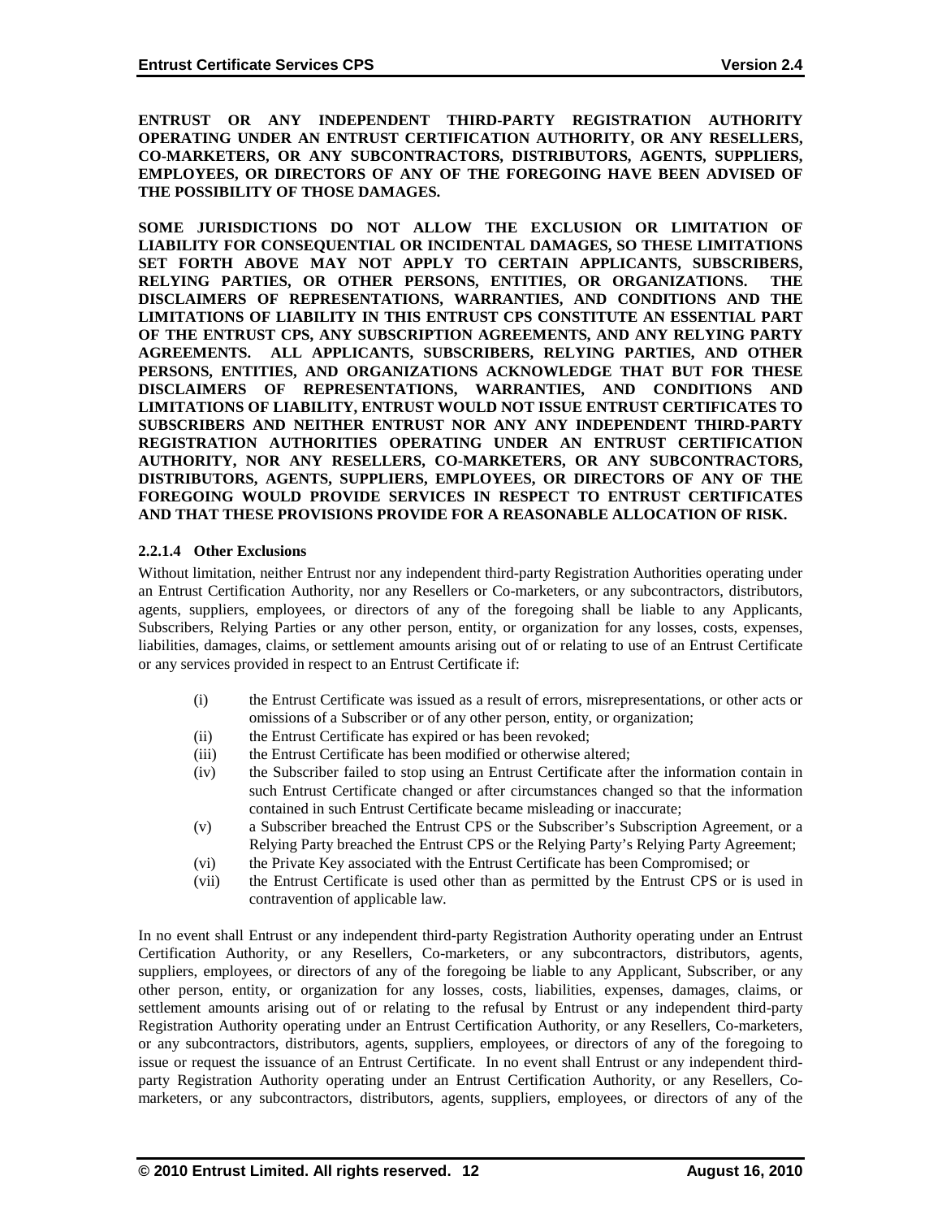**ENTRUST OR ANY INDEPENDENT THIRD-PARTY REGISTRATION AUTHORITY OPERATING UNDER AN ENTRUST CERTIFICATION AUTHORITY, OR ANY RESELLERS, CO-MARKETERS, OR ANY SUBCONTRACTORS, DISTRIBUTORS, AGENTS, SUPPLIERS, EMPLOYEES, OR DIRECTORS OF ANY OF THE FOREGOING HAVE BEEN ADVISED OF THE POSSIBILITY OF THOSE DAMAGES.**

**SOME JURISDICTIONS DO NOT ALLOW THE EXCLUSION OR LIMITATION OF LIABILITY FOR CONSEQUENTIAL OR INCIDENTAL DAMAGES, SO THESE LIMITATIONS SET FORTH ABOVE MAY NOT APPLY TO CERTAIN APPLICANTS, SUBSCRIBERS, RELYING PARTIES, OR OTHER PERSONS, ENTITIES, OR ORGANIZATIONS. THE DISCLAIMERS OF REPRESENTATIONS, WARRANTIES, AND CONDITIONS AND THE LIMITATIONS OF LIABILITY IN THIS ENTRUST CPS CONSTITUTE AN ESSENTIAL PART OF THE ENTRUST CPS, ANY SUBSCRIPTION AGREEMENTS, AND ANY RELYING PARTY AGREEMENTS. ALL APPLICANTS, SUBSCRIBERS, RELYING PARTIES, AND OTHER PERSONS, ENTITIES, AND ORGANIZATIONS ACKNOWLEDGE THAT BUT FOR THESE DISCLAIMERS OF REPRESENTATIONS, WARRANTIES, AND CONDITIONS AND LIMITATIONS OF LIABILITY, ENTRUST WOULD NOT ISSUE ENTRUST CERTIFICATES TO SUBSCRIBERS AND NEITHER ENTRUST NOR ANY ANY INDEPENDENT THIRD-PARTY REGISTRATION AUTHORITIES OPERATING UNDER AN ENTRUST CERTIFICATION AUTHORITY, NOR ANY RESELLERS, CO-MARKETERS, OR ANY SUBCONTRACTORS, DISTRIBUTORS, AGENTS, SUPPLIERS, EMPLOYEES, OR DIRECTORS OF ANY OF THE FOREGOING WOULD PROVIDE SERVICES IN RESPECT TO ENTRUST CERTIFICATES AND THAT THESE PROVISIONS PROVIDE FOR A REASONABLE ALLOCATION OF RISK.**

#### 2.2.1.4 Other Exclusions

Without limitation, neither Entrust nor any independent third-party Registration Authorities operating under an Entrust Certification Authority, nor any Resellers or Co-marketers, or any subcontractors, distributors, agents, suppliers, employees, or directors of any of the foregoing shall be liable to any Applicants, Subscribers, Relying Parties or any other person, entity, or organization for any losses, costs, expenses, liabilities, damages, claims, or settlement amounts arising out of or relating to use of an Entrust Certificate or any services provided in respect to an Entrust Certificate if:

- (i) the Entrust Certificate was issued as a result of errors, misrepresentations, or other acts or omissions of a Subscriber or of any other person, entity, or organization;
- (ii) the Entrust Certificate has expired or has been revoked;
- (iii) the Entrust Certificate has been modified or otherwise altered;
- (iv) the Subscriber failed to stop using an Entrust Certificate after the information contain in such Entrust Certificate changed or after circumstances changed so that the information contained in such Entrust Certificate became misleading or inaccurate;
- (v) a Subscriber breached the Entrust CPS or the Subscriber's Subscription Agreement, or a Relying Party breached the Entrust CPS or the Relying Party's Relying Party Agreement;
- (vi) the Private Key associated with the Entrust Certificate has been Compromised; or
- (vii) the Entrust Certificate is used other than as permitted by the Entrust CPS or is used in contravention of applicable law.

In no event shall Entrust or any independent third-party Registration Authority operating under an Entrust Certification Authority, or any Resellers, Co-marketers, or any subcontractors, distributors, agents, suppliers, employees, or directors of any of the foregoing be liable to any Applicant, Subscriber, or any other person, entity, or organization for any losses, costs, liabilities, expenses, damages, claims, or settlement amounts arising out of or relating to the refusal by Entrust or any independent third-party Registration Authority operating under an Entrust Certification Authority, or any Resellers, Co-marketers, or any subcontractors, distributors, agents, suppliers, employees, or directors of any of the foregoing to issue or request the issuance of an Entrust Certificate. In no event shall Entrust or any independent third-party Registration Authority operating under an Entrust Certification Authority, or any Resellers, Co-marketers, or any subcontractors, distributors, agents, suppliers, employees, or directors of any of the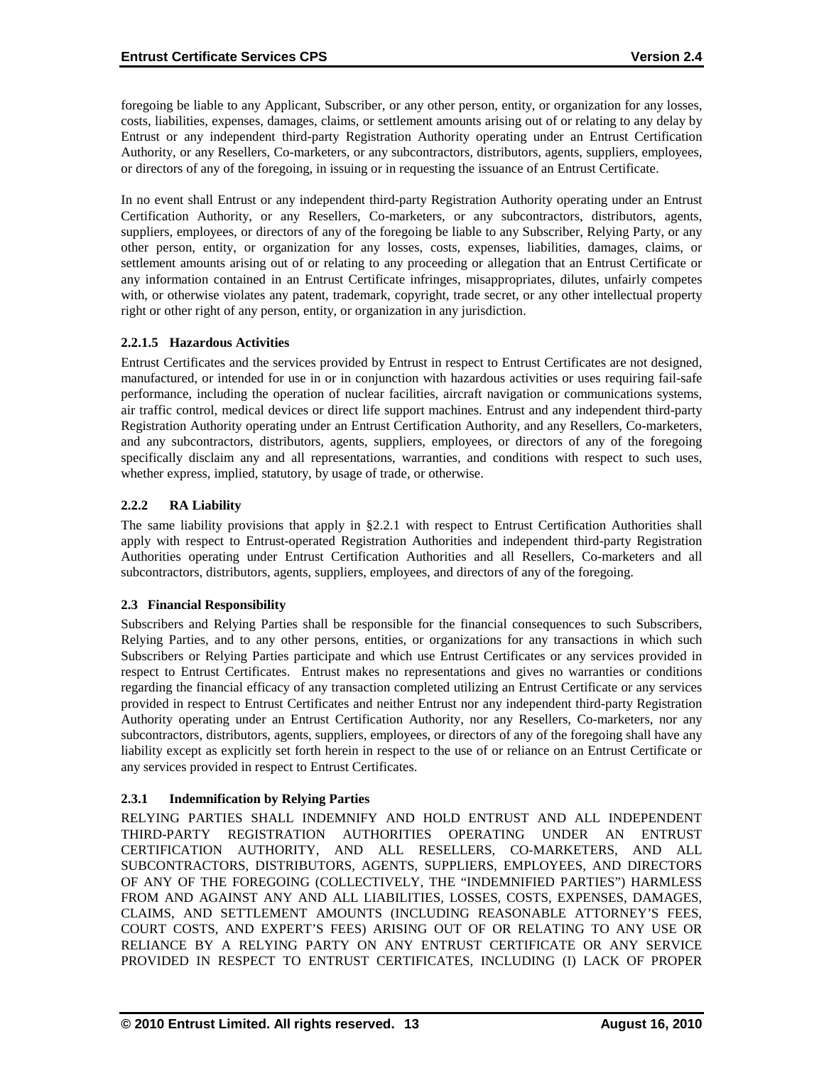foregoing be liable to any Applicant, Subscriber, or any other person, entity, or organization for any losses, costs, liabilities, expenses, damages, claims, or settlement amounts arising out of or relating to any delay by Entrust or any independent third-party Registration Authority operating under an Entrust Certification Authority, or any Resellers, Co-marketers, or any subcontractors, distributors, agents, suppliers, employees, or directors of any of the foregoing, in issuing or in requesting the issuance of an Entrust Certificate.

In no event shall Entrust or any independent third-party Registration Authority operating under an Entrust Certification Authority, or any Resellers, Co-marketers, or any subcontractors, distributors, agents, suppliers, employees, or directors of any of the foregoing be liable to any Subscriber, Relying Party, or any other person, entity, or organization for any losses, costs, expenses, liabilities, damages, claims, or settlement amounts arising out of or relating to any proceeding or allegation that an Entrust Certificate or any information contained in an Entrust Certificate infringes, misappropriates, dilutes, unfairly competes with, or otherwise violates any patent, trademark, copyright, trade secret, or any other intellectual property right or other right of any person, entity, or organization in any jurisdiction.

#### 2.2.1.5 Hazardous Activities

Entrust Certificates and the services provided by Entrust in respect to Entrust Certificates are not designed, manufactured, or intended for use in or in conjunction with hazardous activities or uses requiring fail-safe performance, including the operation of nuclear facilities, aircraft navigation or communications systems, air traffic control, medical devices or direct life support machines. Entrust and any independent third-party Registration Authority operating under an Entrust Certification Authority, and any Resellers, Co-marketers, and any subcontractors, distributors, agents, suppliers, employees, or directors of any of the foregoing specifically disclaim any and all representations, warranties, and conditions with respect to such uses, whether express, implied, statutory, by usage of trade, or otherwise.

### 2.2.2 RA Liability

The same liability provisions that apply in §2.2.1 with respect to Entrust Certification Authorities shall apply with respect to Entrust-operated Registration Authorities and independent third-party Registration Authorities operating under Entrust Certification Authorities and all Resellers, Co-marketers and all subcontractors, distributors, agents, suppliers, employees, and directors of any of the foregoing.

## 2.3 Financial Responsibility

Subscribers and Relying Parties shall be responsible for the financial consequences to such Subscribers, Relying Parties, and to any other persons, entities, or organizations for any transactions in which such Subscribers or Relying Parties participate and which use Entrust Certificates or any services provided in respect to Entrust Certificates. Entrust makes no representations and gives no warranties or conditions regarding the financial efficacy of any transaction completed utilizing an Entrust Certificate or any services provided in respect to Entrust Certificates and neither Entrust nor any independent third-party Registration Authority operating under an Entrust Certification Authority, nor any Resellers, Co-marketers, nor any subcontractors, distributors, agents, suppliers, employees, or directors of any of the foregoing shall have any liability except as explicitly set forth herein in respect to the use of or reliance on an Entrust Certificate or any services provided in respect to Entrust Certificates.

### 2.3.1 Indemnification by Relying Parties

RELYING PARTIES SHALL INDEMNIFY AND HOLD ENTRUST AND ALL INDEPENDENT THIRD-PARTY REGISTRATION AUTHORITIES OPERATING UNDER AN ENTRUST CERTIFICATION AUTHORITY, AND ALL RESELLERS, CO-MARKETERS, AND ALL SUBCONTRACTORS, DISTRIBUTORS, AGENTS, SUPPLIERS, EMPLOYEES, AND DIRECTORS OF ANY OF THE FOREGOING (COLLECTIVELY, THE "INDEMNIFIED PARTIES") HARMLESS FROM AND AGAINST ANY AND ALL LIABILITIES, LOSSES, COSTS, EXPENSES, DAMAGES, CLAIMS, AND SETTLEMENT AMOUNTS (INCLUDING REASONABLE ATTORNEY'S FEES, COURT COSTS, AND EXPERT'S FEES) ARISING OUT OF OR RELATING TO ANY USE OR RELIANCE BY A RELYING PARTY ON ANY ENTRUST CERTIFICATE OR ANY SERVICE PROVIDED IN RESPECT TO ENTRUST CERTIFICATES, INCLUDING (I) LACK OF PROPER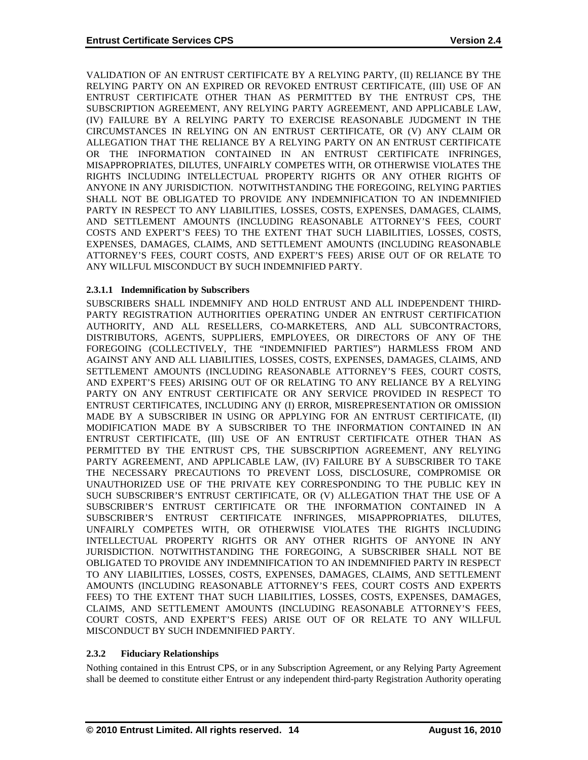VALIDATION OF AN ENTRUST CERTIFICATE BY A RELYING PARTY, (II) RELIANCE BY THE RELYING PARTY ON AN EXPIRED OR REVOKED ENTRUST CERTIFICATE, (III) USE OF AN ENTRUST CERTIFICATE OTHER THAN AS PERMITTED BY THE ENTRUST CPS, THE SUBSCRIPTION AGREEMENT, ANY RELYING PARTY AGREEMENT, AND APPLICABLE LAW, (IV) FAILURE BY A RELYING PARTY TO EXERCISE REASONABLE JUDGMENT IN THE CIRCUMSTANCES IN RELYING ON AN ENTRUST CERTIFICATE, OR (V) ANY CLAIM OR ALLEGATION THAT THE RELIANCE BY A RELYING PARTY ON AN ENTRUST CERTIFICATE OR THE INFORMATION CONTAINED IN AN ENTRUST CERTIFICATE INFRINGES, MISAPPROPRIATES, DILUTES, UNFAIRLY COMPETES WITH, OR OTHERWISE VIOLATES THE RIGHTS INCLUDING INTELLECTUAL PROPERTY RIGHTS OR ANY OTHER RIGHTS OF ANYONE IN ANY JURISDICTION. NOTWITHSTANDING THE FOREGOING, RELYING PARTIES SHALL NOT BE OBLIGATED TO PROVIDE ANY INDEMNIFICATION TO AN INDEMNIFIED PARTY IN RESPECT TO ANY LIABILITIES, LOSSES, COSTS, EXPENSES, DAMAGES, CLAIMS, AND SETTLEMENT AMOUNTS (INCLUDING REASONABLE ATTORNEY'S FEES, COURT COSTS AND EXPERT'S FEES) TO THE EXTENT THAT SUCH LIABILITIES, LOSSES, COSTS, EXPENSES, DAMAGES, CLAIMS, AND SETTLEMENT AMOUNTS (INCLUDING REASONABLE ATTORNEY'S FEES, COURT COSTS, AND EXPERT'S FEES) ARISE OUT OF OR RELATE TO ANY WILLFUL MISCONDUCT BY SUCH INDEMNIFIED PARTY.

#### 2.3.1.1 Indemnification by Subscribers

SUBSCRIBERS SHALL INDEMNIFY AND HOLD ENTRUST AND ALL INDEPENDENT THIRD-PARTY REGISTRATION AUTHORITIES OPERATING UNDER AN ENTRUST CERTIFICATION AUTHORITY, AND ALL RESELLERS, CO-MARKETERS, AND ALL SUBCONTRACTORS, DISTRIBUTORS, AGENTS, SUPPLIERS, EMPLOYEES, OR DIRECTORS OF ANY OF THE FOREGOING (COLLECTIVELY, THE "INDEMNIFIED PARTIES") HARMLESS FROM AND AGAINST ANY AND ALL LIABILITIES, LOSSES, COSTS, EXPENSES, DAMAGES, CLAIMS, AND SETTLEMENT AMOUNTS (INCLUDING REASONABLE ATTORNEY'S FEES, COURT COSTS, AND EXPERT'S FEES) ARISING OUT OF OR RELATING TO ANY RELIANCE BY A RELYING PARTY ON ANY ENTRUST CERTIFICATE OR ANY SERVICE PROVIDED IN RESPECT TO ENTRUST CERTIFICATES, INCLUDING ANY (I) ERROR, MISREPRESENTATION OR OMISSION MADE BY A SUBSCRIBER IN USING OR APPLYING FOR AN ENTRUST CERTIFICATE, (II) MODIFICATION MADE BY A SUBSCRIBER TO THE INFORMATION CONTAINED IN AN ENTRUST CERTIFICATE, (III) USE OF AN ENTRUST CERTIFICATE OTHER THAN AS PERMITTED BY THE ENTRUST CPS, THE SUBSCRIPTION AGREEMENT, ANY RELYING PARTY AGREEMENT, AND APPLICABLE LAW, (IV) FAILURE BY A SUBSCRIBER TO TAKE THE NECESSARY PRECAUTIONS TO PREVENT LOSS, DISCLOSURE, COMPROMISE OR UNAUTHORIZED USE OF THE PRIVATE KEY CORRESPONDING TO THE PUBLIC KEY IN SUCH SUBSCRIBER'S ENTRUST CERTIFICATE, OR (V) ALLEGATION THAT THE USE OF A SUBSCRIBER'S ENTRUST CERTIFICATE OR THE INFORMATION CONTAINED IN A SUBSCRIBER'S ENTRUST CERTIFICATE INFRINGES, MISAPPROPRIATES, DILUTES, UNFAIRLY COMPETES WITH, OR OTHERWISE VIOLATES THE RIGHTS INCLUDING INTELLECTUAL PROPERTY RIGHTS OR ANY OTHER RIGHTS OF ANYONE IN ANY JURISDICTION. NOTWITHSTANDING THE FOREGOING, A SUBSCRIBER SHALL NOT BE OBLIGATED TO PROVIDE ANY INDEMNIFICATION TO AN INDEMNIFIED PARTY IN RESPECT TO ANY LIABILITIES, LOSSES, COSTS, EXPENSES, DAMAGES, CLAIMS, AND SETTLEMENT AMOUNTS (INCLUDING REASONABLE ATTORNEY'S FEES, COURT COSTS AND EXPERTS FEES) TO THE EXTENT THAT SUCH LIABILITIES, LOSSES, COSTS, EXPENSES, DAMAGES, CLAIMS, AND SETTLEMENT AMOUNTS (INCLUDING REASONABLE ATTORNEY'S FEES, COURT COSTS, AND EXPERT'S FEES) ARISE OUT OF OR RELATE TO ANY WILLFUL MISCONDUCT BY SUCH INDEMNIFIED PARTY.

### 2.3.2 Fiduciary Relationships

Nothing contained in this Entrust CPS, or in any Subscription Agreement, or any Relying Party Agreement shall be deemed to constitute either Entrust or any independent third-party Registration Authority operating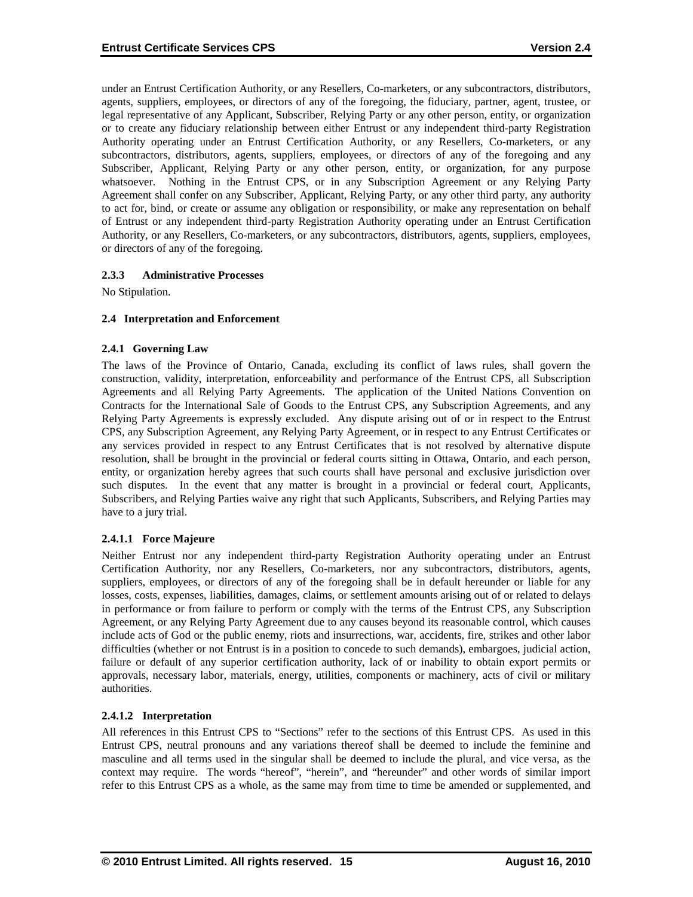under an Entrust Certification Authority, or any Resellers, Co-marketers, or any subcontractors, distributors, agents, suppliers, employees, or directors of any of the foregoing, the fiduciary, partner, agent, trustee, or legal representative of any Applicant, Subscriber, Relying Party or any other person, entity, or organization or to create any fiduciary relationship between either Entrust or any independent third-party Registration Authority operating under an Entrust Certification Authority, or any Resellers, Co-marketers, or any subcontractors, distributors, agents, suppliers, employees, or directors of any of the foregoing and any Subscriber, Applicant, Relying Party or any other person, entity, or organization, for any purpose whatsoever. Nothing in the Entrust CPS, or in any Subscription Agreement or any Relying Party Agreement shall confer on any Subscriber, Applicant, Relying Party, or any other third party, any authority to act for, bind, or create or assume any obligation or responsibility, or make any representation on behalf of Entrust or any independent third-party Registration Authority operating under an Entrust Certification Authority, or any Resellers, Co-marketers, or any subcontractors, distributors, agents, suppliers, employees, or directors of any of the foregoing.

#### 2.3.3 Administrative Processes

No Stipulation.

### 2.4 Interpretation and Enforcement

#### 2.4.1 Governing Law

The laws of the Province of Ontario, Canada, excluding its conflict of laws rules, shall govern the construction, validity, interpretation, enforceability and performance of the Entrust CPS, all Subscription Agreements and all Relying Party Agreements. The application of the United Nations Convention on Contracts for the International Sale of Goods to the Entrust CPS, any Subscription Agreements, and any Relying Party Agreements is expressly excluded. Any dispute arising out of or in respect to the Entrust CPS, any Subscription Agreement, any Relying Party Agreement, or in respect to any Entrust Certificates or any services provided in respect to any Entrust Certificates that is not resolved by alternative dispute resolution, shall be brought in the provincial or federal courts sitting in Ottawa, Ontario, and each person, entity, or organization hereby agrees that such courts shall have personal and exclusive jurisdiction over such disputes. In the event that any matter is brought in a provincial or federal court, Applicants, Subscribers, and Relying Parties waive any right that such Applicants, Subscribers, and Relying Parties may have to a jury trial.

##### 2.4.1.1 Force Majeure

Neither Entrust nor any independent third-party Registration Authority operating under an Entrust Certification Authority, nor any Resellers, Co-marketers, nor any subcontractors, distributors, agents, suppliers, employees, or directors of any of the foregoing shall be in default hereunder or liable for any losses, costs, expenses, liabilities, damages, claims, or settlement amounts arising out of or related to delays in performance or from failure to perform or comply with the terms of the Entrust CPS, any Subscription Agreement, or any Relying Party Agreement due to any causes beyond its reasonable control, which causes include acts of God or the public enemy, riots and insurrections, war, accidents, fire, strikes and other labor difficulties (whether or not Entrust is in a position to concede to such demands), embargoes, judicial action, failure or default of any superior certification authority, lack of or inability to obtain export permits or approvals, necessary labor, materials, energy, utilities, components or machinery, acts of civil or military authorities.

##### 2.4.1.2 Interpretation

All references in this Entrust CPS to "Sections" refer to the sections of this Entrust CPS. As used in this Entrust CPS, neutral pronouns and any variations thereof shall be deemed to include the feminine and masculine and all terms used in the singular shall be deemed to include the plural, and vice versa, as the context may require. The words "hereof", "herein", and "hereunder" and other words of similar import refer to this Entrust CPS as a whole, as the same may from time to time be amended or supplemented, and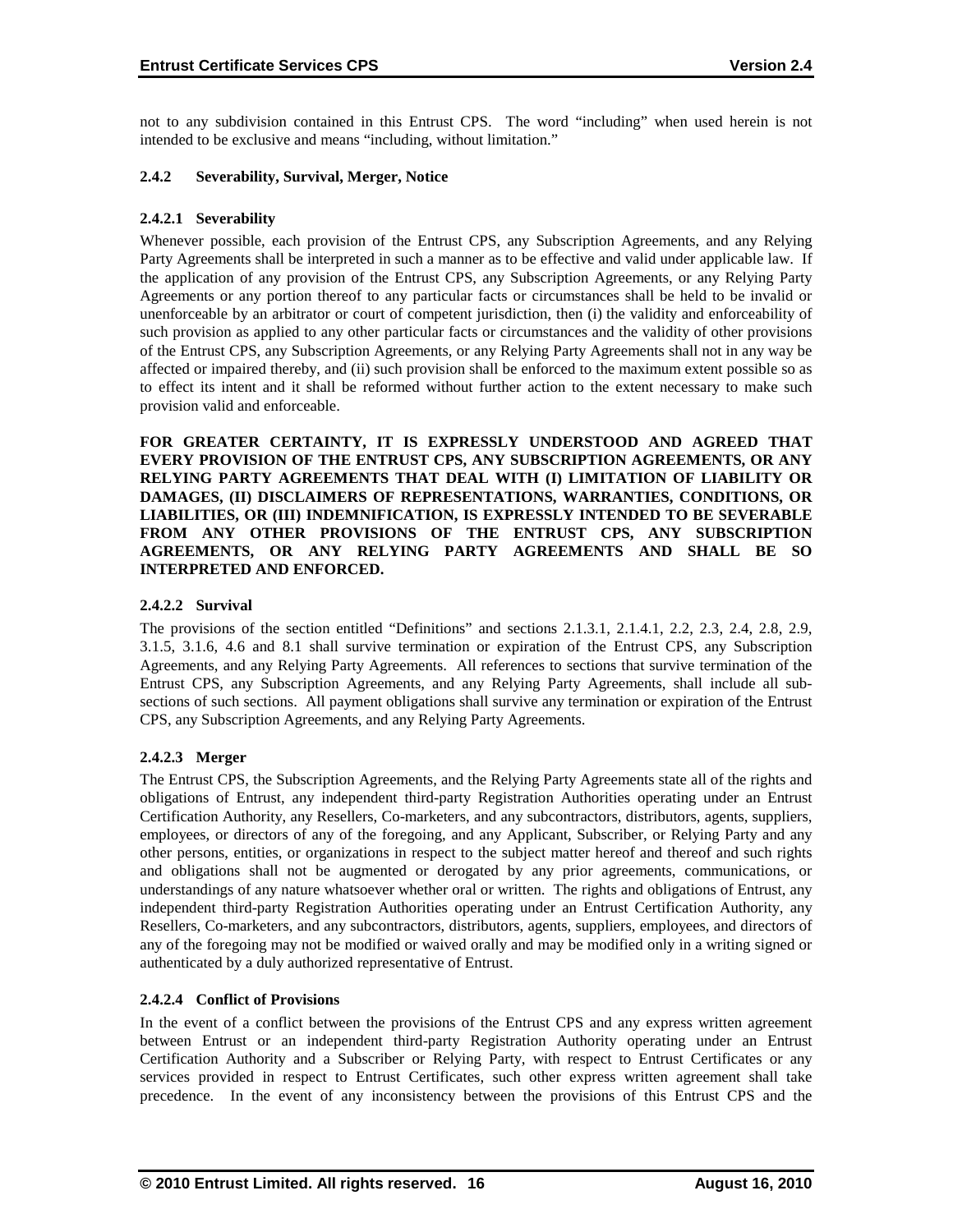not to any subdivision contained in this Entrust CPS. The word "including" when used herein is not intended to be exclusive and means "including, without limitation."

### 2.4.2 Severability, Survival, Merger, Notice

#### 2.4.2.1 Severability

Whenever possible, each provision of the Entrust CPS, any Subscription Agreements, and any Relying Party Agreements shall be interpreted in such a manner as to be effective and valid under applicable law. If the application of any provision of the Entrust CPS, any Subscription Agreements, or any Relying Party Agreements or any portion thereof to any particular facts or circumstances shall be held to be invalid or unenforceable by an arbitrator or court of competent jurisdiction, then (i) the validity and enforceability of such provision as applied to any other particular facts or circumstances and the validity of other provisions of the Entrust CPS, any Subscription Agreements, or any Relying Party Agreements shall not in any way be affected or impaired thereby, and (ii) such provision shall be enforced to the maximum extent possible so as to effect its intent and it shall be reformed without further action to the extent necessary to make such provision valid and enforceable.

**FOR GREATER CERTAINTY, IT IS EXPRESSLY UNDERSTOOD AND AGREED THAT EVERY PROVISION OF THE ENTRUST CPS, ANY SUBSCRIPTION AGREEMENTS, OR ANY RELYING PARTY AGREEMENTS THAT DEAL WITH (I) LIMITATION OF LIABILITY OR DAMAGES, (II) DISCLAIMERS OF REPRESENTATIONS, WARRANTIES, CONDITIONS, OR LIABILITIES, OR (III) INDEMNIFICATION, IS EXPRESSLY INTENDED TO BE SEVERABLE FROM ANY OTHER PROVISIONS OF THE ENTRUST CPS, ANY SUBSCRIPTION AGREEMENTS, OR ANY RELYING PARTY AGREEMENTS AND SHALL BE SO INTERPRETED AND ENFORCED.**

#### 2.4.2.2 Survival

The provisions of the section entitled "Definitions" and sections 2.1.3.1, 2.1.4.1, 2.2, 2.3, 2.4, 2.8, 2.9, 3.1.5, 3.1.6, 4.6 and 8.1 shall survive termination or expiration of the Entrust CPS, any Subscription Agreements, and any Relying Party Agreements. All references to sections that survive termination of the Entrust CPS, any Subscription Agreements, and any Relying Party Agreements, shall include all sub-sections of such sections. All payment obligations shall survive any termination or expiration of the Entrust CPS, any Subscription Agreements, and any Relying Party Agreements.

#### 2.4.2.3 Merger

The Entrust CPS, the Subscription Agreements, and the Relying Party Agreements state all of the rights and obligations of Entrust, any independent third-party Registration Authorities operating under an Entrust Certification Authority, any Resellers, Co-marketers, and any subcontractors, distributors, agents, suppliers, employees, or directors of any of the foregoing, and any Applicant, Subscriber, or Relying Party and any other persons, entities, or organizations in respect to the subject matter hereof and thereof and such rights and obligations shall not be augmented or derogated by any prior agreements, communications, or understandings of any nature whatsoever whether oral or written. The rights and obligations of Entrust, any independent third-party Registration Authorities operating under an Entrust Certification Authority, any Resellers, Co-marketers, and any subcontractors, distributors, agents, suppliers, employees, and directors of any of the foregoing may not be modified or waived orally and may be modified only in a writing signed or authenticated by a duly authorized representative of Entrust.

#### 2.4.2.4 Conflict of Provisions

In the event of a conflict between the provisions of the Entrust CPS and any express written agreement between Entrust or an independent third-party Registration Authority operating under an Entrust Certification Authority and a Subscriber or Relying Party, with respect to Entrust Certificates or any services provided in respect to Entrust Certificates, such other express written agreement shall take precedence. In the event of any inconsistency between the provisions of this Entrust CPS and the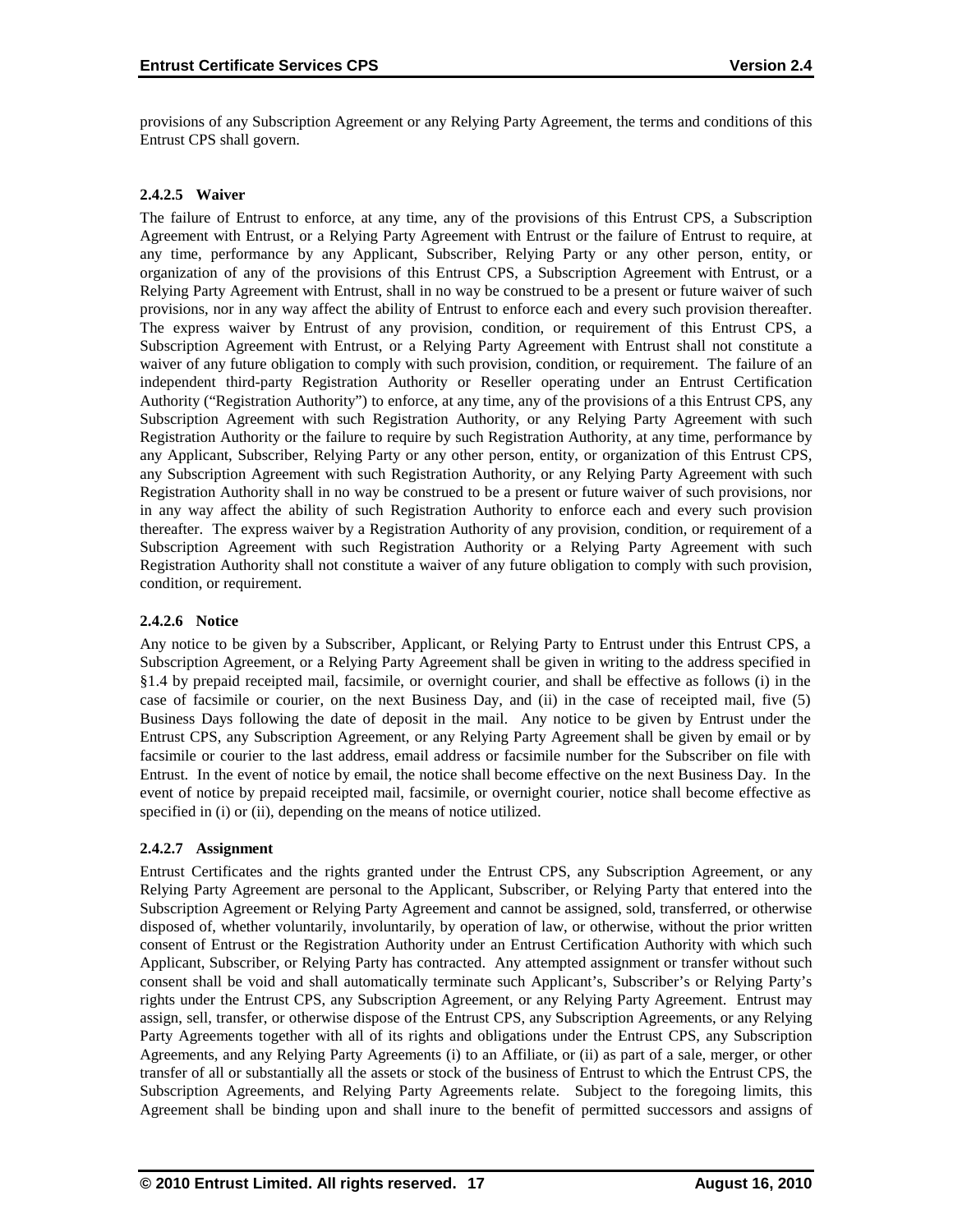provisions of any Subscription Agreement or any Relying Party Agreement, the terms and conditions of this Entrust CPS shall govern.

#### 2.4.2.5 Waiver

The failure of Entrust to enforce, at any time, any of the provisions of this Entrust CPS, a Subscription Agreement with Entrust, or a Relying Party Agreement with Entrust or the failure of Entrust to require, at any time, performance by any Applicant, Subscriber, Relying Party or any other person, entity, or organization of any of the provisions of this Entrust CPS, a Subscription Agreement with Entrust, or a Relying Party Agreement with Entrust, shall in no way be construed to be a present or future waiver of such provisions, nor in any way affect the ability of Entrust to enforce each and every such provision thereafter. The express waiver by Entrust of any provision, condition, or requirement of this Entrust CPS, a Subscription Agreement with Entrust, or a Relying Party Agreement with Entrust shall not constitute a waiver of any future obligation to comply with such provision, condition, or requirement. The failure of an independent third-party Registration Authority or Reseller operating under an Entrust Certification Authority ("Registration Authority") to enforce, at any time, any of the provisions of a this Entrust CPS, any Subscription Agreement with such Registration Authority, or any Relying Party Agreement with such Registration Authority or the failure to require by such Registration Authority, at any time, performance by any Applicant, Subscriber, Relying Party or any other person, entity, or organization of this Entrust CPS, any Subscription Agreement with such Registration Authority, or any Relying Party Agreement with such Registration Authority shall in no way be construed to be a present or future waiver of such provisions, nor in any way affect the ability of such Registration Authority to enforce each and every such provision thereafter. The express waiver by a Registration Authority of any provision, condition, or requirement of a Subscription Agreement with such Registration Authority or a Relying Party Agreement with such Registration Authority shall not constitute a waiver of any future obligation to comply with such provision, condition, or requirement.

#### 2.4.2.6 Notice

Any notice to be given by a Subscriber, Applicant, or Relying Party to Entrust under this Entrust CPS, a Subscription Agreement, or a Relying Party Agreement shall be given in writing to the address specified in §1.4 by prepaid receipted mail, facsimile, or overnight courier, and shall be effective as follows (i) in the case of facsimile or courier, on the next Business Day, and (ii) in the case of receipted mail, five (5) Business Days following the date of deposit in the mail. Any notice to be given by Entrust under the Entrust CPS, any Subscription Agreement, or any Relying Party Agreement shall be given by email or by facsimile or courier to the last address, email address or facsimile number for the Subscriber on file with Entrust. In the event of notice by email, the notice shall become effective on the next Business Day. In the event of notice by prepaid receipted mail, facsimile, or overnight courier, notice shall become effective as specified in (i) or (ii), depending on the means of notice utilized.

#### 2.4.2.7 Assignment

Entrust Certificates and the rights granted under the Entrust CPS, any Subscription Agreement, or any Relying Party Agreement are personal to the Applicant, Subscriber, or Relying Party that entered into the Subscription Agreement or Relying Party Agreement and cannot be assigned, sold, transferred, or otherwise disposed of, whether voluntarily, involuntarily, by operation of law, or otherwise, without the prior written consent of Entrust or the Registration Authority under an Entrust Certification Authority with which such Applicant, Subscriber, or Relying Party has contracted. Any attempted assignment or transfer without such consent shall be void and shall automatically terminate such Applicant's, Subscriber's or Relying Party's rights under the Entrust CPS, any Subscription Agreement, or any Relying Party Agreement. Entrust may assign, sell, transfer, or otherwise dispose of the Entrust CPS, any Subscription Agreements, or any Relying Party Agreements together with all of its rights and obligations under the Entrust CPS, any Subscription Agreements, and any Relying Party Agreements (i) to an Affiliate, or (ii) as part of a sale, merger, or other transfer of all or substantially all the assets or stock of the business of Entrust to which the Entrust CPS, the Subscription Agreements, and Relying Party Agreements relate. Subject to the foregoing limits, this Agreement shall be binding upon and shall inure to the benefit of permitted successors and assigns of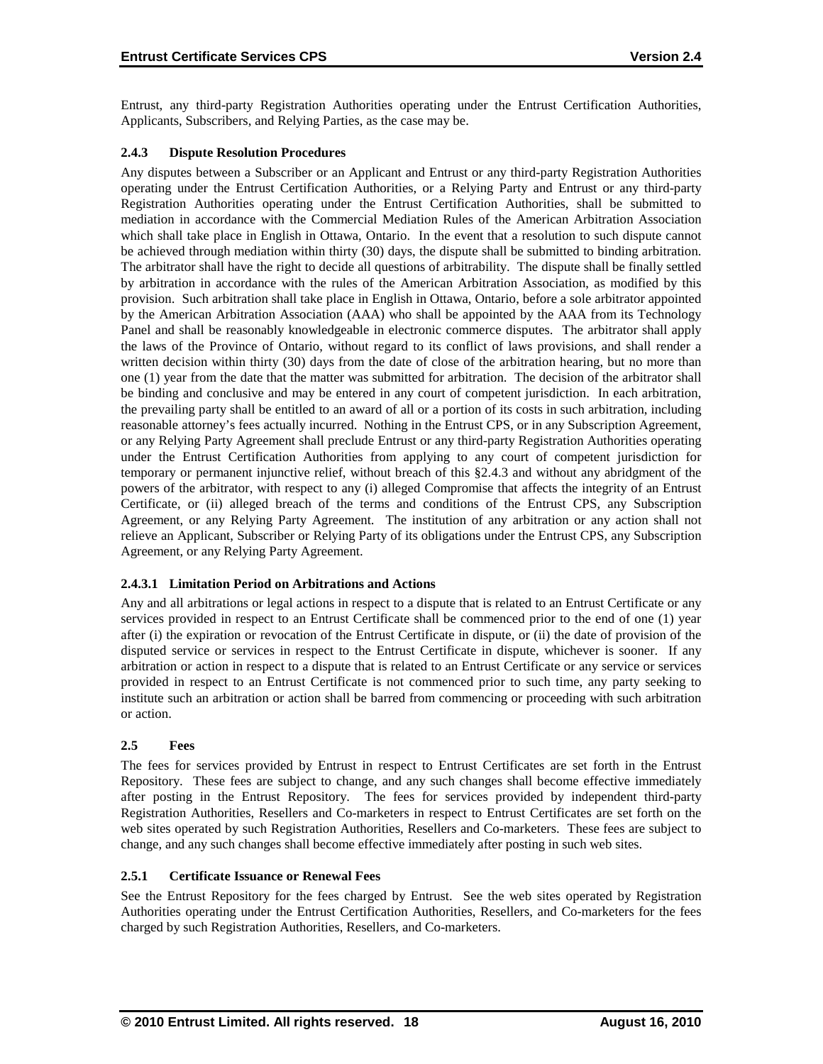Entrust, any third-party Registration Authorities operating under the Entrust Certification Authorities, Applicants, Subscribers, and Relying Parties, as the case may be.

### 2.4.3 Dispute Resolution Procedures

Any disputes between a Subscriber or an Applicant and Entrust or any third-party Registration Authorities operating under the Entrust Certification Authorities, or a Relying Party and Entrust or any third-party Registration Authorities operating under the Entrust Certification Authorities, shall be submitted to mediation in accordance with the Commercial Mediation Rules of the American Arbitration Association which shall take place in English in Ottawa, Ontario. In the event that a resolution to such dispute cannot be achieved through mediation within thirty (30) days, the dispute shall be submitted to binding arbitration. The arbitrator shall have the right to decide all questions of arbitrability. The dispute shall be finally settled by arbitration in accordance with the rules of the American Arbitration Association, as modified by this provision. Such arbitration shall take place in English in Ottawa, Ontario, before a sole arbitrator appointed by the American Arbitration Association (AAA) who shall be appointed by the AAA from its Technology Panel and shall be reasonably knowledgeable in electronic commerce disputes. The arbitrator shall apply the laws of the Province of Ontario, without regard to its conflict of laws provisions, and shall render a written decision within thirty (30) days from the date of close of the arbitration hearing, but no more than one (1) year from the date that the matter was submitted for arbitration. The decision of the arbitrator shall be binding and conclusive and may be entered in any court of competent jurisdiction. In each arbitration, the prevailing party shall be entitled to an award of all or a portion of its costs in such arbitration, including reasonable attorney's fees actually incurred. Nothing in the Entrust CPS, or in any Subscription Agreement, or any Relying Party Agreement shall preclude Entrust or any third-party Registration Authorities operating under the Entrust Certification Authorities from applying to any court of competent jurisdiction for temporary or permanent injunctive relief, without breach of this §2.4.3 and without any abridgment of the powers of the arbitrator, with respect to any (i) alleged Compromise that affects the integrity of an Entrust Certificate, or (ii) alleged breach of the terms and conditions of the Entrust CPS, any Subscription Agreement, or any Relying Party Agreement. The institution of any arbitration or any action shall not relieve an Applicant, Subscriber or Relying Party of its obligations under the Entrust CPS, any Subscription Agreement, or any Relying Party Agreement.

#### 2.4.3.1 Limitation Period on Arbitrations and Actions

Any and all arbitrations or legal actions in respect to a dispute that is related to an Entrust Certificate or any services provided in respect to an Entrust Certificate shall be commenced prior to the end of one (1) year after (i) the expiration or revocation of the Entrust Certificate in dispute, or (ii) the date of provision of the disputed service or services in respect to the Entrust Certificate in dispute, whichever is sooner. If any arbitration or action in respect to a dispute that is related to an Entrust Certificate or any service or services provided in respect to an Entrust Certificate is not commenced prior to such time, any party seeking to institute such an arbitration or action shall be barred from commencing or proceeding with such arbitration or action.

## 2.5 Fees

The fees for services provided by Entrust in respect to Entrust Certificates are set forth in the Entrust Repository. These fees are subject to change, and any such changes shall become effective immediately after posting in the Entrust Repository. The fees for services provided by independent third-party Registration Authorities, Resellers and Co-marketers in respect to Entrust Certificates are set forth on the web sites operated by such Registration Authorities, Resellers and Co-marketers. These fees are subject to change, and any such changes shall become effective immediately after posting in such web sites.

### 2.5.1 Certificate Issuance or Renewal Fees

See the Entrust Repository for the fees charged by Entrust. See the web sites operated by Registration Authorities operating under the Entrust Certification Authorities, Resellers, and Co-marketers for the fees charged by such Registration Authorities, Resellers, and Co-marketers.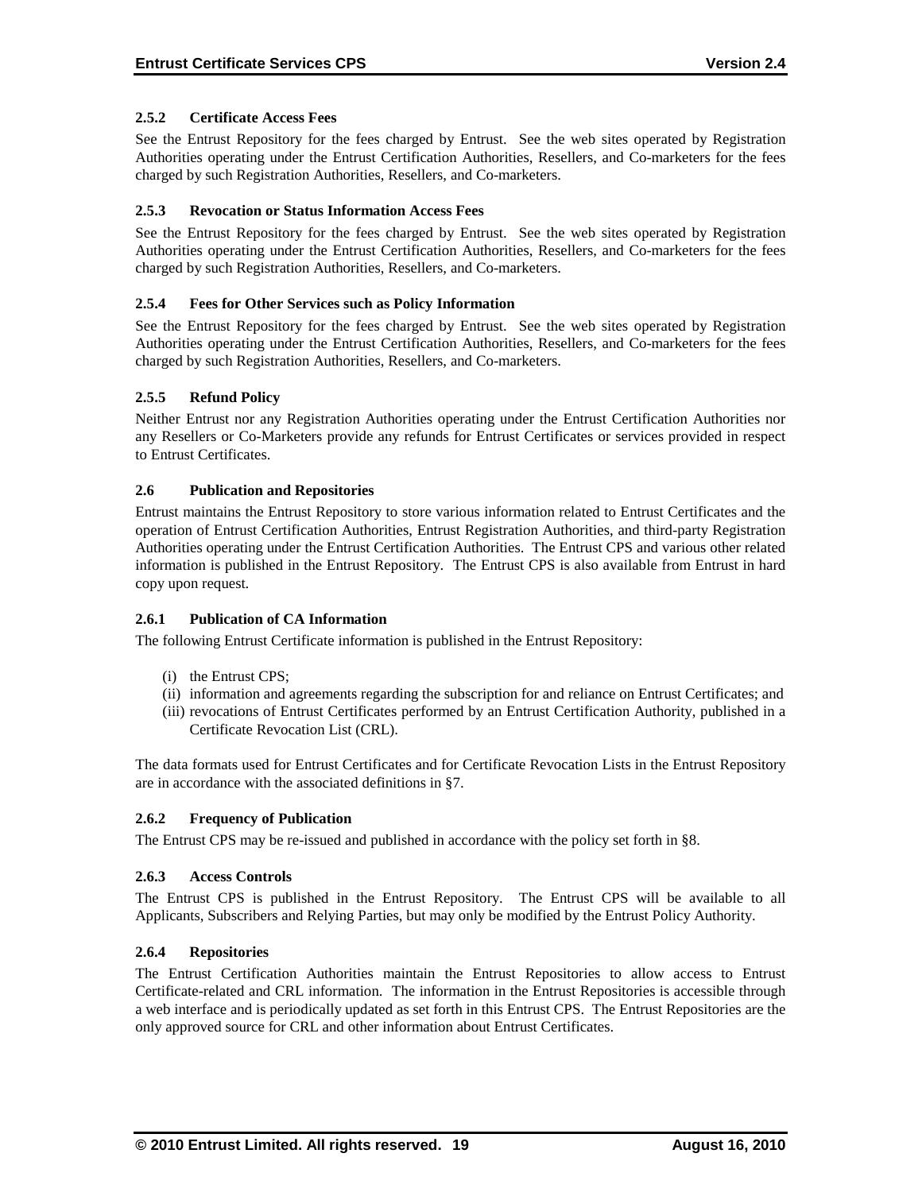#### 2.5.2 Certificate Access Fees

See the Entrust Repository for the fees charged by Entrust. See the web sites operated by Registration Authorities operating under the Entrust Certification Authorities, Resellers, and Co-marketers for the fees charged by such Registration Authorities, Resellers, and Co-marketers.

#### 2.5.3 Revocation or Status Information Access Fees

See the Entrust Repository for the fees charged by Entrust. See the web sites operated by Registration Authorities operating under the Entrust Certification Authorities, Resellers, and Co-marketers for the fees charged by such Registration Authorities, Resellers, and Co-marketers.

#### 2.5.4 Fees for Other Services such as Policy Information

See the Entrust Repository for the fees charged by Entrust. See the web sites operated by Registration Authorities operating under the Entrust Certification Authorities, Resellers, and Co-marketers for the fees charged by such Registration Authorities, Resellers, and Co-marketers.

#### 2.5.5 Refund Policy

Neither Entrust nor any Registration Authorities operating under the Entrust Certification Authorities nor any Resellers or Co-Marketers provide any refunds for Entrust Certificates or services provided in respect to Entrust Certificates.

### 2.6 Publication and Repositories

Entrust maintains the Entrust Repository to store various information related to Entrust Certificates and the operation of Entrust Certification Authorities, Entrust Registration Authorities, and third-party Registration Authorities operating under the Entrust Certification Authorities. The Entrust CPS and various other related information is published in the Entrust Repository. The Entrust CPS is also available from Entrust in hard copy upon request.

#### 2.6.1 Publication of CA Information

The following Entrust Certificate information is published in the Entrust Repository:

(i) the Entrust CPS;
(ii) information and agreements regarding the subscription for and reliance on Entrust Certificates; and
(iii) revocations of Entrust Certificates performed by an Entrust Certification Authority, published in a Certificate Revocation List (CRL).

The data formats used for Entrust Certificates and for Certificate Revocation Lists in the Entrust Repository are in accordance with the associated definitions in §7.

#### 2.6.2 Frequency of Publication

The Entrust CPS may be re-issued and published in accordance with the policy set forth in §8.

#### 2.6.3 Access Controls

The Entrust CPS is published in the Entrust Repository. The Entrust CPS will be available to all Applicants, Subscribers and Relying Parties, but may only be modified by the Entrust Policy Authority.

#### 2.6.4 Repositories

The Entrust Certification Authorities maintain the Entrust Repositories to allow access to Entrust Certificate-related and CRL information. The information in the Entrust Repositories is accessible through a web interface and is periodically updated as set forth in this Entrust CPS. The Entrust Repositories are the only approved source for CRL and other information about Entrust Certificates.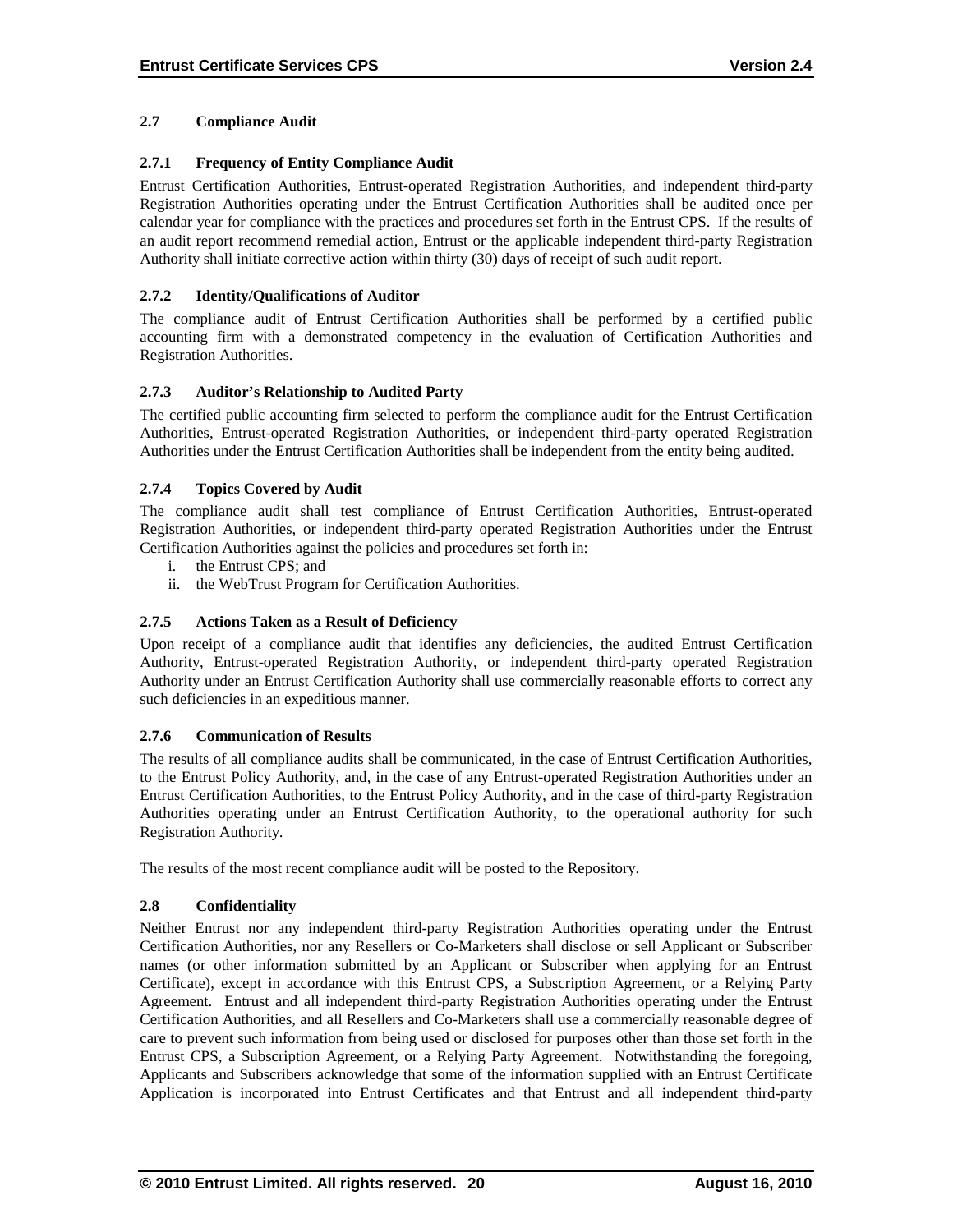### 2.7 Compliance Audit

#### 2.7.1 Frequency of Entity Compliance Audit

Entrust Certification Authorities, Entrust-operated Registration Authorities, and independent third-party Registration Authorities operating under the Entrust Certification Authorities shall be audited once per calendar year for compliance with the practices and procedures set forth in the Entrust CPS. If the results of an audit report recommend remedial action, Entrust or the applicable independent third-party Registration Authority shall initiate corrective action within thirty (30) days of receipt of such audit report.

#### 2.7.2 Identity/Qualifications of Auditor

The compliance audit of Entrust Certification Authorities shall be performed by a certified public accounting firm with a demonstrated competency in the evaluation of Certification Authorities and Registration Authorities.

#### 2.7.3 Auditor's Relationship to Audited Party

The certified public accounting firm selected to perform the compliance audit for the Entrust Certification Authorities, Entrust-operated Registration Authorities, or independent third-party operated Registration Authorities under the Entrust Certification Authorities shall be independent from the entity being audited.

#### 2.7.4 Topics Covered by Audit

The compliance audit shall test compliance of Entrust Certification Authorities, Entrust-operated Registration Authorities, or independent third-party operated Registration Authorities under the Entrust Certification Authorities against the policies and procedures set forth in:

i. the Entrust CPS; and
ii. the WebTrust Program for Certification Authorities.

#### 2.7.5 Actions Taken as a Result of Deficiency

Upon receipt of a compliance audit that identifies any deficiencies, the audited Entrust Certification Authority, Entrust-operated Registration Authority, or independent third-party operated Registration Authority under an Entrust Certification Authority shall use commercially reasonable efforts to correct any such deficiencies in an expeditious manner.

#### 2.7.6 Communication of Results

The results of all compliance audits shall be communicated, in the case of Entrust Certification Authorities, to the Entrust Policy Authority, and, in the case of any Entrust-operated Registration Authorities under an Entrust Certification Authorities, to the Entrust Policy Authority, and in the case of third-party Registration Authorities operating under an Entrust Certification Authority, to the operational authority for such Registration Authority.

The results of the most recent compliance audit will be posted to the Repository.

### 2.8 Confidentiality

Neither Entrust nor any independent third-party Registration Authorities operating under the Entrust Certification Authorities, nor any Resellers or Co-Marketers shall disclose or sell Applicant or Subscriber names (or other information submitted by an Applicant or Subscriber when applying for an Entrust Certificate), except in accordance with this Entrust CPS, a Subscription Agreement, or a Relying Party Agreement. Entrust and all independent third-party Registration Authorities operating under the Entrust Certification Authorities, and all Resellers and Co-Marketers shall use a commercially reasonable degree of care to prevent such information from being used or disclosed for purposes other than those set forth in the Entrust CPS, a Subscription Agreement, or a Relying Party Agreement. Notwithstanding the foregoing, Applicants and Subscribers acknowledge that some of the information supplied with an Entrust Certificate Application is incorporated into Entrust Certificates and that Entrust and all independent third-party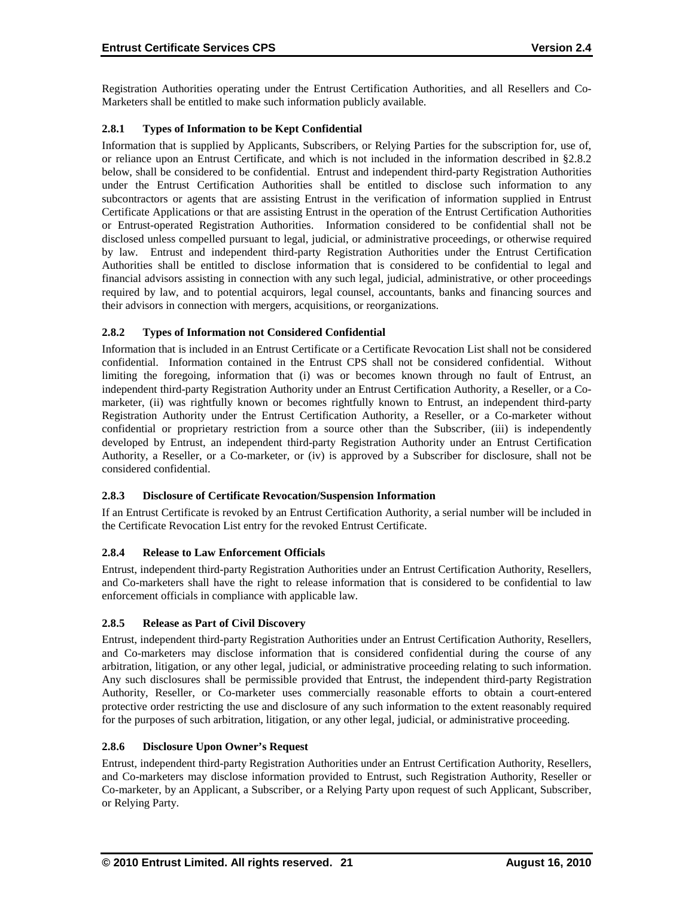Registration Authorities operating under the Entrust Certification Authorities, and all Resellers and Co-Marketers shall be entitled to make such information publicly available.

### 2.8.1 Types of Information to be Kept Confidential

Information that is supplied by Applicants, Subscribers, or Relying Parties for the subscription for, use of, or reliance upon an Entrust Certificate, and which is not included in the information described in §2.8.2 below, shall be considered to be confidential. Entrust and independent third-party Registration Authorities under the Entrust Certification Authorities shall be entitled to disclose such information to any subcontractors or agents that are assisting Entrust in the verification of information supplied in Entrust Certificate Applications or that are assisting Entrust in the operation of the Entrust Certification Authorities or Entrust-operated Registration Authorities. Information considered to be confidential shall not be disclosed unless compelled pursuant to legal, judicial, or administrative proceedings, or otherwise required by law. Entrust and independent third-party Registration Authorities under the Entrust Certification Authorities shall be entitled to disclose information that is considered to be confidential to legal and financial advisors assisting in connection with any such legal, judicial, administrative, or other proceedings required by law, and to potential acquirors, legal counsel, accountants, banks and financing sources and their advisors in connection with mergers, acquisitions, or reorganizations.

### 2.8.2 Types of Information not Considered Confidential

Information that is included in an Entrust Certificate or a Certificate Revocation List shall not be considered confidential. Information contained in the Entrust CPS shall not be considered confidential. Without limiting the foregoing, information that (i) was or becomes known through no fault of Entrust, an independent third-party Registration Authority under an Entrust Certification Authority, a Reseller, or a Co-marketer, (ii) was rightfully known or becomes rightfully known to Entrust, an independent third-party Registration Authority under the Entrust Certification Authority, a Reseller, or a Co-marketer without confidential or proprietary restriction from a source other than the Subscriber, (iii) is independently developed by Entrust, an independent third-party Registration Authority under an Entrust Certification Authority, a Reseller, or a Co-marketer, or (iv) is approved by a Subscriber for disclosure, shall not be considered confidential.

### 2.8.3 Disclosure of Certificate Revocation/Suspension Information

If an Entrust Certificate is revoked by an Entrust Certification Authority, a serial number will be included in the Certificate Revocation List entry for the revoked Entrust Certificate.

### 2.8.4 Release to Law Enforcement Officials

Entrust, independent third-party Registration Authorities under an Entrust Certification Authority, Resellers, and Co-marketers shall have the right to release information that is considered to be confidential to law enforcement officials in compliance with applicable law.

### 2.8.5 Release as Part of Civil Discovery

Entrust, independent third-party Registration Authorities under an Entrust Certification Authority, Resellers, and Co-marketers may disclose information that is considered confidential during the course of any arbitration, litigation, or any other legal, judicial, or administrative proceeding relating to such information. Any such disclosures shall be permissible provided that Entrust, the independent third-party Registration Authority, Reseller, or Co-marketer uses commercially reasonable efforts to obtain a court-entered protective order restricting the use and disclosure of any such information to the extent reasonably required for the purposes of such arbitration, litigation, or any other legal, judicial, or administrative proceeding.

### 2.8.6 Disclosure Upon Owner's Request

Entrust, independent third-party Registration Authorities under an Entrust Certification Authority, Resellers, and Co-marketers may disclose information provided to Entrust, such Registration Authority, Reseller or Co-marketer, by an Applicant, a Subscriber, or a Relying Party upon request of such Applicant, Subscriber, or Relying Party.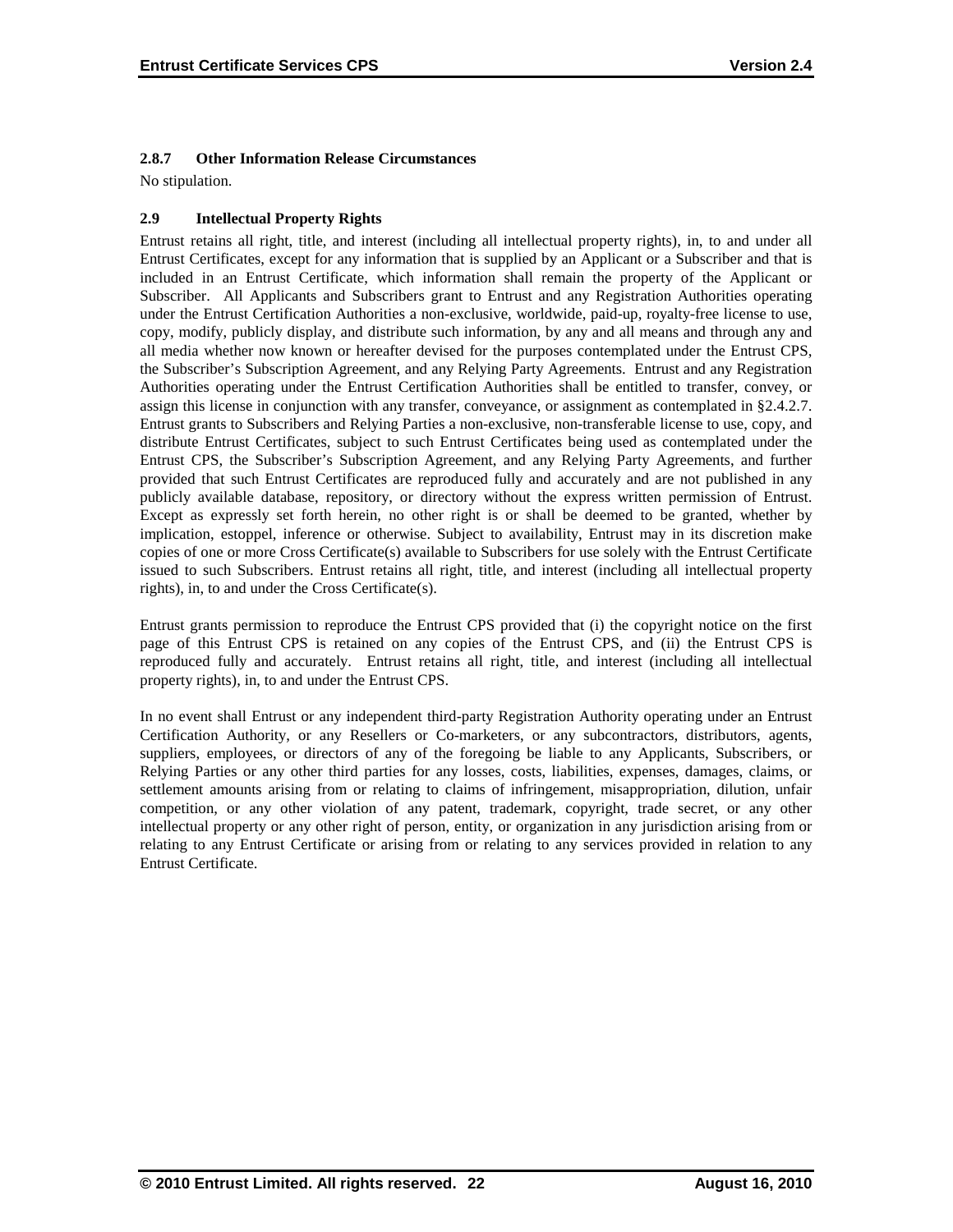### 2.8.7 Other Information Release Circumstances

No stipulation.

### 2.9 Intellectual Property Rights

Entrust retains all right, title, and interest (including all intellectual property rights), in, to and under all Entrust Certificates, except for any information that is supplied by an Applicant or a Subscriber and that is included in an Entrust Certificate, which information shall remain the property of the Applicant or Subscriber. All Applicants and Subscribers grant to Entrust and any Registration Authorities operating under the Entrust Certification Authorities a non-exclusive, worldwide, paid-up, royalty-free license to use, copy, modify, publicly display, and distribute such information, by any and all means and through any and all media whether now known or hereafter devised for the purposes contemplated under the Entrust CPS, the Subscriber's Subscription Agreement, and any Relying Party Agreements. Entrust and any Registration Authorities operating under the Entrust Certification Authorities shall be entitled to transfer, convey, or assign this license in conjunction with any transfer, conveyance, or assignment as contemplated in §2.4.2.7. Entrust grants to Subscribers and Relying Parties a non-exclusive, non-transferable license to use, copy, and distribute Entrust Certificates, subject to such Entrust Certificates being used as contemplated under the Entrust CPS, the Subscriber's Subscription Agreement, and any Relying Party Agreements, and further provided that such Entrust Certificates are reproduced fully and accurately and are not published in any publicly available database, repository, or directory without the express written permission of Entrust. Except as expressly set forth herein, no other right is or shall be deemed to be granted, whether by implication, estoppel, inference or otherwise. Subject to availability, Entrust may in its discretion make copies of one or more Cross Certificate(s) available to Subscribers for use solely with the Entrust Certificate issued to such Subscribers. Entrust retains all right, title, and interest (including all intellectual property rights), in, to and under the Cross Certificate(s).

Entrust grants permission to reproduce the Entrust CPS provided that (i) the copyright notice on the first page of this Entrust CPS is retained on any copies of the Entrust CPS, and (ii) the Entrust CPS is reproduced fully and accurately. Entrust retains all right, title, and interest (including all intellectual property rights), in, to and under the Entrust CPS.

In no event shall Entrust or any independent third-party Registration Authority operating under an Entrust Certification Authority, or any Resellers or Co-marketers, or any subcontractors, distributors, agents, suppliers, employees, or directors of any of the foregoing be liable to any Applicants, Subscribers, or Relying Parties or any other third parties for any losses, costs, liabilities, expenses, damages, claims, or settlement amounts arising from or relating to claims of infringement, misappropriation, dilution, unfair competition, or any other violation of any patent, trademark, copyright, trade secret, or any other intellectual property or any other right of person, entity, or organization in any jurisdiction arising from or relating to any Entrust Certificate or arising from or relating to any services provided in relation to any Entrust Certificate.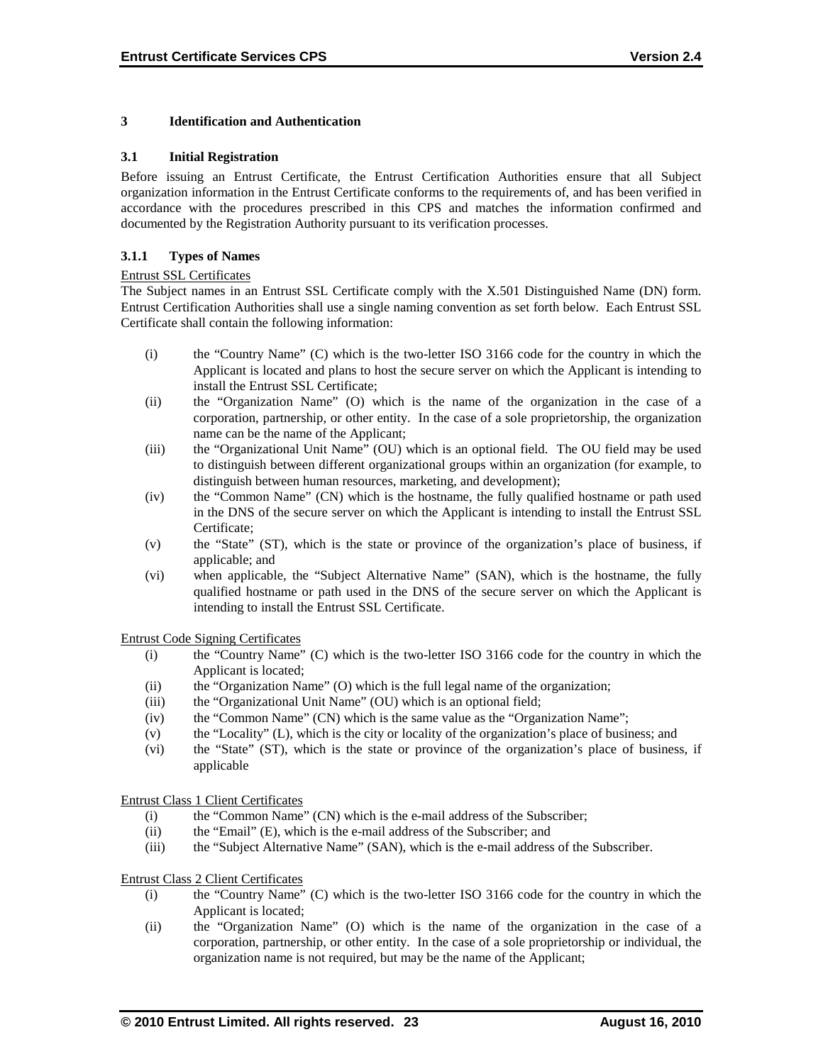# 3 Identification and Authentication

## 3.1 Initial Registration

Before issuing an Entrust Certificate, the Entrust Certification Authorities ensure that all Subject organization information in the Entrust Certificate conforms to the requirements of, and has been verified in accordance with the procedures prescribed in this CPS and matches the information confirmed and documented by the Registration Authority pursuant to its verification processes.

### 3.1.1 Types of Names

<u>Entrust SSL Certificates</u>

The Subject names in an Entrust SSL Certificate comply with the X.501 Distinguished Name (DN) form. Entrust Certification Authorities shall use a single naming convention as set forth below. Each Entrust SSL Certificate shall contain the following information:

(i) the "Country Name" (C) which is the two-letter ISO 3166 code for the country in which the Applicant is located and plans to host the secure server on which the Applicant is intending to install the Entrust SSL Certificate;

(ii) the "Organization Name" (O) which is the name of the organization in the case of a corporation, partnership, or other entity. In the case of a sole proprietorship, the organization name can be the name of the Applicant;

(iii) the "Organizational Unit Name" (OU) which is an optional field. The OU field may be used to distinguish between different organizational groups within an organization (for example, to distinguish between human resources, marketing, and development);

(iv) the "Common Name" (CN) which is the hostname, the fully qualified hostname or path used in the DNS of the secure server on which the Applicant is intending to install the Entrust SSL Certificate;

(v) the "State" (ST), which is the state or province of the organization's place of business, if applicable; and

(vi) when applicable, the "Subject Alternative Name" (SAN), which is the hostname, the fully qualified hostname or path used in the DNS of the secure server on which the Applicant is intending to install the Entrust SSL Certificate.

<u>Entrust Code Signing Certificates</u>

(i) the "Country Name" (C) which is the two-letter ISO 3166 code for the country in which the Applicant is located;

(ii) the "Organization Name" (O) which is the full legal name of the organization;

(iii) the "Organizational Unit Name" (OU) which is an optional field;

(iv) the "Common Name" (CN) which is the same value as the "Organization Name";

(v) the "Locality" (L), which is the city or locality of the organization's place of business; and

(vi) the "State" (ST), which is the state or province of the organization's place of business, if applicable

<u>Entrust Class 1 Client Certificates</u>

(i) the "Common Name" (CN) which is the e-mail address of the Subscriber;

(ii) the "Email" (E), which is the e-mail address of the Subscriber; and

(iii) the "Subject Alternative Name" (SAN), which is the e-mail address of the Subscriber.

<u>Entrust Class 2 Client Certificates</u>

(i) the "Country Name" (C) which is the two-letter ISO 3166 code for the country in which the Applicant is located;

(ii) the "Organization Name" (O) which is the name of the organization in the case of a corporation, partnership, or other entity. In the case of a sole proprietorship or individual, the organization name is not required, but may be the name of the Applicant;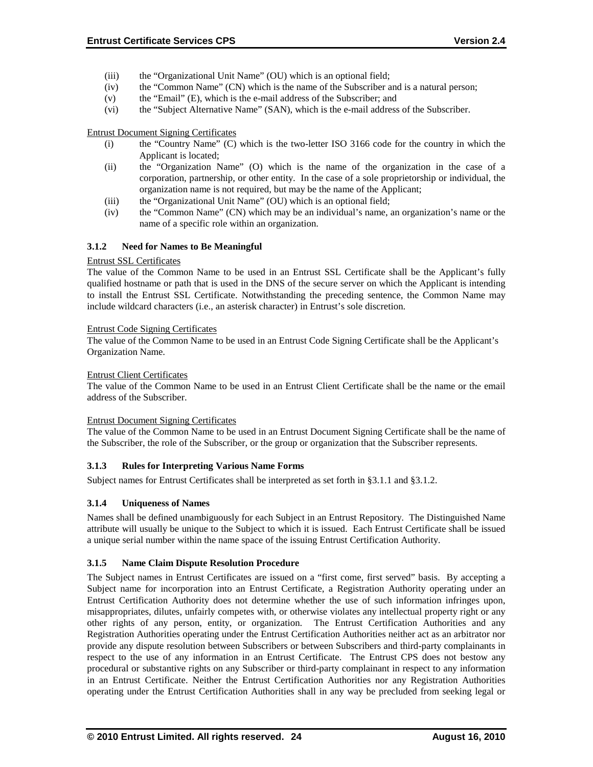(iii) the "Organizational Unit Name" (OU) which is an optional field;
(iv) the "Common Name" (CN) which is the name of the Subscriber and is a natural person;
(v) the "Email" (E), which is the e-mail address of the Subscriber; and
(vi) the "Subject Alternative Name" (SAN), which is the e-mail address of the Subscriber.

Entrust Document Signing Certificates

(i) the "Country Name" (C) which is the two-letter ISO 3166 code for the country in which the Applicant is located;
(ii) the "Organization Name" (O) which is the name of the organization in the case of a corporation, partnership, or other entity. In the case of a sole proprietorship or individual, the organization name is not required, but may be the name of the Applicant;
(iii) the "Organizational Unit Name" (OU) which is an optional field;
(iv) the "Common Name" (CN) which may be an individual's name, an organization's name or the name of a specific role within an organization.

### 3.1.2 Need for Names to Be Meaningful

Entrust SSL Certificates

The value of the Common Name to be used in an Entrust SSL Certificate shall be the Applicant's fully qualified hostname or path that is used in the DNS of the secure server on which the Applicant is intending to install the Entrust SSL Certificate. Notwithstanding the preceding sentence, the Common Name may include wildcard characters (i.e., an asterisk character) in Entrust's sole discretion.

Entrust Code Signing Certificates

The value of the Common Name to be used in an Entrust Code Signing Certificate shall be the Applicant's Organization Name.

Entrust Client Certificates

The value of the Common Name to be used in an Entrust Client Certificate shall be the name or the email address of the Subscriber.

Entrust Document Signing Certificates

The value of the Common Name to be used in an Entrust Document Signing Certificate shall be the name of the Subscriber, the role of the Subscriber, or the group or organization that the Subscriber represents.

### 3.1.3 Rules for Interpreting Various Name Forms

Subject names for Entrust Certificates shall be interpreted as set forth in §3.1.1 and §3.1.2.

### 3.1.4 Uniqueness of Names

Names shall be defined unambiguously for each Subject in an Entrust Repository. The Distinguished Name attribute will usually be unique to the Subject to which it is issued. Each Entrust Certificate shall be issued a unique serial number within the name space of the issuing Entrust Certification Authority.

### 3.1.5 Name Claim Dispute Resolution Procedure

The Subject names in Entrust Certificates are issued on a "first come, first served" basis. By accepting a Subject name for incorporation into an Entrust Certificate, a Registration Authority operating under an Entrust Certification Authority does not determine whether the use of such information infringes upon, misappropriates, dilutes, unfairly competes with, or otherwise violates any intellectual property right or any other rights of any person, entity, or organization. The Entrust Certification Authorities and any Registration Authorities operating under the Entrust Certification Authorities neither act as an arbitrator nor provide any dispute resolution between Subscribers or between Subscribers and third-party complainants in respect to the use of any information in an Entrust Certificate. The Entrust CPS does not bestow any procedural or substantive rights on any Subscriber or third-party complainant in respect to any information in an Entrust Certificate. Neither the Entrust Certification Authorities nor any Registration Authorities operating under the Entrust Certification Authorities shall in any way be precluded from seeking legal or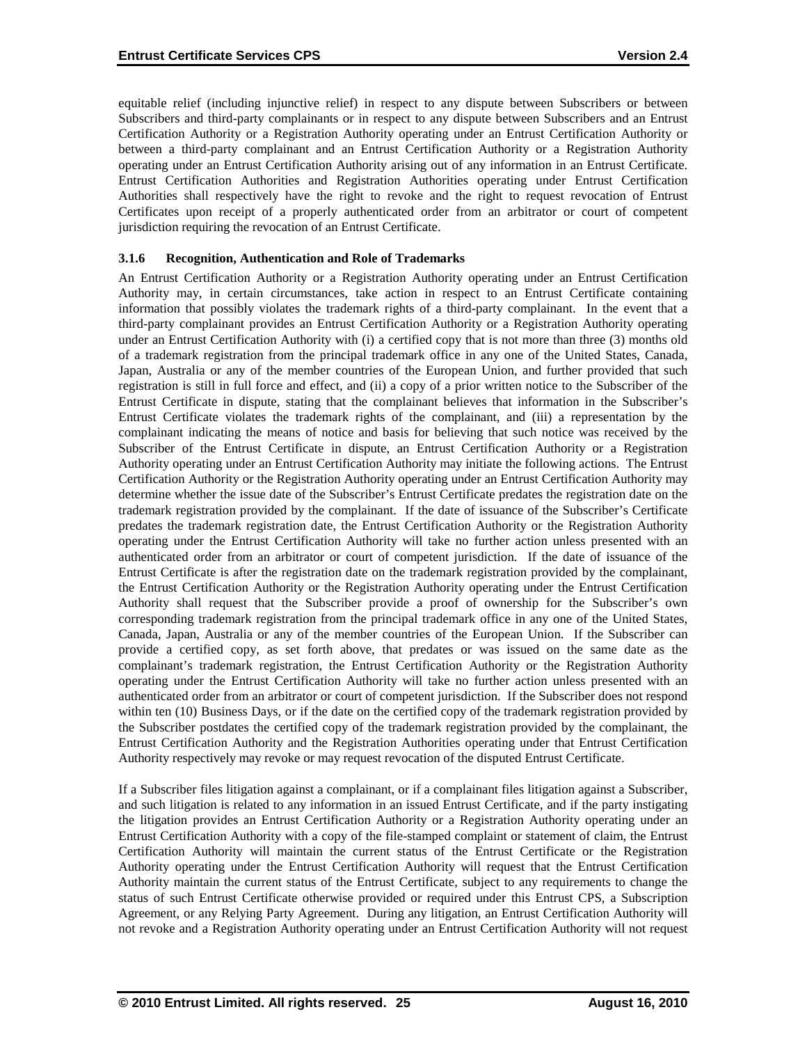equitable relief (including injunctive relief) in respect to any dispute between Subscribers or between Subscribers and third-party complainants or in respect to any dispute between Subscribers and an Entrust Certification Authority or a Registration Authority operating under an Entrust Certification Authority or between a third-party complainant and an Entrust Certification Authority or a Registration Authority operating under an Entrust Certification Authority arising out of any information in an Entrust Certificate. Entrust Certification Authorities and Registration Authorities operating under Entrust Certification Authorities shall respectively have the right to revoke and the right to request revocation of Entrust Certificates upon receipt of a properly authenticated order from an arbitrator or court of competent jurisdiction requiring the revocation of an Entrust Certificate.

### 3.1.6 Recognition, Authentication and Role of Trademarks

An Entrust Certification Authority or a Registration Authority operating under an Entrust Certification Authority may, in certain circumstances, take action in respect to an Entrust Certificate containing information that possibly violates the trademark rights of a third-party complainant. In the event that a third-party complainant provides an Entrust Certification Authority or a Registration Authority operating under an Entrust Certification Authority with (i) a certified copy that is not more than three (3) months old of a trademark registration from the principal trademark office in any one of the United States, Canada, Japan, Australia or any of the member countries of the European Union, and further provided that such registration is still in full force and effect, and (ii) a copy of a prior written notice to the Subscriber of the Entrust Certificate in dispute, stating that the complainant believes that information in the Subscriber's Entrust Certificate violates the trademark rights of the complainant, and (iii) a representation by the complainant indicating the means of notice and basis for believing that such notice was received by the Subscriber of the Entrust Certificate in dispute, an Entrust Certification Authority or a Registration Authority operating under an Entrust Certification Authority may initiate the following actions. The Entrust Certification Authority or the Registration Authority operating under an Entrust Certification Authority may determine whether the issue date of the Subscriber's Entrust Certificate predates the registration date on the trademark registration provided by the complainant. If the date of issuance of the Subscriber's Certificate predates the trademark registration date, the Entrust Certification Authority or the Registration Authority operating under the Entrust Certification Authority will take no further action unless presented with an authenticated order from an arbitrator or court of competent jurisdiction. If the date of issuance of the Entrust Certificate is after the registration date on the trademark registration provided by the complainant, the Entrust Certification Authority or the Registration Authority operating under the Entrust Certification Authority shall request that the Subscriber provide a proof of ownership for the Subscriber's own corresponding trademark registration from the principal trademark office in any one of the United States, Canada, Japan, Australia or any of the member countries of the European Union. If the Subscriber can provide a certified copy, as set forth above, that predates or was issued on the same date as the complainant's trademark registration, the Entrust Certification Authority or the Registration Authority operating under the Entrust Certification Authority will take no further action unless presented with an authenticated order from an arbitrator or court of competent jurisdiction. If the Subscriber does not respond within ten (10) Business Days, or if the date on the certified copy of the trademark registration provided by the Subscriber postdates the certified copy of the trademark registration provided by the complainant, the Entrust Certification Authority and the Registration Authorities operating under that Entrust Certification Authority respectively may revoke or may request revocation of the disputed Entrust Certificate.

If a Subscriber files litigation against a complainant, or if a complainant files litigation against a Subscriber, and such litigation is related to any information in an issued Entrust Certificate, and if the party instigating the litigation provides an Entrust Certification Authority or a Registration Authority operating under an Entrust Certification Authority with a copy of the file-stamped complaint or statement of claim, the Entrust Certification Authority will maintain the current status of the Entrust Certificate or the Registration Authority operating under the Entrust Certification Authority will request that the Entrust Certification Authority maintain the current status of the Entrust Certificate, subject to any requirements to change the status of such Entrust Certificate otherwise provided or required under this Entrust CPS, a Subscription Agreement, or any Relying Party Agreement. During any litigation, an Entrust Certification Authority will not revoke and a Registration Authority operating under an Entrust Certification Authority will not request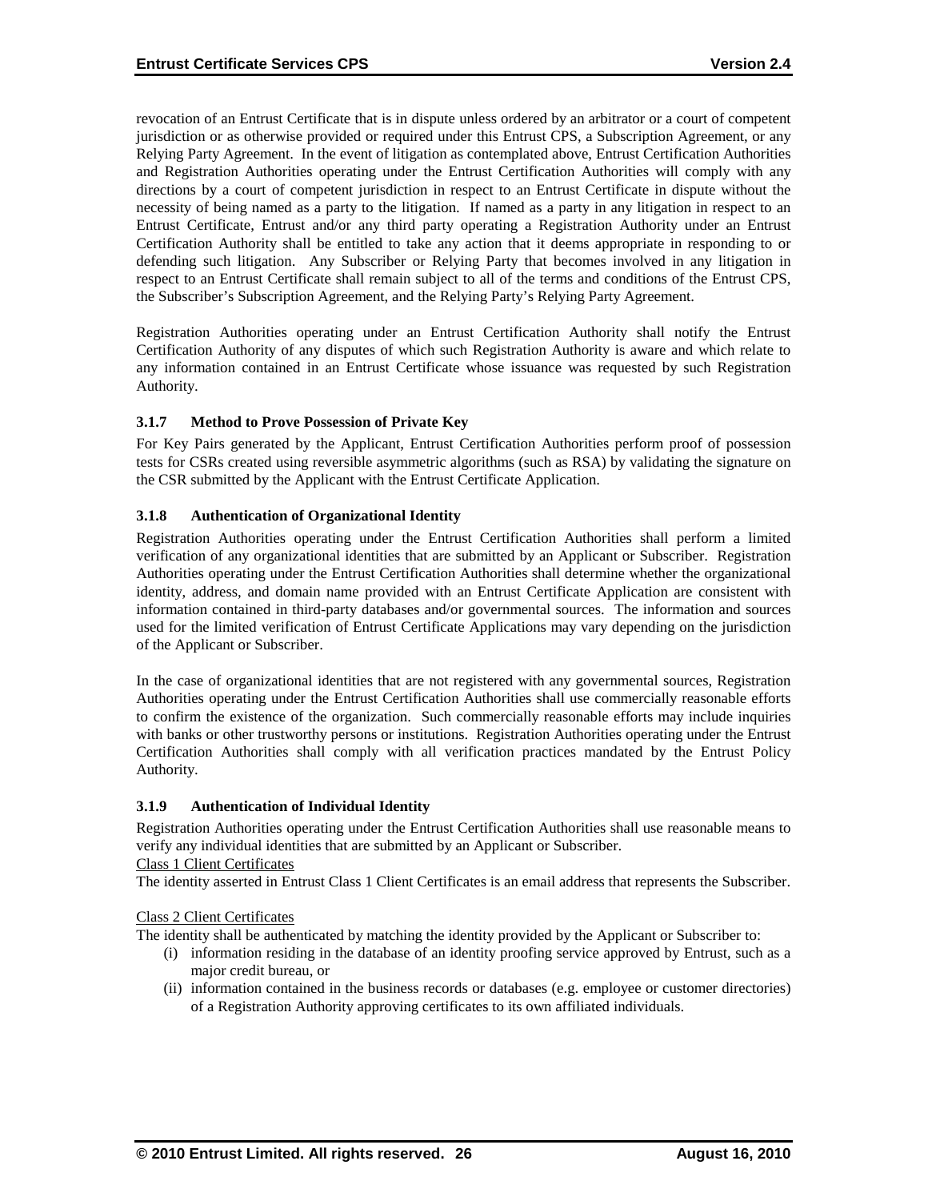revocation of an Entrust Certificate that is in dispute unless ordered by an arbitrator or a court of competent jurisdiction or as otherwise provided or required under this Entrust CPS, a Subscription Agreement, or any Relying Party Agreement. In the event of litigation as contemplated above, Entrust Certification Authorities and Registration Authorities operating under the Entrust Certification Authorities will comply with any directions by a court of competent jurisdiction in respect to an Entrust Certificate in dispute without the necessity of being named as a party to the litigation. If named as a party in any litigation in respect to an Entrust Certificate, Entrust and/or any third party operating a Registration Authority under an Entrust Certification Authority shall be entitled to take any action that it deems appropriate in responding to or defending such litigation. Any Subscriber or Relying Party that becomes involved in any litigation in respect to an Entrust Certificate shall remain subject to all of the terms and conditions of the Entrust CPS, the Subscriber's Subscription Agreement, and the Relying Party's Relying Party Agreement.

Registration Authorities operating under an Entrust Certification Authority shall notify the Entrust Certification Authority of any disputes of which such Registration Authority is aware and which relate to any information contained in an Entrust Certificate whose issuance was requested by such Registration Authority.

### 3.1.7 Method to Prove Possession of Private Key

For Key Pairs generated by the Applicant, Entrust Certification Authorities perform proof of possession tests for CSRs created using reversible asymmetric algorithms (such as RSA) by validating the signature on the CSR submitted by the Applicant with the Entrust Certificate Application.

### 3.1.8 Authentication of Organizational Identity

Registration Authorities operating under the Entrust Certification Authorities shall perform a limited verification of any organizational identities that are submitted by an Applicant or Subscriber. Registration Authorities operating under the Entrust Certification Authorities shall determine whether the organizational identity, address, and domain name provided with an Entrust Certificate Application are consistent with information contained in third-party databases and/or governmental sources. The information and sources used for the limited verification of Entrust Certificate Applications may vary depending on the jurisdiction of the Applicant or Subscriber.

In the case of organizational identities that are not registered with any governmental sources, Registration Authorities operating under the Entrust Certification Authorities shall use commercially reasonable efforts to confirm the existence of the organization. Such commercially reasonable efforts may include inquiries with banks or other trustworthy persons or institutions. Registration Authorities operating under the Entrust Certification Authorities shall comply with all verification practices mandated by the Entrust Policy Authority.

### 3.1.9 Authentication of Individual Identity

Registration Authorities operating under the Entrust Certification Authorities shall use reasonable means to verify any individual identities that are submitted by an Applicant or Subscriber.

Class 1 Client Certificates

The identity asserted in Entrust Class 1 Client Certificates is an email address that represents the Subscriber.

Class 2 Client Certificates

The identity shall be authenticated by matching the identity provided by the Applicant or Subscriber to:

(i) information residing in the database of an identity proofing service approved by Entrust, such as a major credit bureau, or
(ii) information contained in the business records or databases (e.g. employee or customer directories) of a Registration Authority approving certificates to its own affiliated individuals.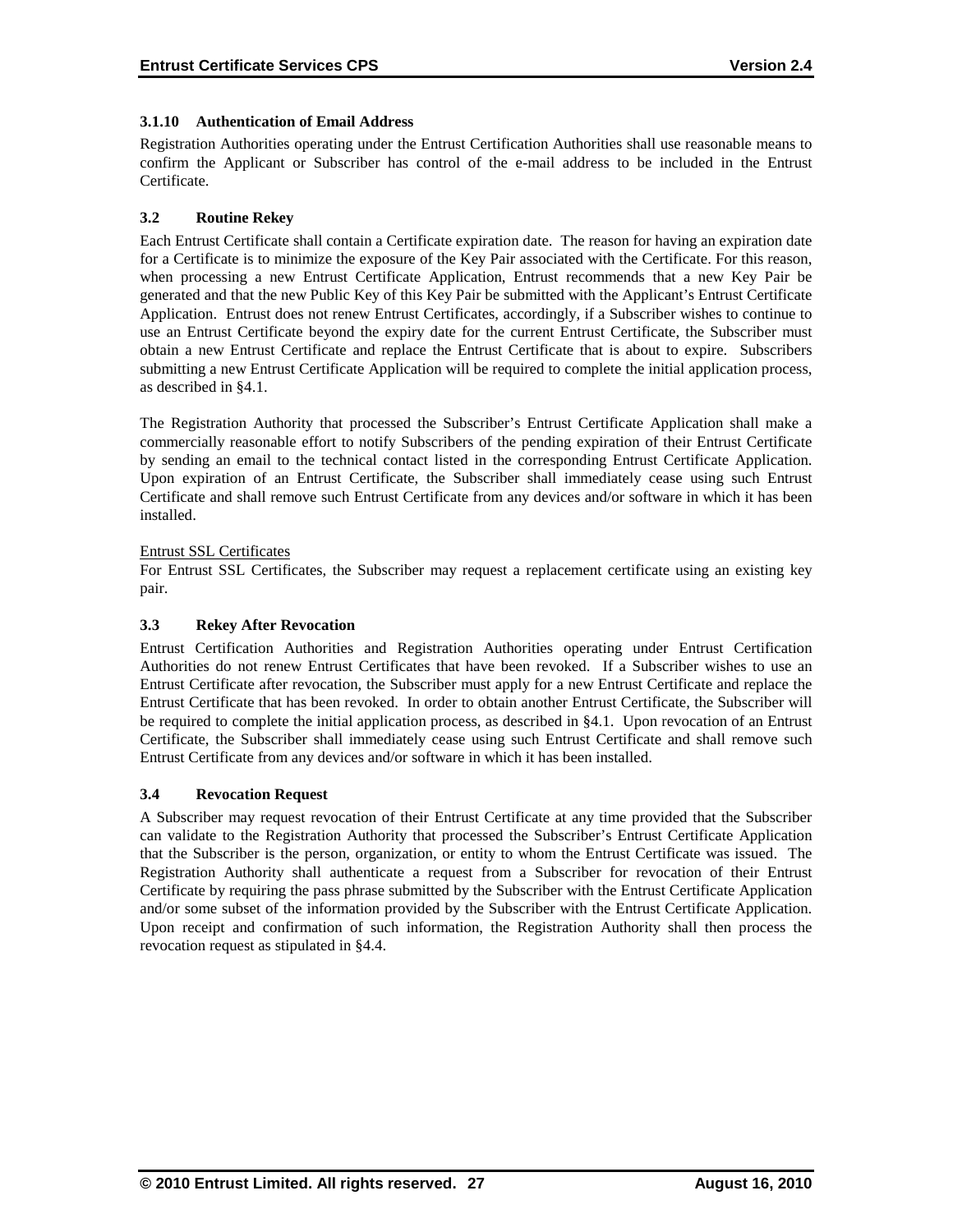### 3.1.10 Authentication of Email Address

Registration Authorities operating under the Entrust Certification Authorities shall use reasonable means to confirm the Applicant or Subscriber has control of the e-mail address to be included in the Entrust Certificate.

## 3.2 Routine Rekey

Each Entrust Certificate shall contain a Certificate expiration date. The reason for having an expiration date for a Certificate is to minimize the exposure of the Key Pair associated with the Certificate. For this reason, when processing a new Entrust Certificate Application, Entrust recommends that a new Key Pair be generated and that the new Public Key of this Key Pair be submitted with the Applicant's Entrust Certificate Application. Entrust does not renew Entrust Certificates, accordingly, if a Subscriber wishes to continue to use an Entrust Certificate beyond the expiry date for the current Entrust Certificate, the Subscriber must obtain a new Entrust Certificate and replace the Entrust Certificate that is about to expire. Subscribers submitting a new Entrust Certificate Application will be required to complete the initial application process, as described in §4.1.

The Registration Authority that processed the Subscriber's Entrust Certificate Application shall make a commercially reasonable effort to notify Subscribers of the pending expiration of their Entrust Certificate by sending an email to the technical contact listed in the corresponding Entrust Certificate Application. Upon expiration of an Entrust Certificate, the Subscriber shall immediately cease using such Entrust Certificate and shall remove such Entrust Certificate from any devices and/or software in which it has been installed.

<u>Entrust SSL Certificates</u>
For Entrust SSL Certificates, the Subscriber may request a replacement certificate using an existing key pair.

## 3.3 Rekey After Revocation

Entrust Certification Authorities and Registration Authorities operating under Entrust Certification Authorities do not renew Entrust Certificates that have been revoked. If a Subscriber wishes to use an Entrust Certificate after revocation, the Subscriber must apply for a new Entrust Certificate and replace the Entrust Certificate that has been revoked. In order to obtain another Entrust Certificate, the Subscriber will be required to complete the initial application process, as described in §4.1. Upon revocation of an Entrust Certificate, the Subscriber shall immediately cease using such Entrust Certificate and shall remove such Entrust Certificate from any devices and/or software in which it has been installed.

## 3.4 Revocation Request

A Subscriber may request revocation of their Entrust Certificate at any time provided that the Subscriber can validate to the Registration Authority that processed the Subscriber's Entrust Certificate Application that the Subscriber is the person, organization, or entity to whom the Entrust Certificate was issued. The Registration Authority shall authenticate a request from a Subscriber for revocation of their Entrust Certificate by requiring the pass phrase submitted by the Subscriber with the Entrust Certificate Application and/or some subset of the information provided by the Subscriber with the Entrust Certificate Application. Upon receipt and confirmation of such information, the Registration Authority shall then process the revocation request as stipulated in §4.4.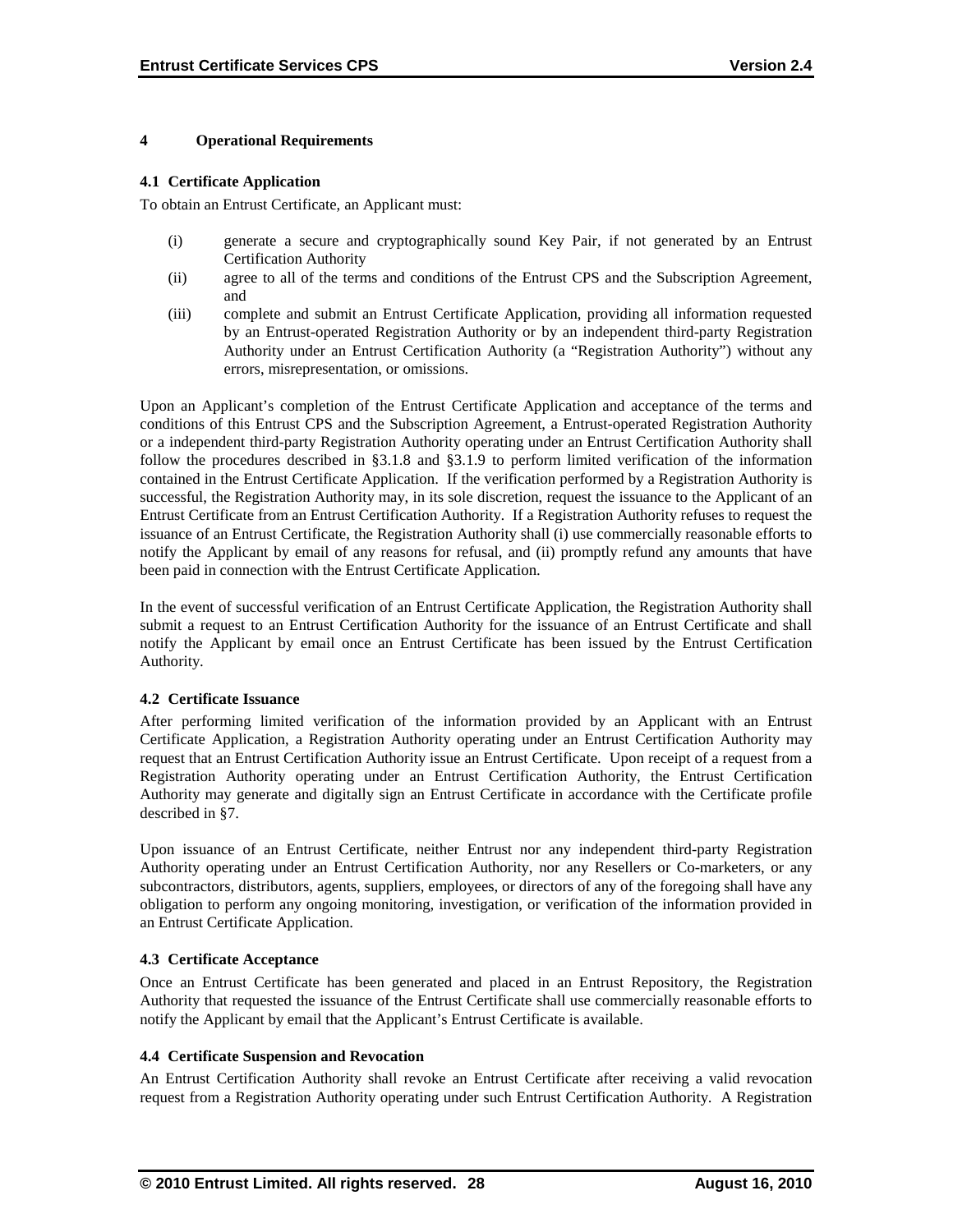# 4 Operational Requirements

## 4.1 Certificate Application

To obtain an Entrust Certificate, an Applicant must:

(i) generate a secure and cryptographically sound Key Pair, if not generated by an Entrust Certification Authority

(ii) agree to all of the terms and conditions of the Entrust CPS and the Subscription Agreement, and

(iii) complete and submit an Entrust Certificate Application, providing all information requested by an Entrust-operated Registration Authority or by an independent third-party Registration Authority under an Entrust Certification Authority (a "Registration Authority") without any errors, misrepresentation, or omissions.

Upon an Applicant's completion of the Entrust Certificate Application and acceptance of the terms and conditions of this Entrust CPS and the Subscription Agreement, a Entrust-operated Registration Authority or a independent third-party Registration Authority operating under an Entrust Certification Authority shall follow the procedures described in §3.1.8 and §3.1.9 to perform limited verification of the information contained in the Entrust Certificate Application. If the verification performed by a Registration Authority is successful, the Registration Authority may, in its sole discretion, request the issuance to the Applicant of an Entrust Certificate from an Entrust Certification Authority. If a Registration Authority refuses to request the issuance of an Entrust Certificate, the Registration Authority shall (i) use commercially reasonable efforts to notify the Applicant by email of any reasons for refusal, and (ii) promptly refund any amounts that have been paid in connection with the Entrust Certificate Application.

In the event of successful verification of an Entrust Certificate Application, the Registration Authority shall submit a request to an Entrust Certification Authority for the issuance of an Entrust Certificate and shall notify the Applicant by email once an Entrust Certificate has been issued by the Entrust Certification Authority.

## 4.2 Certificate Issuance

After performing limited verification of the information provided by an Applicant with an Entrust Certificate Application, a Registration Authority operating under an Entrust Certification Authority may request that an Entrust Certification Authority issue an Entrust Certificate. Upon receipt of a request from a Registration Authority operating under an Entrust Certification Authority, the Entrust Certification Authority may generate and digitally sign an Entrust Certificate in accordance with the Certificate profile described in §7.

Upon issuance of an Entrust Certificate, neither Entrust nor any independent third-party Registration Authority operating under an Entrust Certification Authority, nor any Resellers or Co-marketers, or any subcontractors, distributors, agents, suppliers, employees, or directors of any of the foregoing shall have any obligation to perform any ongoing monitoring, investigation, or verification of the information provided in an Entrust Certificate Application.

## 4.3 Certificate Acceptance

Once an Entrust Certificate has been generated and placed in an Entrust Repository, the Registration Authority that requested the issuance of the Entrust Certificate shall use commercially reasonable efforts to notify the Applicant by email that the Applicant's Entrust Certificate is available.

## 4.4 Certificate Suspension and Revocation

An Entrust Certification Authority shall revoke an Entrust Certificate after receiving a valid revocation request from a Registration Authority operating under such Entrust Certification Authority. A Registration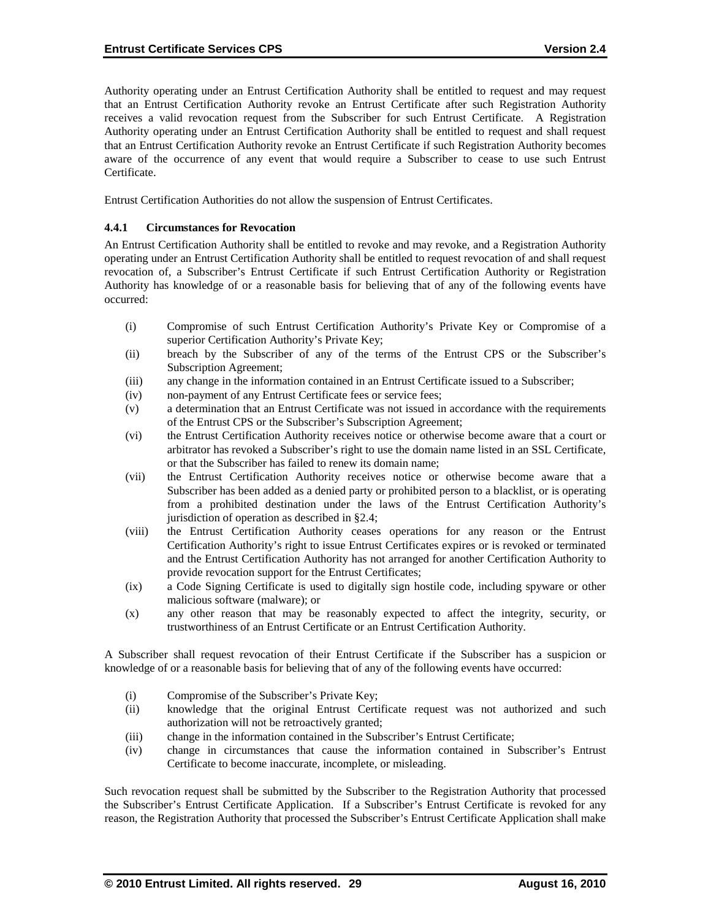Authority operating under an Entrust Certification Authority shall be entitled to request and may request that an Entrust Certification Authority revoke an Entrust Certificate after such Registration Authority receives a valid revocation request from the Subscriber for such Entrust Certificate. A Registration Authority operating under an Entrust Certification Authority shall be entitled to request and shall request that an Entrust Certification Authority revoke an Entrust Certificate if such Registration Authority becomes aware of the occurrence of any event that would require a Subscriber to cease to use such Entrust Certificate.

Entrust Certification Authorities do not allow the suspension of Entrust Certificates.

### 4.4.1 Circumstances for Revocation

An Entrust Certification Authority shall be entitled to revoke and may revoke, and a Registration Authority operating under an Entrust Certification Authority shall be entitled to request revocation of and shall request revocation of, a Subscriber's Entrust Certificate if such Entrust Certification Authority or Registration Authority has knowledge of or a reasonable basis for believing that of any of the following events have occurred:

- (i) Compromise of such Entrust Certification Authority's Private Key or Compromise of a superior Certification Authority's Private Key;
- (ii) breach by the Subscriber of any of the terms of the Entrust CPS or the Subscriber's Subscription Agreement;
- (iii) any change in the information contained in an Entrust Certificate issued to a Subscriber;
- (iv) non-payment of any Entrust Certificate fees or service fees;
- (v) a determination that an Entrust Certificate was not issued in accordance with the requirements of the Entrust CPS or the Subscriber's Subscription Agreement;
- (vi) the Entrust Certification Authority receives notice or otherwise become aware that a court or arbitrator has revoked a Subscriber's right to use the domain name listed in an SSL Certificate, or that the Subscriber has failed to renew its domain name;
- (vii) the Entrust Certification Authority receives notice or otherwise become aware that a Subscriber has been added as a denied party or prohibited person to a blacklist, or is operating from a prohibited destination under the laws of the Entrust Certification Authority's jurisdiction of operation as described in §2.4;
- (viii) the Entrust Certification Authority ceases operations for any reason or the Entrust Certification Authority's right to issue Entrust Certificates expires or is revoked or terminated and the Entrust Certification Authority has not arranged for another Certification Authority to provide revocation support for the Entrust Certificates;
- (ix) a Code Signing Certificate is used to digitally sign hostile code, including spyware or other malicious software (malware); or
- (x) any other reason that may be reasonably expected to affect the integrity, security, or trustworthiness of an Entrust Certificate or an Entrust Certification Authority.

A Subscriber shall request revocation of their Entrust Certificate if the Subscriber has a suspicion or knowledge of or a reasonable basis for believing that of any of the following events have occurred:

- (i) Compromise of the Subscriber's Private Key;
- (ii) knowledge that the original Entrust Certificate request was not authorized and such authorization will not be retroactively granted;
- (iii) change in the information contained in the Subscriber's Entrust Certificate;
- (iv) change in circumstances that cause the information contained in Subscriber's Entrust Certificate to become inaccurate, incomplete, or misleading.

Such revocation request shall be submitted by the Subscriber to the Registration Authority that processed the Subscriber's Entrust Certificate Application. If a Subscriber's Entrust Certificate is revoked for any reason, the Registration Authority that processed the Subscriber's Entrust Certificate Application shall make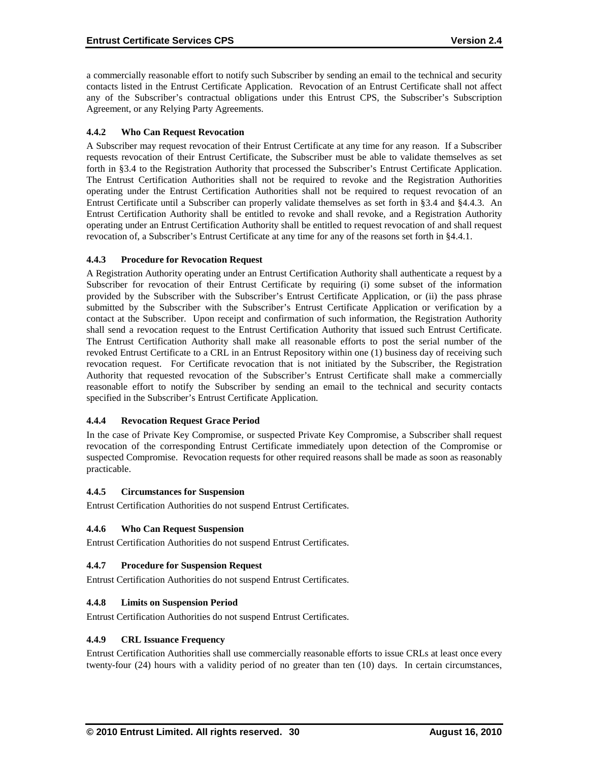a commercially reasonable effort to notify such Subscriber by sending an email to the technical and security contacts listed in the Entrust Certificate Application. Revocation of an Entrust Certificate shall not affect any of the Subscriber's contractual obligations under this Entrust CPS, the Subscriber's Subscription Agreement, or any Relying Party Agreements.

### 4.4.2 Who Can Request Revocation

A Subscriber may request revocation of their Entrust Certificate at any time for any reason. If a Subscriber requests revocation of their Entrust Certificate, the Subscriber must be able to validate themselves as set forth in §3.4 to the Registration Authority that processed the Subscriber's Entrust Certificate Application. The Entrust Certification Authorities shall not be required to revoke and the Registration Authorities operating under the Entrust Certification Authorities shall not be required to request revocation of an Entrust Certificate until a Subscriber can properly validate themselves as set forth in §3.4 and §4.4.3. An Entrust Certification Authority shall be entitled to revoke and shall revoke, and a Registration Authority operating under an Entrust Certification Authority shall be entitled to request revocation of and shall request revocation of, a Subscriber's Entrust Certificate at any time for any of the reasons set forth in §4.4.1.

### 4.4.3 Procedure for Revocation Request

A Registration Authority operating under an Entrust Certification Authority shall authenticate a request by a Subscriber for revocation of their Entrust Certificate by requiring (i) some subset of the information provided by the Subscriber with the Subscriber's Entrust Certificate Application, or (ii) the pass phrase submitted by the Subscriber with the Subscriber's Entrust Certificate Application or verification by a contact at the Subscriber. Upon receipt and confirmation of such information, the Registration Authority shall send a revocation request to the Entrust Certification Authority that issued such Entrust Certificate. The Entrust Certification Authority shall make all reasonable efforts to post the serial number of the revoked Entrust Certificate to a CRL in an Entrust Repository within one (1) business day of receiving such revocation request. For Certificate revocation that is not initiated by the Subscriber, the Registration Authority that requested revocation of the Subscriber's Entrust Certificate shall make a commercially reasonable effort to notify the Subscriber by sending an email to the technical and security contacts specified in the Subscriber's Entrust Certificate Application.

### 4.4.4 Revocation Request Grace Period

In the case of Private Key Compromise, or suspected Private Key Compromise, a Subscriber shall request revocation of the corresponding Entrust Certificate immediately upon detection of the Compromise or suspected Compromise. Revocation requests for other required reasons shall be made as soon as reasonably practicable.

### 4.4.5 Circumstances for Suspension

Entrust Certification Authorities do not suspend Entrust Certificates.

### 4.4.6 Who Can Request Suspension

Entrust Certification Authorities do not suspend Entrust Certificates.

### 4.4.7 Procedure for Suspension Request

Entrust Certification Authorities do not suspend Entrust Certificates.

### 4.4.8 Limits on Suspension Period

Entrust Certification Authorities do not suspend Entrust Certificates.

### 4.4.9 CRL Issuance Frequency

Entrust Certification Authorities shall use commercially reasonable efforts to issue CRLs at least once every twenty-four (24) hours with a validity period of no greater than ten (10) days. In certain circumstances,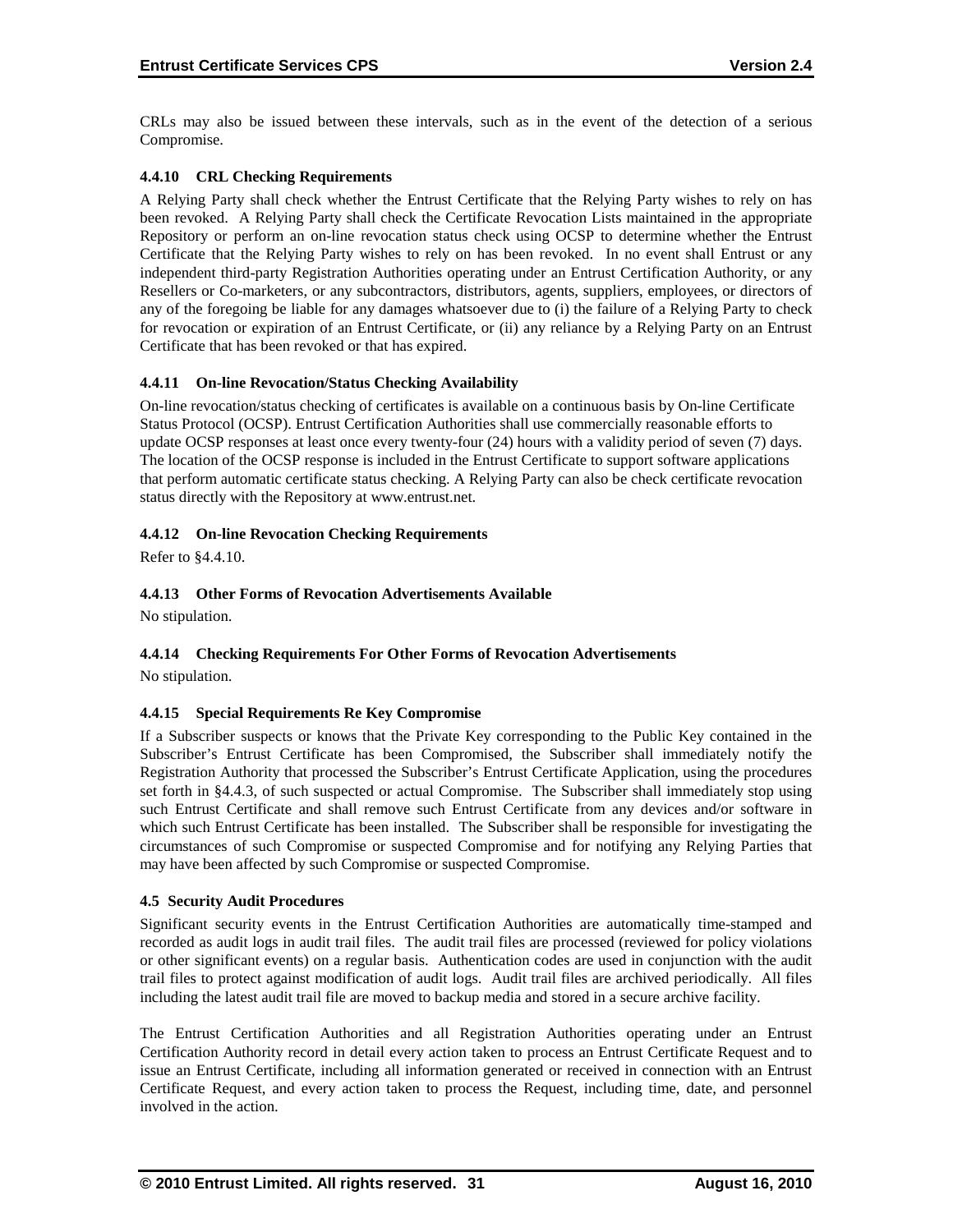CRLs may also be issued between these intervals, such as in the event of the detection of a serious Compromise.

#### 4.4.10 CRL Checking Requirements

A Relying Party shall check whether the Entrust Certificate that the Relying Party wishes to rely on has been revoked. A Relying Party shall check the Certificate Revocation Lists maintained in the appropriate Repository or perform an on-line revocation status check using OCSP to determine whether the Entrust Certificate that the Relying Party wishes to rely on has been revoked. In no event shall Entrust or any independent third-party Registration Authorities operating under an Entrust Certification Authority, or any Resellers or Co-marketers, or any subcontractors, distributors, agents, suppliers, employees, or directors of any of the foregoing be liable for any damages whatsoever due to (i) the failure of a Relying Party to check for revocation or expiration of an Entrust Certificate, or (ii) any reliance by a Relying Party on an Entrust Certificate that has been revoked or that has expired.

#### 4.4.11 On-line Revocation/Status Checking Availability

On-line revocation/status checking of certificates is available on a continuous basis by On-line Certificate Status Protocol (OCSP). Entrust Certification Authorities shall use commercially reasonable efforts to update OCSP responses at least once every twenty-four (24) hours with a validity period of seven (7) days. The location of the OCSP response is included in the Entrust Certificate to support software applications that perform automatic certificate status checking. A Relying Party can also be check certificate revocation status directly with the Repository at www.entrust.net.

#### 4.4.12 On-line Revocation Checking Requirements

Refer to §4.4.10.

#### 4.4.13 Other Forms of Revocation Advertisements Available

No stipulation.

#### 4.4.14 Checking Requirements For Other Forms of Revocation Advertisements

No stipulation.

#### 4.4.15 Special Requirements Re Key Compromise

If a Subscriber suspects or knows that the Private Key corresponding to the Public Key contained in the Subscriber's Entrust Certificate has been Compromised, the Subscriber shall immediately notify the Registration Authority that processed the Subscriber's Entrust Certificate Application, using the procedures set forth in §4.4.3, of such suspected or actual Compromise. The Subscriber shall immediately stop using such Entrust Certificate and shall remove such Entrust Certificate from any devices and/or software in which such Entrust Certificate has been installed. The Subscriber shall be responsible for investigating the circumstances of such Compromise or suspected Compromise and for notifying any Relying Parties that may have been affected by such Compromise or suspected Compromise.

### 4.5 Security Audit Procedures

Significant security events in the Entrust Certification Authorities are automatically time-stamped and recorded as audit logs in audit trail files. The audit trail files are processed (reviewed for policy violations or other significant events) on a regular basis. Authentication codes are used in conjunction with the audit trail files to protect against modification of audit logs. Audit trail files are archived periodically. All files including the latest audit trail file are moved to backup media and stored in a secure archive facility.

The Entrust Certification Authorities and all Registration Authorities operating under an Entrust Certification Authority record in detail every action taken to process an Entrust Certificate Request and to issue an Entrust Certificate, including all information generated or received in connection with an Entrust Certificate Request, and every action taken to process the Request, including time, date, and personnel involved in the action.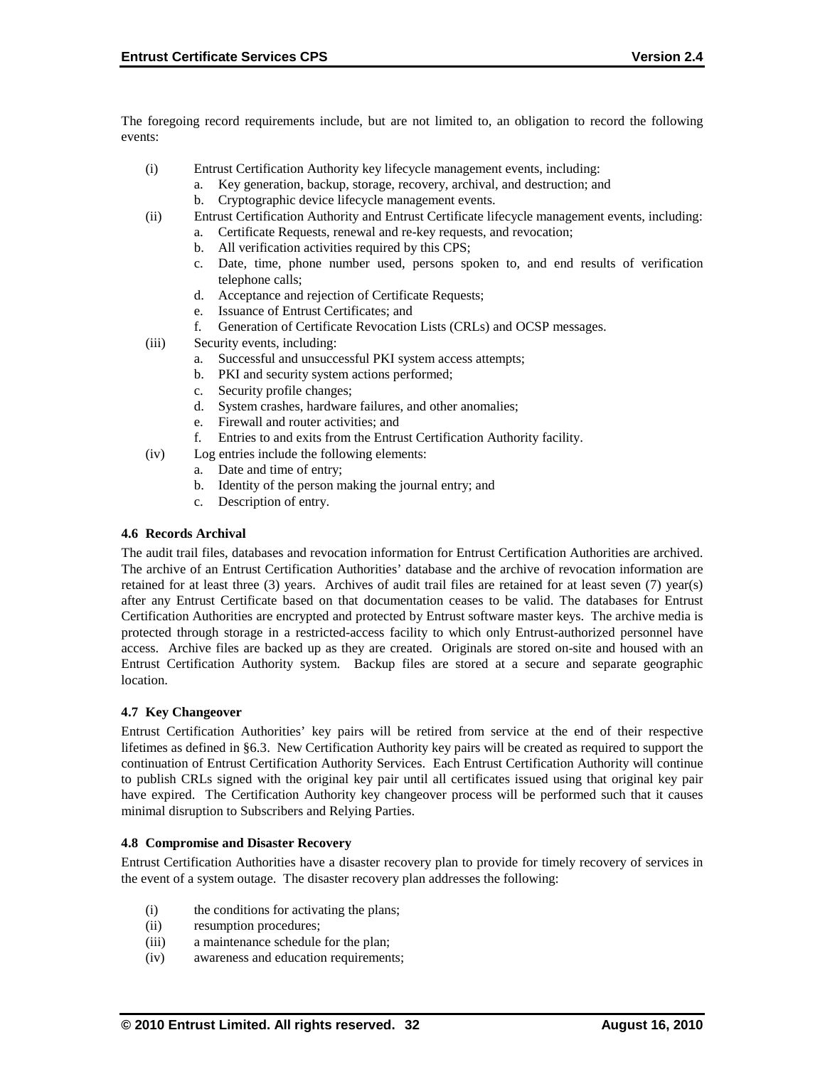The foregoing record requirements include, but are not limited to, an obligation to record the following events:

(i) Entrust Certification Authority key lifecycle management events, including:
  a. Key generation, backup, storage, recovery, archival, and destruction; and
  b. Cryptographic device lifecycle management events.

(ii) Entrust Certification Authority and Entrust Certificate lifecycle management events, including:
  a. Certificate Requests, renewal and re-key requests, and revocation;
  b. All verification activities required by this CPS;
  c. Date, time, phone number used, persons spoken to, and end results of verification telephone calls;
  d. Acceptance and rejection of Certificate Requests;
  e. Issuance of Entrust Certificates; and
  f. Generation of Certificate Revocation Lists (CRLs) and OCSP messages.

(iii) Security events, including:
  a. Successful and unsuccessful PKI system access attempts;
  b. PKI and security system actions performed;
  c. Security profile changes;
  d. System crashes, hardware failures, and other anomalies;
  e. Firewall and router activities; and
  f. Entries to and exits from the Entrust Certification Authority facility.

(iv) Log entries include the following elements:
  a. Date and time of entry;
  b. Identity of the person making the journal entry; and
  c. Description of entry.

### 4.6 Records Archival

The audit trail files, databases and revocation information for Entrust Certification Authorities are archived. The archive of an Entrust Certification Authorities' database and the archive of revocation information are retained for at least three (3) years. Archives of audit trail files are retained for at least seven (7) year(s) after any Entrust Certificate based on that documentation ceases to be valid. The databases for Entrust Certification Authorities are encrypted and protected by Entrust software master keys. The archive media is protected through storage in a restricted-access facility to which only Entrust-authorized personnel have access. Archive files are backed up as they are created. Originals are stored on-site and housed with an Entrust Certification Authority system. Backup files are stored at a secure and separate geographic location.

### 4.7 Key Changeover

Entrust Certification Authorities' key pairs will be retired from service at the end of their respective lifetimes as defined in §6.3. New Certification Authority key pairs will be created as required to support the continuation of Entrust Certification Authority Services. Each Entrust Certification Authority will continue to publish CRLs signed with the original key pair until all certificates issued using that original key pair have expired. The Certification Authority key changeover process will be performed such that it causes minimal disruption to Subscribers and Relying Parties.

### 4.8 Compromise and Disaster Recovery

Entrust Certification Authorities have a disaster recovery plan to provide for timely recovery of services in the event of a system outage. The disaster recovery plan addresses the following:

(i) the conditions for activating the plans;
(ii) resumption procedures;
(iii) a maintenance schedule for the plan;
(iv) awareness and education requirements;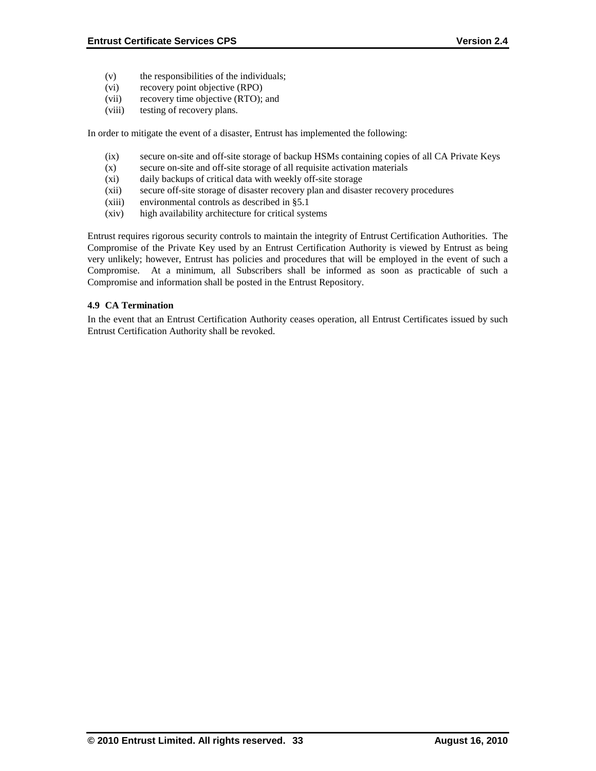(v) the responsibilities of the individuals;
(vi) recovery point objective (RPO)
(vii) recovery time objective (RTO); and
(viii) testing of recovery plans.

In order to mitigate the event of a disaster, Entrust has implemented the following:

(ix) secure on-site and off-site storage of backup HSMs containing copies of all CA Private Keys
(x) secure on-site and off-site storage of all requisite activation materials
(xi) daily backups of critical data with weekly off-site storage
(xii) secure off-site storage of disaster recovery plan and disaster recovery procedures
(xiii) environmental controls as described in §5.1
(xiv) high availability architecture for critical systems

Entrust requires rigorous security controls to maintain the integrity of Entrust Certification Authorities. The Compromise of the Private Key used by an Entrust Certification Authority is viewed by Entrust as being very unlikely; however, Entrust has policies and procedures that will be employed in the event of such a Compromise. At a minimum, all Subscribers shall be informed as soon as practicable of such a Compromise and information shall be posted in the Entrust Repository.

### 4.9 CA Termination

In the event that an Entrust Certification Authority ceases operation, all Entrust Certificates issued by such Entrust Certification Authority shall be revoked.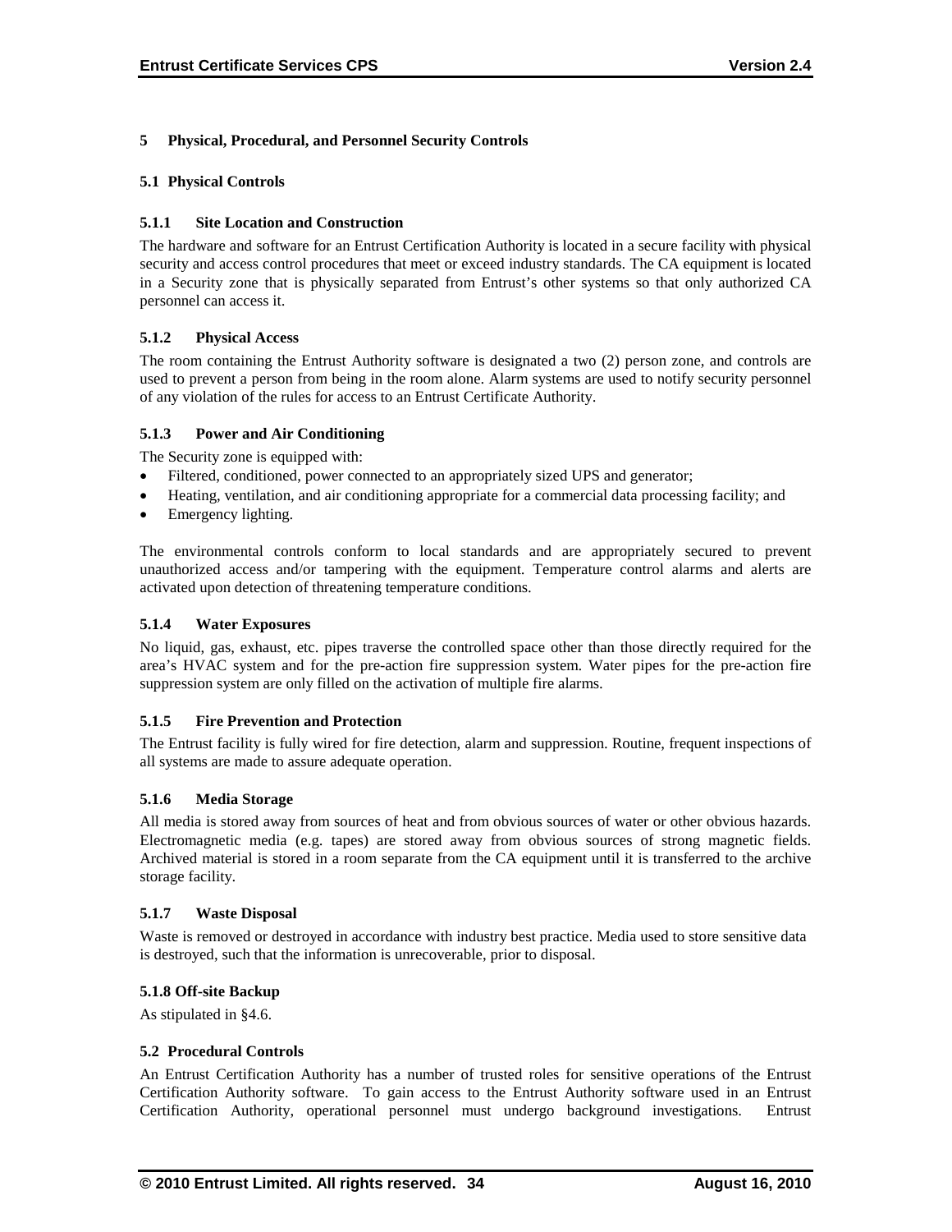# 5 Physical, Procedural, and Personnel Security Controls

## 5.1 Physical Controls

### 5.1.1 Site Location and Construction

The hardware and software for an Entrust Certification Authority is located in a secure facility with physical security and access control procedures that meet or exceed industry standards. The CA equipment is located in a Security zone that is physically separated from Entrust's other systems so that only authorized CA personnel can access it.

### 5.1.2 Physical Access

The room containing the Entrust Authority software is designated a two (2) person zone, and controls are used to prevent a person from being in the room alone. Alarm systems are used to notify security personnel of any violation of the rules for access to an Entrust Certificate Authority.

### 5.1.3 Power and Air Conditioning

The Security zone is equipped with:

- Filtered, conditioned, power connected to an appropriately sized UPS and generator;
- Heating, ventilation, and air conditioning appropriate for a commercial data processing facility; and
- Emergency lighting.

The environmental controls conform to local standards and are appropriately secured to prevent unauthorized access and/or tampering with the equipment. Temperature control alarms and alerts are activated upon detection of threatening temperature conditions.

### 5.1.4 Water Exposures

No liquid, gas, exhaust, etc. pipes traverse the controlled space other than those directly required for the area's HVAC system and for the pre-action fire suppression system. Water pipes for the pre-action fire suppression system are only filled on the activation of multiple fire alarms.

### 5.1.5 Fire Prevention and Protection

The Entrust facility is fully wired for fire detection, alarm and suppression. Routine, frequent inspections of all systems are made to assure adequate operation.

### 5.1.6 Media Storage

All media is stored away from sources of heat and from obvious sources of water or other obvious hazards. Electromagnetic media (e.g. tapes) are stored away from obvious sources of strong magnetic fields. Archived material is stored in a room separate from the CA equipment until it is transferred to the archive storage facility.

### 5.1.7 Waste Disposal

Waste is removed or destroyed in accordance with industry best practice. Media used to store sensitive data is destroyed, such that the information is unrecoverable, prior to disposal.

### 5.1.8 Off-site Backup

As stipulated in §4.6.

## 5.2 Procedural Controls

An Entrust Certification Authority has a number of trusted roles for sensitive operations of the Entrust Certification Authority software. To gain access to the Entrust Authority software used in an Entrust Certification Authority, operational personnel must undergo background investigations. Entrust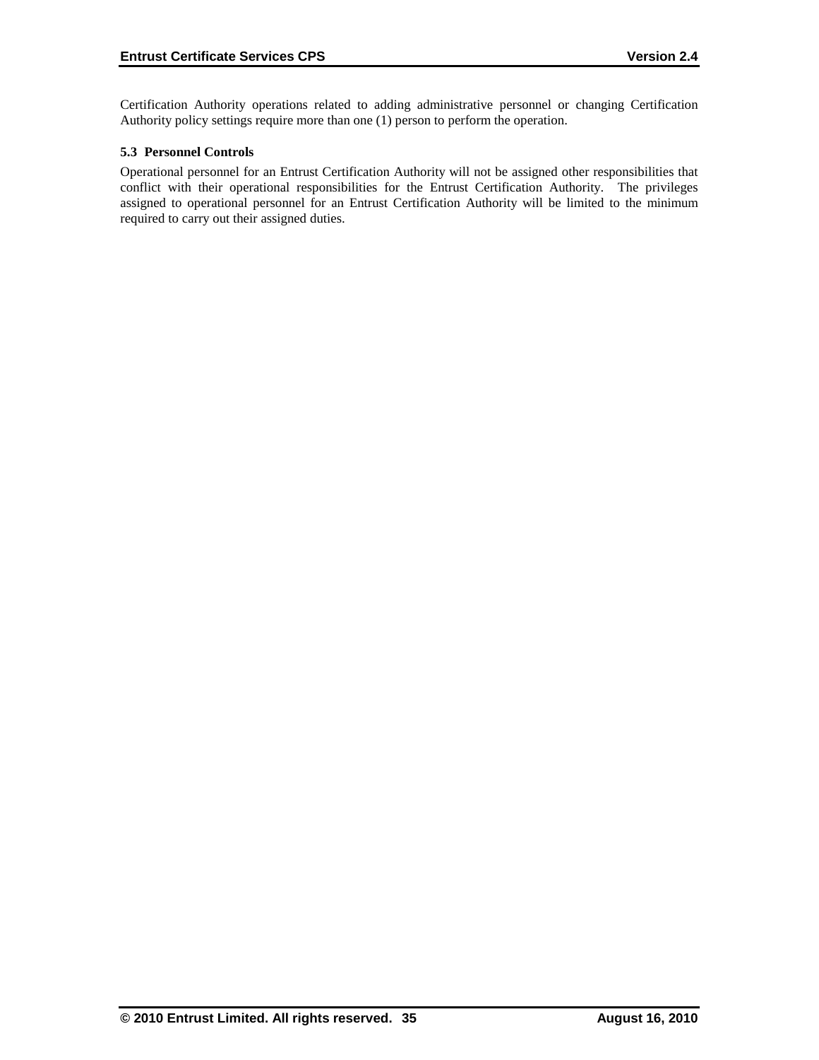Certification Authority operations related to adding administrative personnel or changing Certification Authority policy settings require more than one (1) person to perform the operation.

### 5.3 Personnel Controls

Operational personnel for an Entrust Certification Authority will not be assigned other responsibilities that conflict with their operational responsibilities for the Entrust Certification Authority. The privileges assigned to operational personnel for an Entrust Certification Authority will be limited to the minimum required to carry out their assigned duties.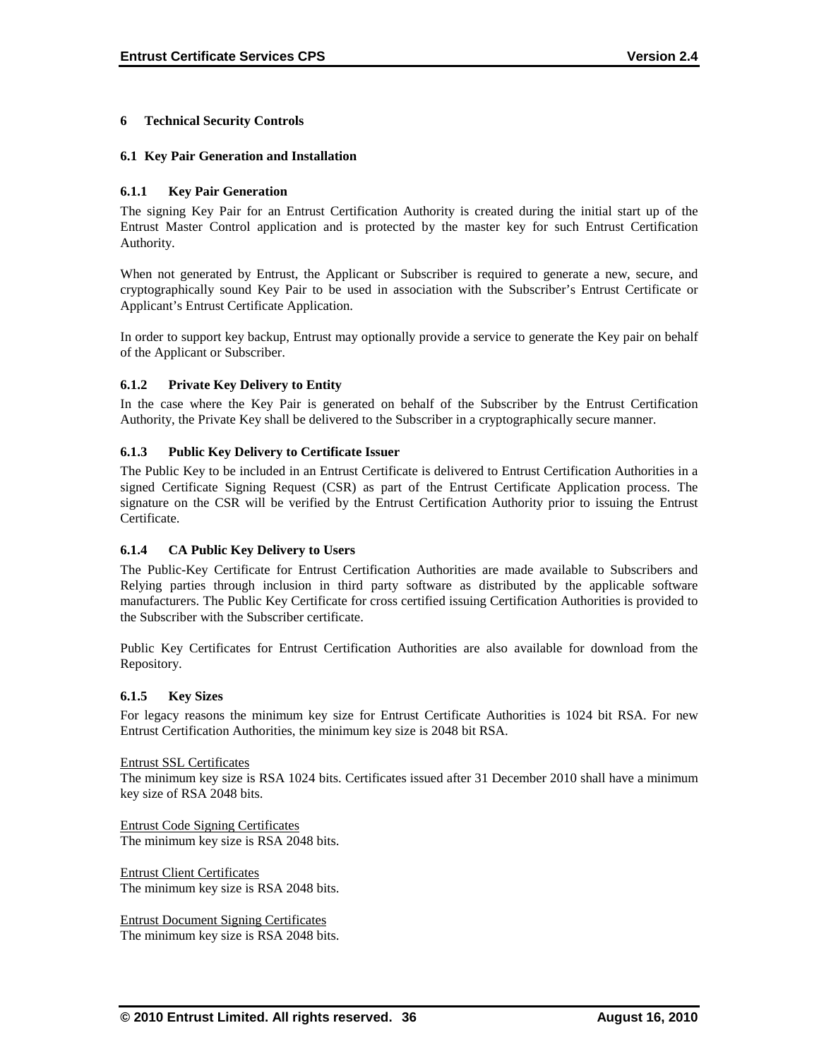# 6 Technical Security Controls

## 6.1 Key Pair Generation and Installation

### 6.1.1 Key Pair Generation

The signing Key Pair for an Entrust Certification Authority is created during the initial start up of the Entrust Master Control application and is protected by the master key for such Entrust Certification Authority.

When not generated by Entrust, the Applicant or Subscriber is required to generate a new, secure, and cryptographically sound Key Pair to be used in association with the Subscriber's Entrust Certificate or Applicant's Entrust Certificate Application.

In order to support key backup, Entrust may optionally provide a service to generate the Key pair on behalf of the Applicant or Subscriber.

### 6.1.2 Private Key Delivery to Entity

In the case where the Key Pair is generated on behalf of the Subscriber by the Entrust Certification Authority, the Private Key shall be delivered to the Subscriber in a cryptographically secure manner.

### 6.1.3 Public Key Delivery to Certificate Issuer

The Public Key to be included in an Entrust Certificate is delivered to Entrust Certification Authorities in a signed Certificate Signing Request (CSR) as part of the Entrust Certificate Application process. The signature on the CSR will be verified by the Entrust Certification Authority prior to issuing the Entrust Certificate.

### 6.1.4 CA Public Key Delivery to Users

The Public-Key Certificate for Entrust Certification Authorities are made available to Subscribers and Relying parties through inclusion in third party software as distributed by the applicable software manufacturers. The Public Key Certificate for cross certified issuing Certification Authorities is provided to the Subscriber with the Subscriber certificate.

Public Key Certificates for Entrust Certification Authorities are also available for download from the Repository.

### 6.1.5 Key Sizes

For legacy reasons the minimum key size for Entrust Certificate Authorities is 1024 bit RSA. For new Entrust Certification Authorities, the minimum key size is 2048 bit RSA.

<u>Entrust SSL Certificates</u>
The minimum key size is RSA 1024 bits. Certificates issued after 31 December 2010 shall have a minimum key size of RSA 2048 bits.

<u>Entrust Code Signing Certificates</u>
The minimum key size is RSA 2048 bits.

<u>Entrust Client Certificates</u>
The minimum key size is RSA 2048 bits.

<u>Entrust Document Signing Certificates</u>
The minimum key size is RSA 2048 bits.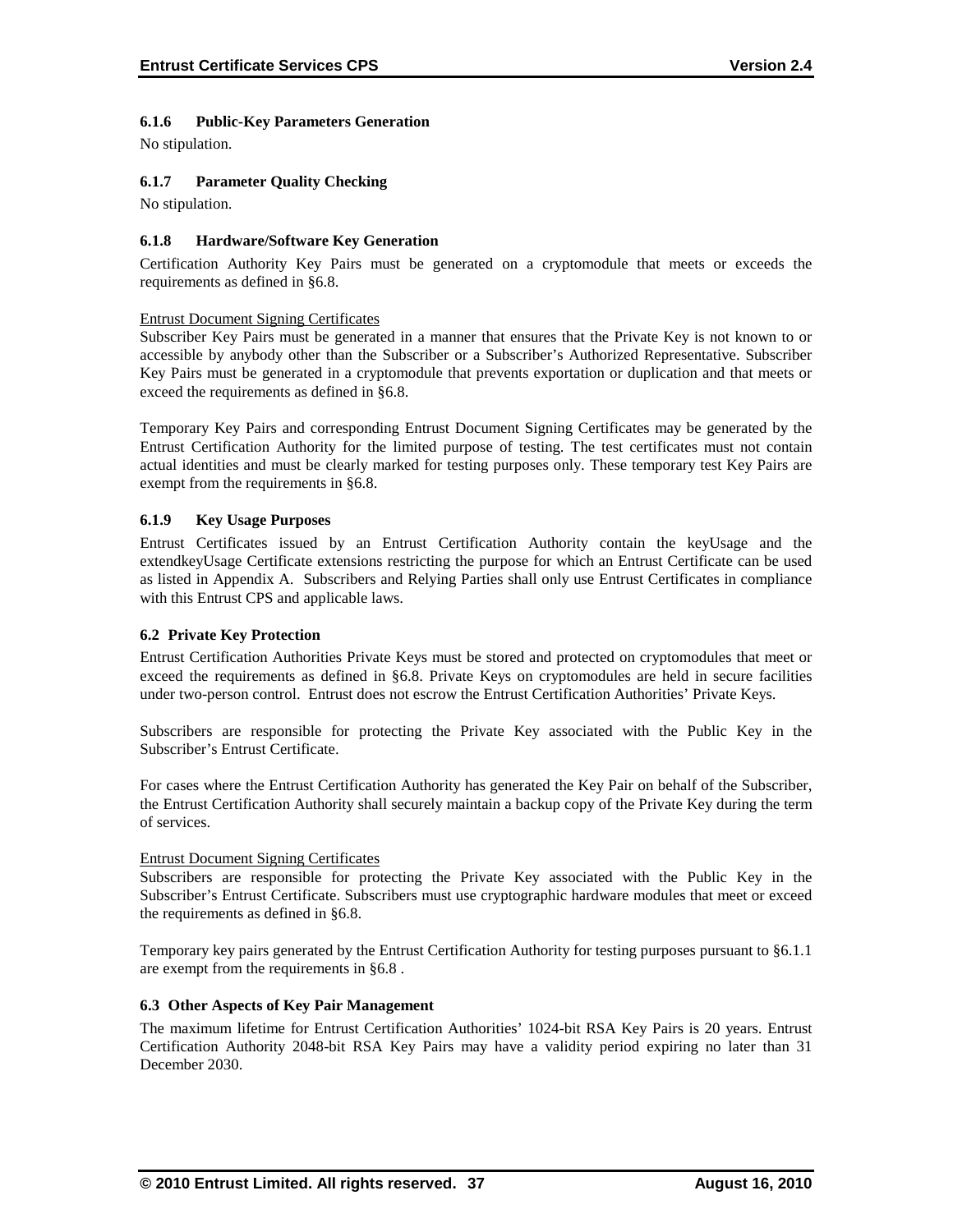### 6.1.6 Public-Key Parameters Generation

No stipulation.

### 6.1.7 Parameter Quality Checking

No stipulation.

### 6.1.8 Hardware/Software Key Generation

Certification Authority Key Pairs must be generated on a cryptomodule that meets or exceeds the requirements as defined in §6.8.

Entrust Document Signing Certificates

Subscriber Key Pairs must be generated in a manner that ensures that the Private Key is not known to or accessible by anybody other than the Subscriber or a Subscriber's Authorized Representative. Subscriber Key Pairs must be generated in a cryptomodule that prevents exportation or duplication and that meets or exceed the requirements as defined in §6.8.

Temporary Key Pairs and corresponding Entrust Document Signing Certificates may be generated by the Entrust Certification Authority for the limited purpose of testing. The test certificates must not contain actual identities and must be clearly marked for testing purposes only. These temporary test Key Pairs are exempt from the requirements in §6.8.

### 6.1.9 Key Usage Purposes

Entrust Certificates issued by an Entrust Certification Authority contain the keyUsage and the extendkeyUsage Certificate extensions restricting the purpose for which an Entrust Certificate can be used as listed in Appendix A. Subscribers and Relying Parties shall only use Entrust Certificates in compliance with this Entrust CPS and applicable laws.

## 6.2 Private Key Protection

Entrust Certification Authorities Private Keys must be stored and protected on cryptomodules that meet or exceed the requirements as defined in §6.8. Private Keys on cryptomodules are held in secure facilities under two-person control. Entrust does not escrow the Entrust Certification Authorities' Private Keys.

Subscribers are responsible for protecting the Private Key associated with the Public Key in the Subscriber's Entrust Certificate.

For cases where the Entrust Certification Authority has generated the Key Pair on behalf of the Subscriber, the Entrust Certification Authority shall securely maintain a backup copy of the Private Key during the term of services.

Entrust Document Signing Certificates

Subscribers are responsible for protecting the Private Key associated with the Public Key in the Subscriber's Entrust Certificate. Subscribers must use cryptographic hardware modules that meet or exceed the requirements as defined in §6.8.

Temporary key pairs generated by the Entrust Certification Authority for testing purposes pursuant to §6.1.1 are exempt from the requirements in §6.8 .

## 6.3 Other Aspects of Key Pair Management

The maximum lifetime for Entrust Certification Authorities' 1024-bit RSA Key Pairs is 20 years. Entrust Certification Authority 2048-bit RSA Key Pairs may have a validity period expiring no later than 31 December 2030.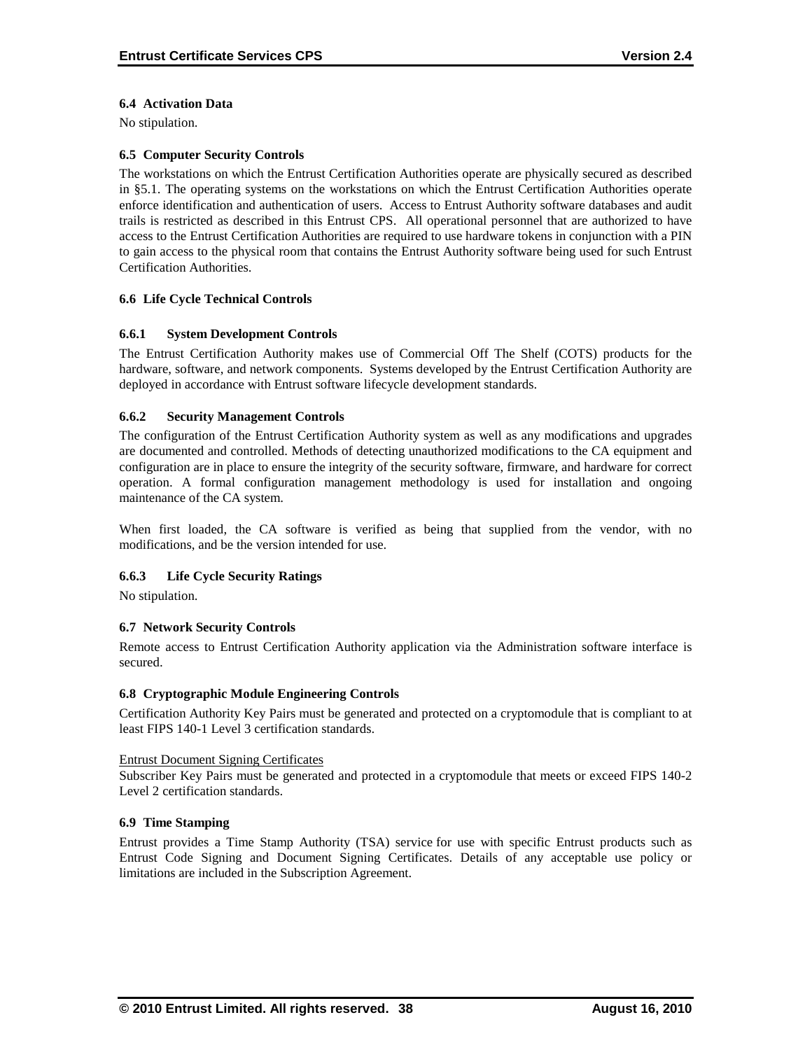### 6.4 Activation Data

No stipulation.

### 6.5 Computer Security Controls

The workstations on which the Entrust Certification Authorities operate are physically secured as described in §5.1. The operating systems on the workstations on which the Entrust Certification Authorities operate enforce identification and authentication of users. Access to Entrust Authority software databases and audit trails is restricted as described in this Entrust CPS. All operational personnel that are authorized to have access to the Entrust Certification Authorities are required to use hardware tokens in conjunction with a PIN to gain access to the physical room that contains the Entrust Authority software being used for such Entrust Certification Authorities.

### 6.6 Life Cycle Technical Controls

#### 6.6.1 System Development Controls

The Entrust Certification Authority makes use of Commercial Off The Shelf (COTS) products for the hardware, software, and network components. Systems developed by the Entrust Certification Authority are deployed in accordance with Entrust software lifecycle development standards.

#### 6.6.2 Security Management Controls

The configuration of the Entrust Certification Authority system as well as any modifications and upgrades are documented and controlled. Methods of detecting unauthorized modifications to the CA equipment and configuration are in place to ensure the integrity of the security software, firmware, and hardware for correct operation. A formal configuration management methodology is used for installation and ongoing maintenance of the CA system.

When first loaded, the CA software is verified as being that supplied from the vendor, with no modifications, and be the version intended for use.

#### 6.6.3 Life Cycle Security Ratings

No stipulation.

### 6.7 Network Security Controls

Remote access to Entrust Certification Authority application via the Administration software interface is secured.

### 6.8 Cryptographic Module Engineering Controls

Certification Authority Key Pairs must be generated and protected on a cryptomodule that is compliant to at least FIPS 140-1 Level 3 certification standards.

<u>Entrust Document Signing Certificates</u>
Subscriber Key Pairs must be generated and protected in a cryptomodule that meets or exceed FIPS 140-2 Level 2 certification standards.

### 6.9 Time Stamping

Entrust provides a Time Stamp Authority (TSA) service for use with specific Entrust products such as Entrust Code Signing and Document Signing Certificates. Details of any acceptable use policy or limitations are included in the Subscription Agreement.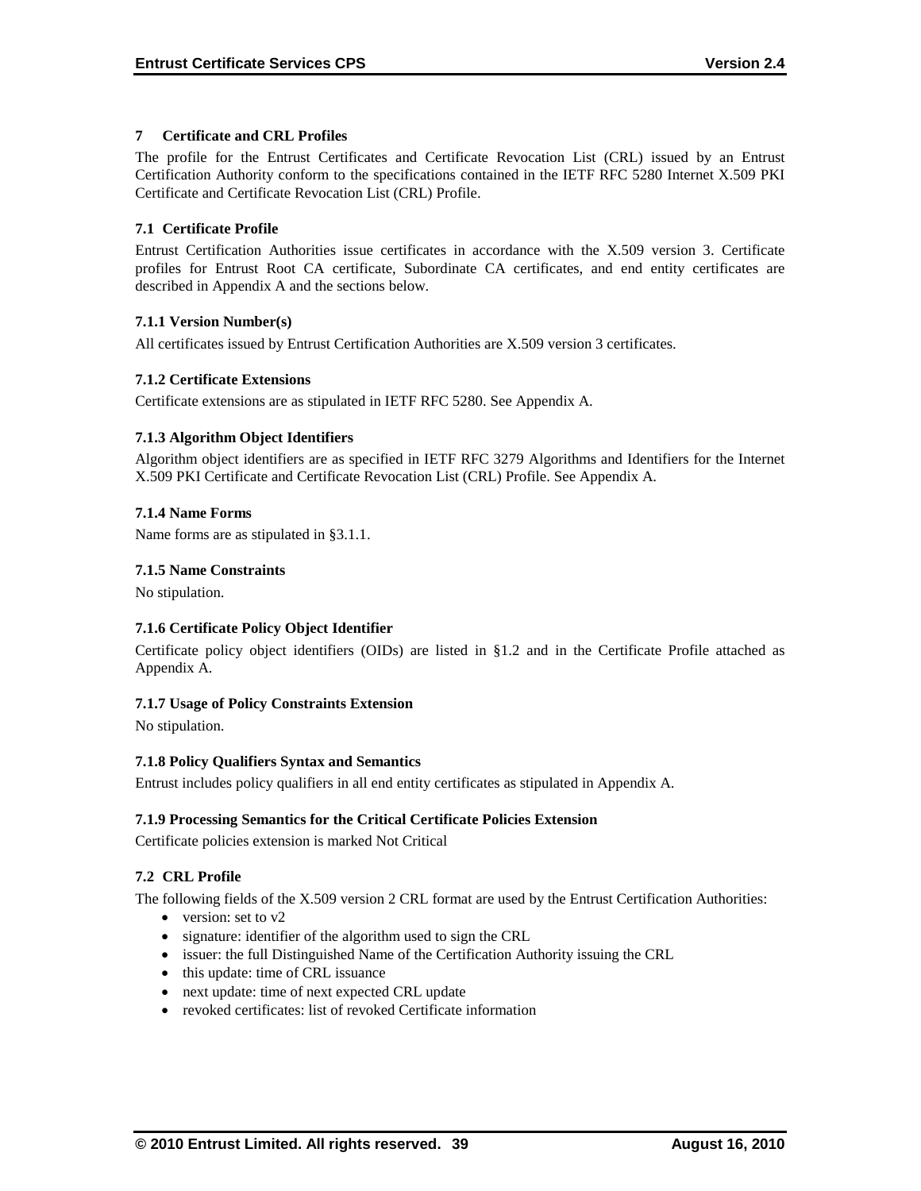# 7 Certificate and CRL Profiles

The profile for the Entrust Certificates and Certificate Revocation List (CRL) issued by an Entrust Certification Authority conform to the specifications contained in the IETF RFC 5280 Internet X.509 PKI Certificate and Certificate Revocation List (CRL) Profile.

## 7.1 Certificate Profile

Entrust Certification Authorities issue certificates in accordance with the X.509 version 3. Certificate profiles for Entrust Root CA certificate, Subordinate CA certificates, and end entity certificates are described in Appendix A and the sections below.

### 7.1.1 Version Number(s)

All certificates issued by Entrust Certification Authorities are X.509 version 3 certificates.

### 7.1.2 Certificate Extensions

Certificate extensions are as stipulated in IETF RFC 5280. See Appendix A.

### 7.1.3 Algorithm Object Identifiers

Algorithm object identifiers are as specified in IETF RFC 3279 Algorithms and Identifiers for the Internet X.509 PKI Certificate and Certificate Revocation List (CRL) Profile. See Appendix A.

### 7.1.4 Name Forms

Name forms are as stipulated in §3.1.1.

### 7.1.5 Name Constraints

No stipulation.

### 7.1.6 Certificate Policy Object Identifier

Certificate policy object identifiers (OIDs) are listed in §1.2 and in the Certificate Profile attached as Appendix A.

### 7.1.7 Usage of Policy Constraints Extension

No stipulation.

### 7.1.8 Policy Qualifiers Syntax and Semantics

Entrust includes policy qualifiers in all end entity certificates as stipulated in Appendix A.

### 7.1.9 Processing Semantics for the Critical Certificate Policies Extension

Certificate policies extension is marked Not Critical

## 7.2 CRL Profile

The following fields of the X.509 version 2 CRL format are used by the Entrust Certification Authorities:

- version: set to v2
- signature: identifier of the algorithm used to sign the CRL
- issuer: the full Distinguished Name of the Certification Authority issuing the CRL
- this update: time of CRL issuance
- next update: time of next expected CRL update
- revoked certificates: list of revoked Certificate information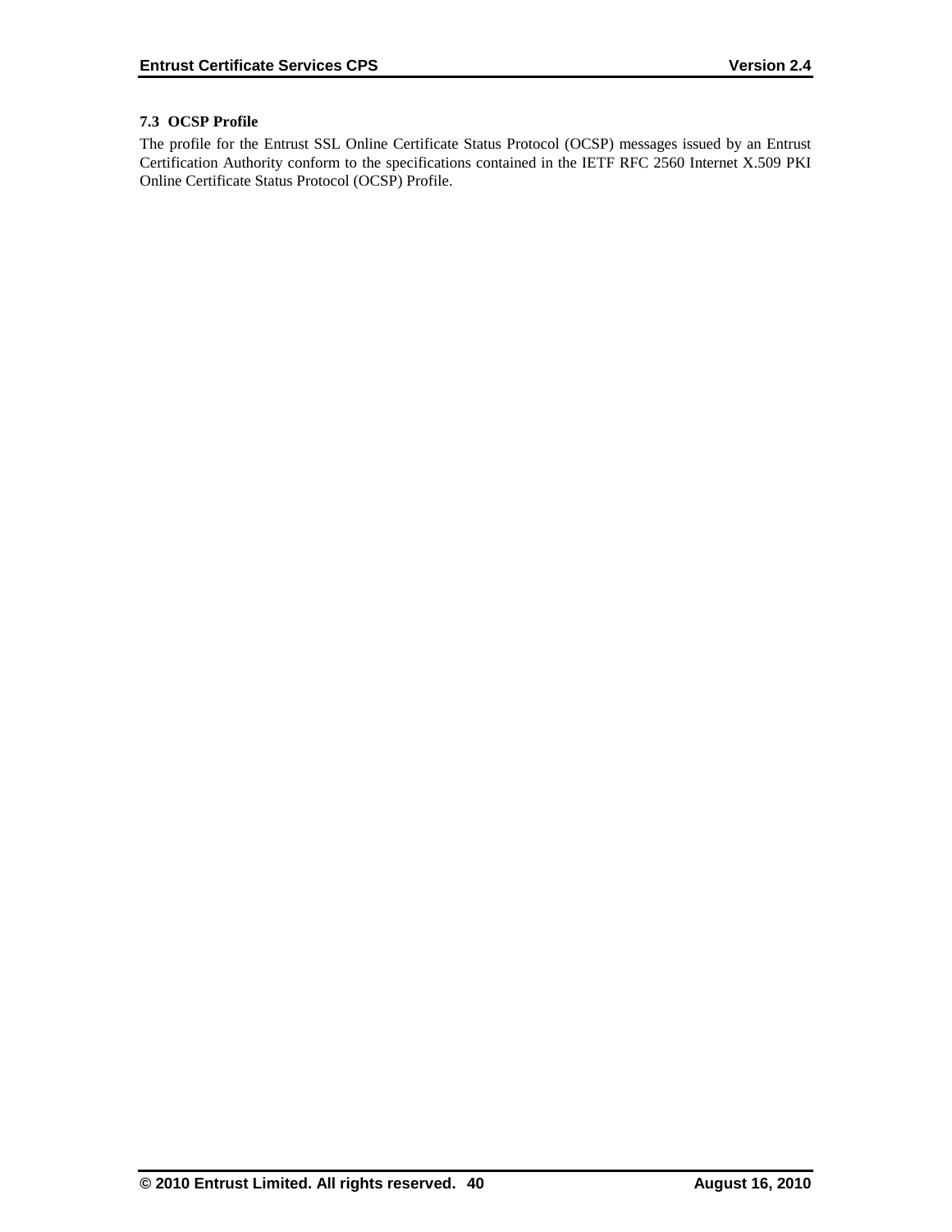### 7.3 OCSP Profile

The profile for the Entrust SSL Online Certificate Status Protocol (OCSP) messages issued by an Entrust Certification Authority conform to the specifications contained in the IETF RFC 2560 Internet X.509 PKI Online Certificate Status Protocol (OCSP) Profile.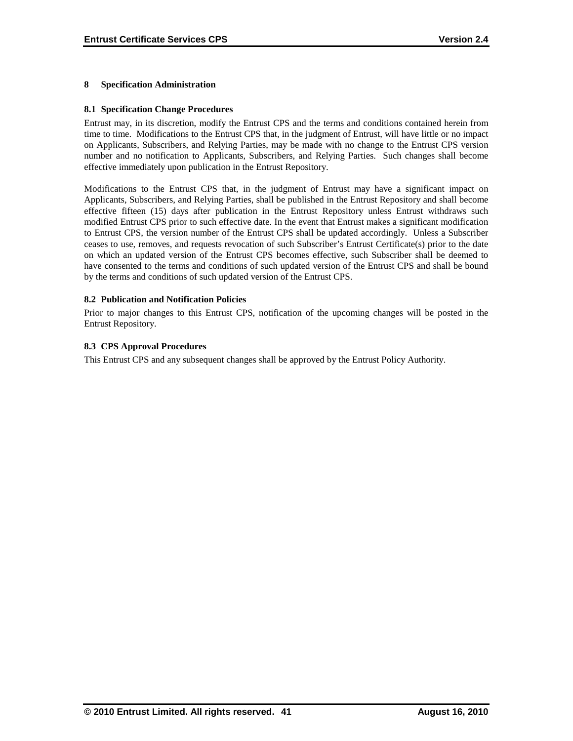# 8 Specification Administration

## 8.1 Specification Change Procedures

Entrust may, in its discretion, modify the Entrust CPS and the terms and conditions contained herein from time to time. Modifications to the Entrust CPS that, in the judgment of Entrust, will have little or no impact on Applicants, Subscribers, and Relying Parties, may be made with no change to the Entrust CPS version number and no notification to Applicants, Subscribers, and Relying Parties. Such changes shall become effective immediately upon publication in the Entrust Repository.

Modifications to the Entrust CPS that, in the judgment of Entrust may have a significant impact on Applicants, Subscribers, and Relying Parties, shall be published in the Entrust Repository and shall become effective fifteen (15) days after publication in the Entrust Repository unless Entrust withdraws such modified Entrust CPS prior to such effective date. In the event that Entrust makes a significant modification to Entrust CPS, the version number of the Entrust CPS shall be updated accordingly. Unless a Subscriber ceases to use, removes, and requests revocation of such Subscriber's Entrust Certificate(s) prior to the date on which an updated version of the Entrust CPS becomes effective, such Subscriber shall be deemed to have consented to the terms and conditions of such updated version of the Entrust CPS and shall be bound by the terms and conditions of such updated version of the Entrust CPS.

## 8.2 Publication and Notification Policies

Prior to major changes to this Entrust CPS, notification of the upcoming changes will be posted in the Entrust Repository.

## 8.3 CPS Approval Procedures

This Entrust CPS and any subsequent changes shall be approved by the Entrust Policy Authority.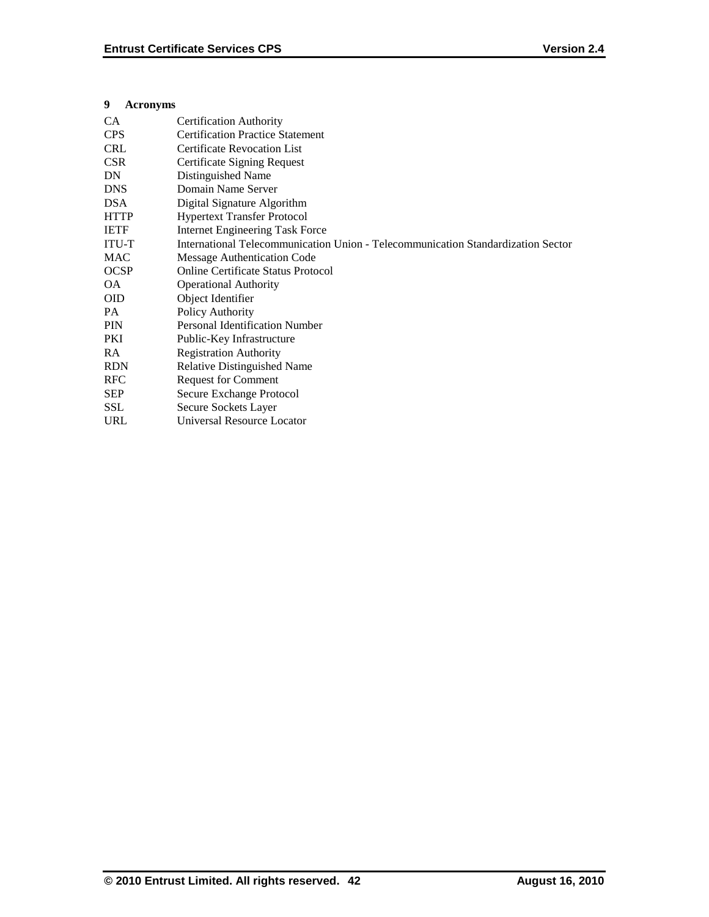# 9 Acronyms

| | |
|---|---|
| CA | Certification Authority |
| CPS | Certification Practice Statement |
| CRL | Certificate Revocation List |
| CSR | Certificate Signing Request |
| DN | Distinguished Name |
| DNS | Domain Name Server |
| DSA | Digital Signature Algorithm |
| HTTP | Hypertext Transfer Protocol |
| IETF | Internet Engineering Task Force |
| ITU-T | International Telecommunication Union - Telecommunication Standardization Sector |
| MAC | Message Authentication Code |
| OCSP | Online Certificate Status Protocol |
| OA | Operational Authority |
| OID | Object Identifier |
| PA | Policy Authority |
| PIN | Personal Identification Number |
| PKI | Public-Key Infrastructure |
| RA | Registration Authority |
| RDN | Relative Distinguished Name |
| RFC | Request for Comment |
| SEP | Secure Exchange Protocol |
| SSL | Secure Sockets Layer |
| URL | Universal Resource Locator |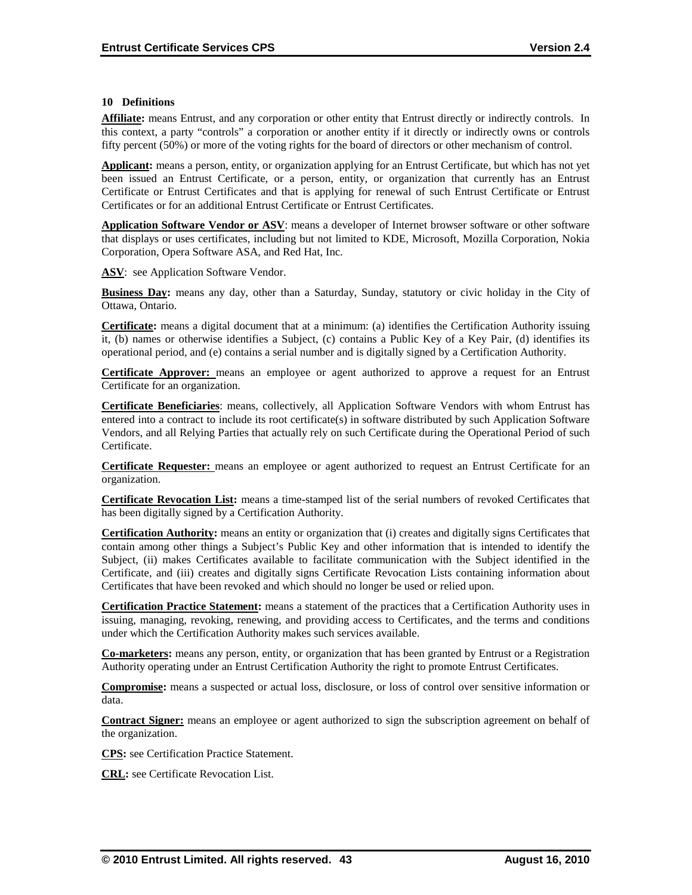## 10 Definitions

**Affiliate:** means Entrust, and any corporation or other entity that Entrust directly or indirectly controls. In this context, a party "controls" a corporation or another entity if it directly or indirectly owns or controls fifty percent (50%) or more of the voting rights for the board of directors or other mechanism of control.

**Applicant:** means a person, entity, or organization applying for an Entrust Certificate, but which has not yet been issued an Entrust Certificate, or a person, entity, or organization that currently has an Entrust Certificate or Entrust Certificates and that is applying for renewal of such Entrust Certificate or Entrust Certificates or for an additional Entrust Certificate or Entrust Certificates.

**Application Software Vendor or ASV**: means a developer of Internet browser software or other software that displays or uses certificates, including but not limited to KDE, Microsoft, Mozilla Corporation, Nokia Corporation, Opera Software ASA, and Red Hat, Inc.

**ASV**: see Application Software Vendor.

**Business Day:** means any day, other than a Saturday, Sunday, statutory or civic holiday in the City of Ottawa, Ontario.

**Certificate:** means a digital document that at a minimum: (a) identifies the Certification Authority issuing it, (b) names or otherwise identifies a Subject, (c) contains a Public Key of a Key Pair, (d) identifies its operational period, and (e) contains a serial number and is digitally signed by a Certification Authority.

**Certificate Approver:** means an employee or agent authorized to approve a request for an Entrust Certificate for an organization.

**Certificate Beneficiaries**: means, collectively, all Application Software Vendors with whom Entrust has entered into a contract to include its root certificate(s) in software distributed by such Application Software Vendors, and all Relying Parties that actually rely on such Certificate during the Operational Period of such Certificate.

**Certificate Requester:** means an employee or agent authorized to request an Entrust Certificate for an organization.

**Certificate Revocation List:** means a time-stamped list of the serial numbers of revoked Certificates that has been digitally signed by a Certification Authority.

**Certification Authority:** means an entity or organization that (i) creates and digitally signs Certificates that contain among other things a Subject's Public Key and other information that is intended to identify the Subject, (ii) makes Certificates available to facilitate communication with the Subject identified in the Certificate, and (iii) creates and digitally signs Certificate Revocation Lists containing information about Certificates that have been revoked and which should no longer be used or relied upon.

**Certification Practice Statement:** means a statement of the practices that a Certification Authority uses in issuing, managing, revoking, renewing, and providing access to Certificates, and the terms and conditions under which the Certification Authority makes such services available.

**Co-marketers:** means any person, entity, or organization that has been granted by Entrust or a Registration Authority operating under an Entrust Certification Authority the right to promote Entrust Certificates.

**Compromise:** means a suspected or actual loss, disclosure, or loss of control over sensitive information or data.

**Contract Signer:** means an employee or agent authorized to sign the subscription agreement on behalf of the organization.

**CPS:** see Certification Practice Statement.

**CRL:** see Certificate Revocation List.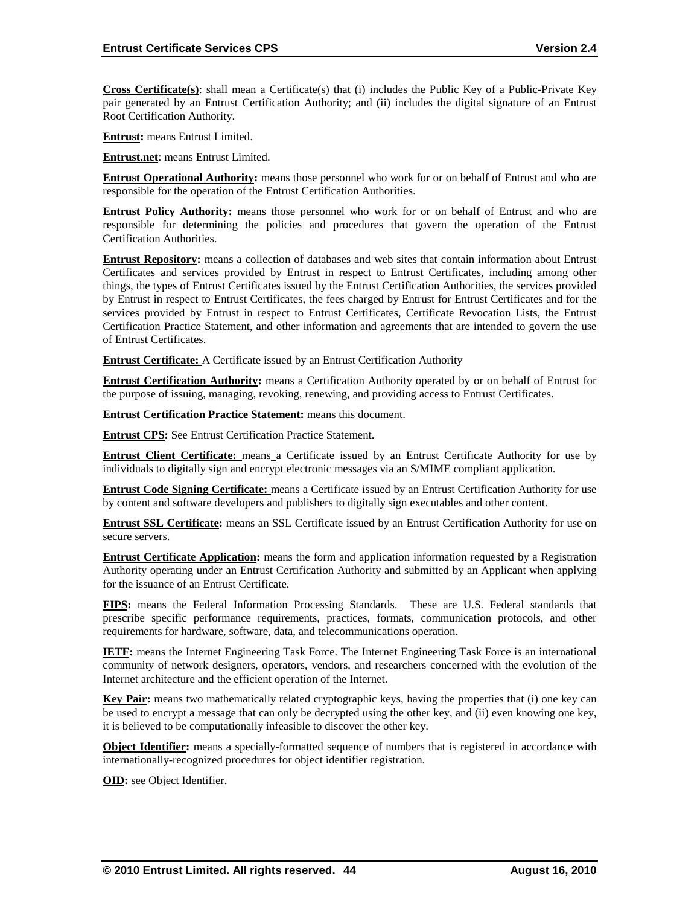**Cross Certificate(s)**: shall mean a Certificate(s) that (i) includes the Public Key of a Public-Private Key pair generated by an Entrust Certification Authority; and (ii) includes the digital signature of an Entrust Root Certification Authority.

**Entrust:** means Entrust Limited.

**Entrust.net**: means Entrust Limited.

**Entrust Operational Authority:** means those personnel who work for or on behalf of Entrust and who are responsible for the operation of the Entrust Certification Authorities.

**Entrust Policy Authority:** means those personnel who work for or on behalf of Entrust and who are responsible for determining the policies and procedures that govern the operation of the Entrust Certification Authorities.

**Entrust Repository:** means a collection of databases and web sites that contain information about Entrust Certificates and services provided by Entrust in respect to Entrust Certificates, including among other things, the types of Entrust Certificates issued by the Entrust Certification Authorities, the services provided by Entrust in respect to Entrust Certificates, the fees charged by Entrust for Entrust Certificates and for the services provided by Entrust in respect to Entrust Certificates, Certificate Revocation Lists, the Entrust Certification Practice Statement, and other information and agreements that are intended to govern the use of Entrust Certificates.

**Entrust Certificate:** A Certificate issued by an Entrust Certification Authority

**Entrust Certification Authority:** means a Certification Authority operated by or on behalf of Entrust for the purpose of issuing, managing, revoking, renewing, and providing access to Entrust Certificates.

**Entrust Certification Practice Statement:** means this document.

**Entrust CPS:** See Entrust Certification Practice Statement.

**Entrust Client Certificate:** means a Certificate issued by an Entrust Certificate Authority for use by individuals to digitally sign and encrypt electronic messages via an S/MIME compliant application.

**Entrust Code Signing Certificate:** means a Certificate issued by an Entrust Certification Authority for use by content and software developers and publishers to digitally sign executables and other content.

**Entrust SSL Certificate:** means an SSL Certificate issued by an Entrust Certification Authority for use on secure servers.

**Entrust Certificate Application:** means the form and application information requested by a Registration Authority operating under an Entrust Certification Authority and submitted by an Applicant when applying for the issuance of an Entrust Certificate.

**FIPS:** means the Federal Information Processing Standards. These are U.S. Federal standards that prescribe specific performance requirements, practices, formats, communication protocols, and other requirements for hardware, software, data, and telecommunications operation.

**IETF:** means the Internet Engineering Task Force. The Internet Engineering Task Force is an international community of network designers, operators, vendors, and researchers concerned with the evolution of the Internet architecture and the efficient operation of the Internet.

**Key Pair:** means two mathematically related cryptographic keys, having the properties that (i) one key can be used to encrypt a message that can only be decrypted using the other key, and (ii) even knowing one key, it is believed to be computationally infeasible to discover the other key.

**Object Identifier:** means a specially-formatted sequence of numbers that is registered in accordance with internationally-recognized procedures for object identifier registration.

**OID:** see Object Identifier.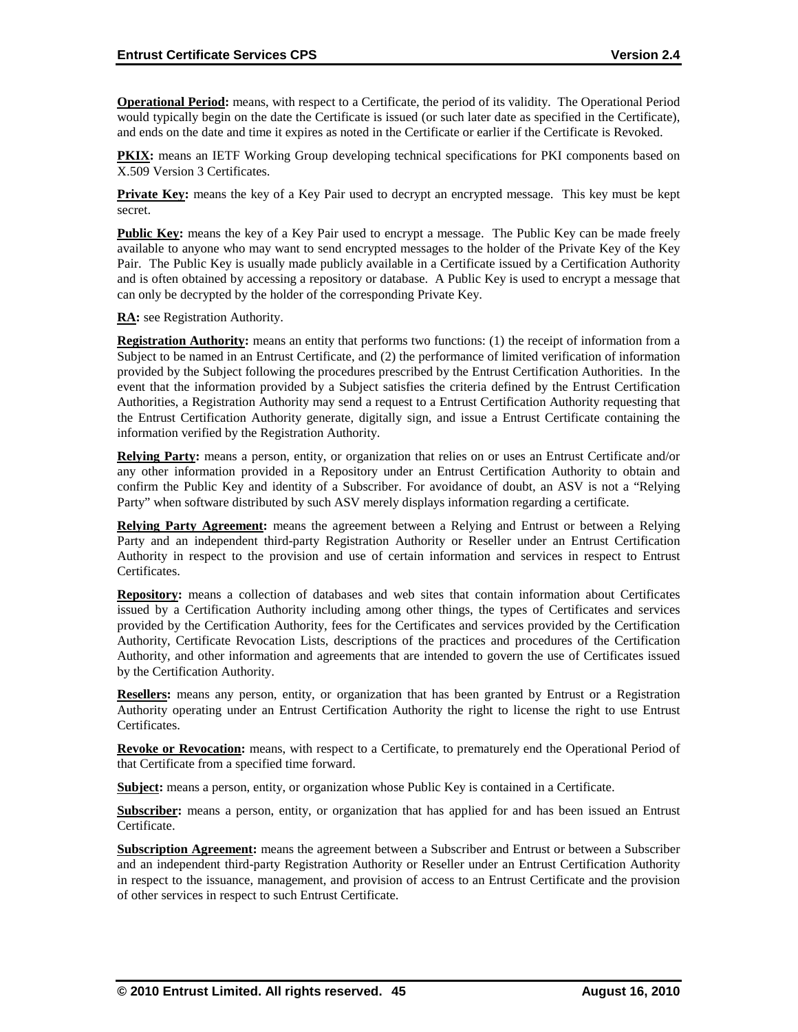**Operational Period:** means, with respect to a Certificate, the period of its validity. The Operational Period would typically begin on the date the Certificate is issued (or such later date as specified in the Certificate), and ends on the date and time it expires as noted in the Certificate or earlier if the Certificate is Revoked.

**PKIX:** means an IETF Working Group developing technical specifications for PKI components based on X.509 Version 3 Certificates.

**Private Key:** means the key of a Key Pair used to decrypt an encrypted message. This key must be kept secret.

**Public Key:** means the key of a Key Pair used to encrypt a message. The Public Key can be made freely available to anyone who may want to send encrypted messages to the holder of the Private Key of the Key Pair. The Public Key is usually made publicly available in a Certificate issued by a Certification Authority and is often obtained by accessing a repository or database. A Public Key is used to encrypt a message that can only be decrypted by the holder of the corresponding Private Key.

**RA:** see Registration Authority.

**Registration Authority:** means an entity that performs two functions: (1) the receipt of information from a Subject to be named in an Entrust Certificate, and (2) the performance of limited verification of information provided by the Subject following the procedures prescribed by the Entrust Certification Authorities. In the event that the information provided by a Subject satisfies the criteria defined by the Entrust Certification Authorities, a Registration Authority may send a request to a Entrust Certification Authority requesting that the Entrust Certification Authority generate, digitally sign, and issue a Entrust Certificate containing the information verified by the Registration Authority.

**Relying Party:** means a person, entity, or organization that relies on or uses an Entrust Certificate and/or any other information provided in a Repository under an Entrust Certification Authority to obtain and confirm the Public Key and identity of a Subscriber. For avoidance of doubt, an ASV is not a "Relying Party" when software distributed by such ASV merely displays information regarding a certificate.

**Relying Party Agreement:** means the agreement between a Relying and Entrust or between a Relying Party and an independent third-party Registration Authority or Reseller under an Entrust Certification Authority in respect to the provision and use of certain information and services in respect to Entrust Certificates.

**Repository:** means a collection of databases and web sites that contain information about Certificates issued by a Certification Authority including among other things, the types of Certificates and services provided by the Certification Authority, fees for the Certificates and services provided by the Certification Authority, Certificate Revocation Lists, descriptions of the practices and procedures of the Certification Authority, and other information and agreements that are intended to govern the use of Certificates issued by the Certification Authority.

**Resellers:** means any person, entity, or organization that has been granted by Entrust or a Registration Authority operating under an Entrust Certification Authority the right to license the right to use Entrust Certificates.

**Revoke or Revocation:** means, with respect to a Certificate, to prematurely end the Operational Period of that Certificate from a specified time forward.

**Subject:** means a person, entity, or organization whose Public Key is contained in a Certificate.

**Subscriber:** means a person, entity, or organization that has applied for and has been issued an Entrust Certificate.

**Subscription Agreement:** means the agreement between a Subscriber and Entrust or between a Subscriber and an independent third-party Registration Authority or Reseller under an Entrust Certification Authority in respect to the issuance, management, and provision of access to an Entrust Certificate and the provision of other services in respect to such Entrust Certificate.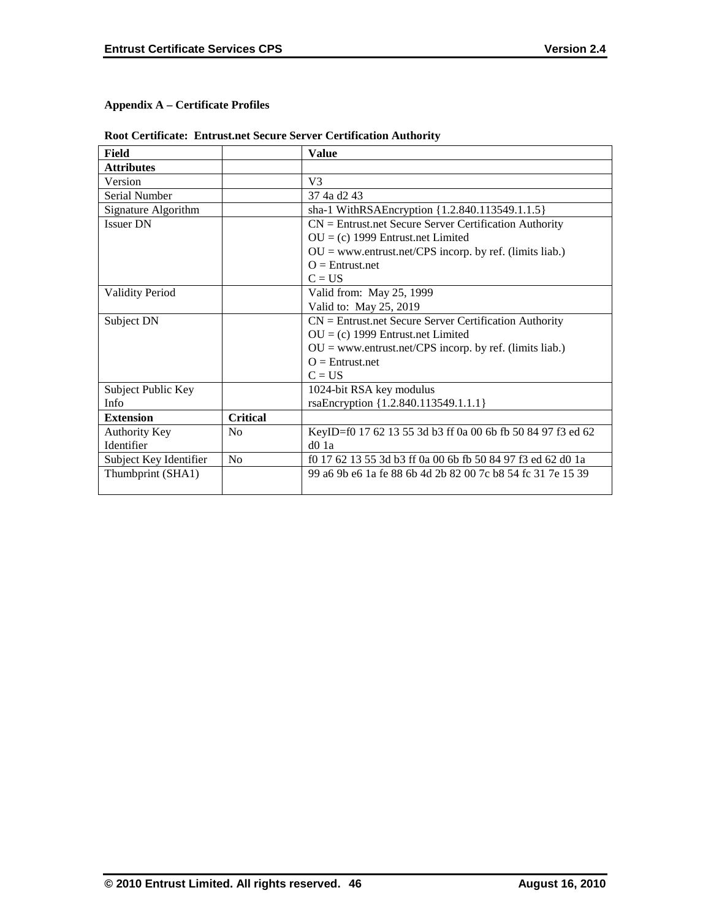**Appendix A – Certificate Profiles**

**Root Certificate: Entrust.net Secure Server Certification Authority**

| Field | | Value |
|---|---|---|
| **Attributes** | | |
| Version | | V3 |
| Serial Number | | 37 4a d2 43 |
| Signature Algorithm | | sha-1 WithRSAEncryption {1.2.840.113549.1.1.5} |
| Issuer DN | | CN = Entrust.net Secure Server Certification Authority<br>OU = (c) 1999 Entrust.net Limited<br>OU = www.entrust.net/CPS incorp. by ref. (limits liab.)<br>O = Entrust.net<br>C = US |
| Validity Period | | Valid from: May 25, 1999<br>Valid to: May 25, 2019 |
| Subject DN | | CN = Entrust.net Secure Server Certification Authority<br>OU = (c) 1999 Entrust.net Limited<br>OU = www.entrust.net/CPS incorp. by ref. (limits liab.)<br>O = Entrust.net<br>C = US |
| Subject Public Key Info | | 1024-bit RSA key modulus<br>rsaEncryption {1.2.840.113549.1.1.1} |
| **Extension** | **Critical** | |
| Authority Key Identifier | No | KeyID=f0 17 62 13 55 3d b3 ff 0a 00 6b fb 50 84 97 f3 ed 62 d0 1a |
| Subject Key Identifier | No | f0 17 62 13 55 3d b3 ff 0a 00 6b fb 50 84 97 f3 ed 62 d0 1a |
| Thumbprint (SHA1) | | 99 a6 9b e6 1a fe 88 6b 4d 2b 82 00 7c b8 54 fc 31 7e 15 39 |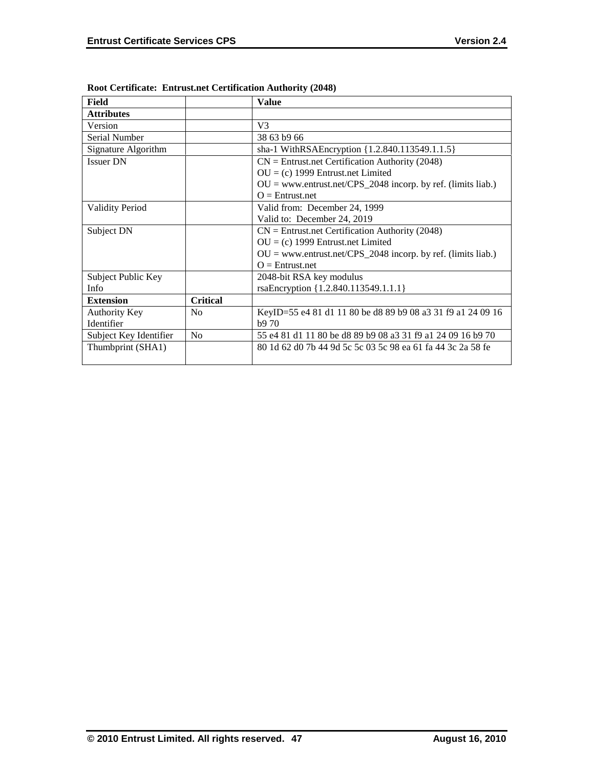**Root Certificate: Entrust.net Certification Authority (2048)**

| **Field** | | **Value** |
|---|---|---|
| **Attributes** | | |
| Version | | V3 |
| Serial Number | | 38 63 b9 66 |
| Signature Algorithm | | sha-1 WithRSAEncryption {1.2.840.113549.1.1.5} |
| Issuer DN | | CN = Entrust.net Certification Authority (2048)<br>OU = (c) 1999 Entrust.net Limited<br>OU = www.entrust.net/CPS_2048 incorp. by ref. (limits liab.)<br>O = Entrust.net |
| Validity Period | | Valid from: December 24, 1999<br>Valid to: December 24, 2019 |
| Subject DN | | CN = Entrust.net Certification Authority (2048)<br>OU = (c) 1999 Entrust.net Limited<br>OU = www.entrust.net/CPS_2048 incorp. by ref. (limits liab.)<br>O = Entrust.net |
| Subject Public Key Info | | 2048-bit RSA key modulus<br>rsaEncryption {1.2.840.113549.1.1.1} |
| **Extension** | **Critical** | |
| Authority Key Identifier | No | KeyID=55 e4 81 d1 11 80 be d8 89 b9 08 a3 31 f9 a1 24 09 16 b9 70 |
| Subject Key Identifier | No | 55 e4 81 d1 11 80 be d8 89 b9 08 a3 31 f9 a1 24 09 16 b9 70 |
| Thumbprint (SHA1) | | 80 1d 62 d0 7b 44 9d 5c 5c 03 5c 98 ea 61 fa 44 3c 2a 58 fe |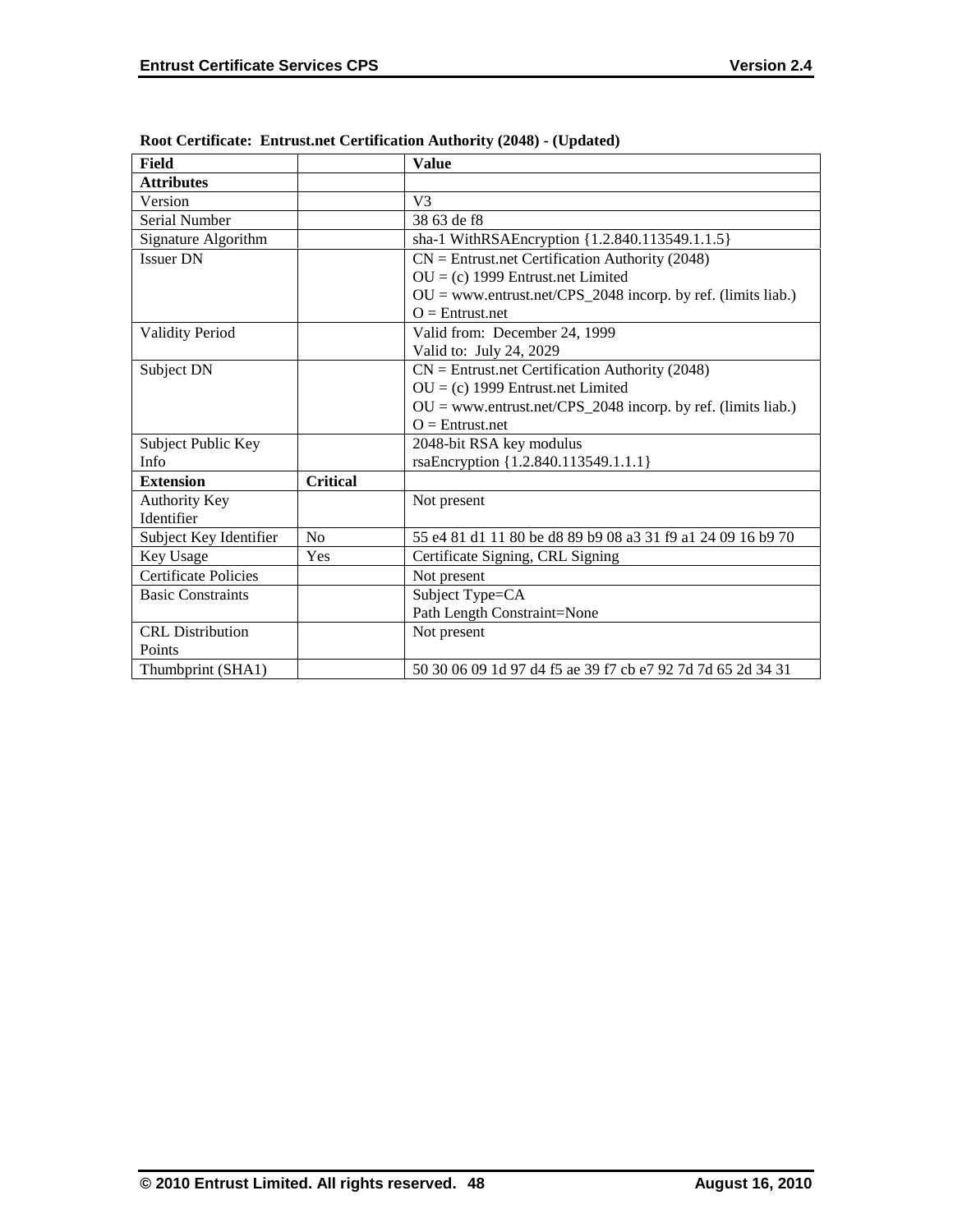**Root Certificate: Entrust.net Certification Authority (2048) - (Updated)**

| Field | | Value |
|---|---|---|
| **Attributes** | | |
| Version | | V3 |
| Serial Number | | 38 63 de f8 |
| Signature Algorithm | | sha-1 WithRSAEncryption {1.2.840.113549.1.1.5} |
| Issuer DN | | CN = Entrust.net Certification Authority (2048)<br>OU = (c) 1999 Entrust.net Limited<br>OU = www.entrust.net/CPS_2048 incorp. by ref. (limits liab.)<br>O = Entrust.net |
| Validity Period | | Valid from: December 24, 1999<br>Valid to: July 24, 2029 |
| Subject DN | | CN = Entrust.net Certification Authority (2048)<br>OU = (c) 1999 Entrust.net Limited<br>OU = www.entrust.net/CPS_2048 incorp. by ref. (limits liab.)<br>O = Entrust.net |
| Subject Public Key Info | | 2048-bit RSA key modulus<br>rsaEncryption {1.2.840.113549.1.1.1} |
| **Extension** | **Critical** | |
| Authority Key Identifier | | Not present |
| Subject Key Identifier | No | 55 e4 81 d1 11 80 be d8 89 b9 08 a3 31 f9 a1 24 09 16 b9 70 |
| Key Usage | Yes | Certificate Signing, CRL Signing |
| Certificate Policies | | Not present |
| Basic Constraints | | Subject Type=CA<br>Path Length Constraint=None |
| CRL Distribution Points | | Not present |
| Thumbprint (SHA1) | | 50 30 06 09 1d 97 d4 f5 ae 39 f7 cb e7 92 7d 7d 65 2d 34 31 |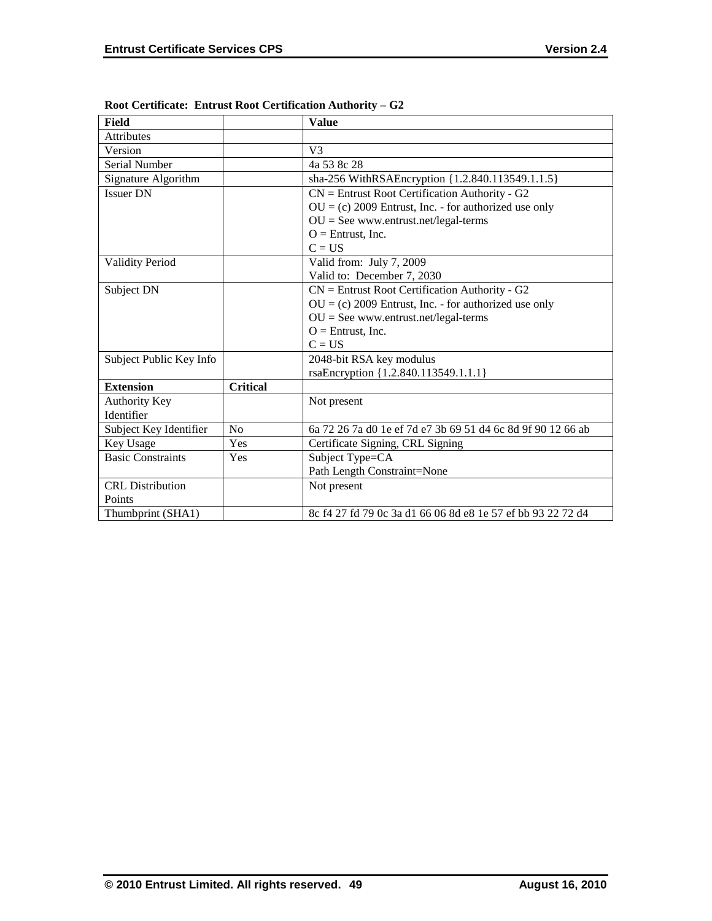**Root Certificate: Entrust Root Certification Authority – G2**

| Field | | Value |
|---|---|---|
| Attributes | | |
| Version | | V3 |
| Serial Number | | 4a 53 8c 28 |
| Signature Algorithm | | sha-256 WithRSAEncryption {1.2.840.113549.1.1.5} |
| Issuer DN | | CN = Entrust Root Certification Authority - G2<br>OU = (c) 2009 Entrust, Inc. - for authorized use only<br>OU = See www.entrust.net/legal-terms<br>O = Entrust, Inc.<br>C = US |
| Validity Period | | Valid from: July 7, 2009<br>Valid to: December 7, 2030 |
| Subject DN | | CN = Entrust Root Certification Authority - G2<br>OU = (c) 2009 Entrust, Inc. - for authorized use only<br>OU = See www.entrust.net/legal-terms<br>O = Entrust, Inc.<br>C = US |
| Subject Public Key Info | | 2048-bit RSA key modulus<br>rsaEncryption {1.2.840.113549.1.1.1} |
| **Extension** | **Critical** | |
| Authority Key Identifier | | Not present |
| Subject Key Identifier | No | 6a 72 26 7a d0 1e ef 7d e7 3b 69 51 d4 6c 8d 9f 90 12 66 ab |
| Key Usage | Yes | Certificate Signing, CRL Signing |
| Basic Constraints | Yes | Subject Type=CA<br>Path Length Constraint=None |
| CRL Distribution Points | | Not present |
| Thumbprint (SHA1) | | 8c f4 27 fd 79 0c 3a d1 66 06 8d e8 1e 57 ef bb 93 22 72 d4 |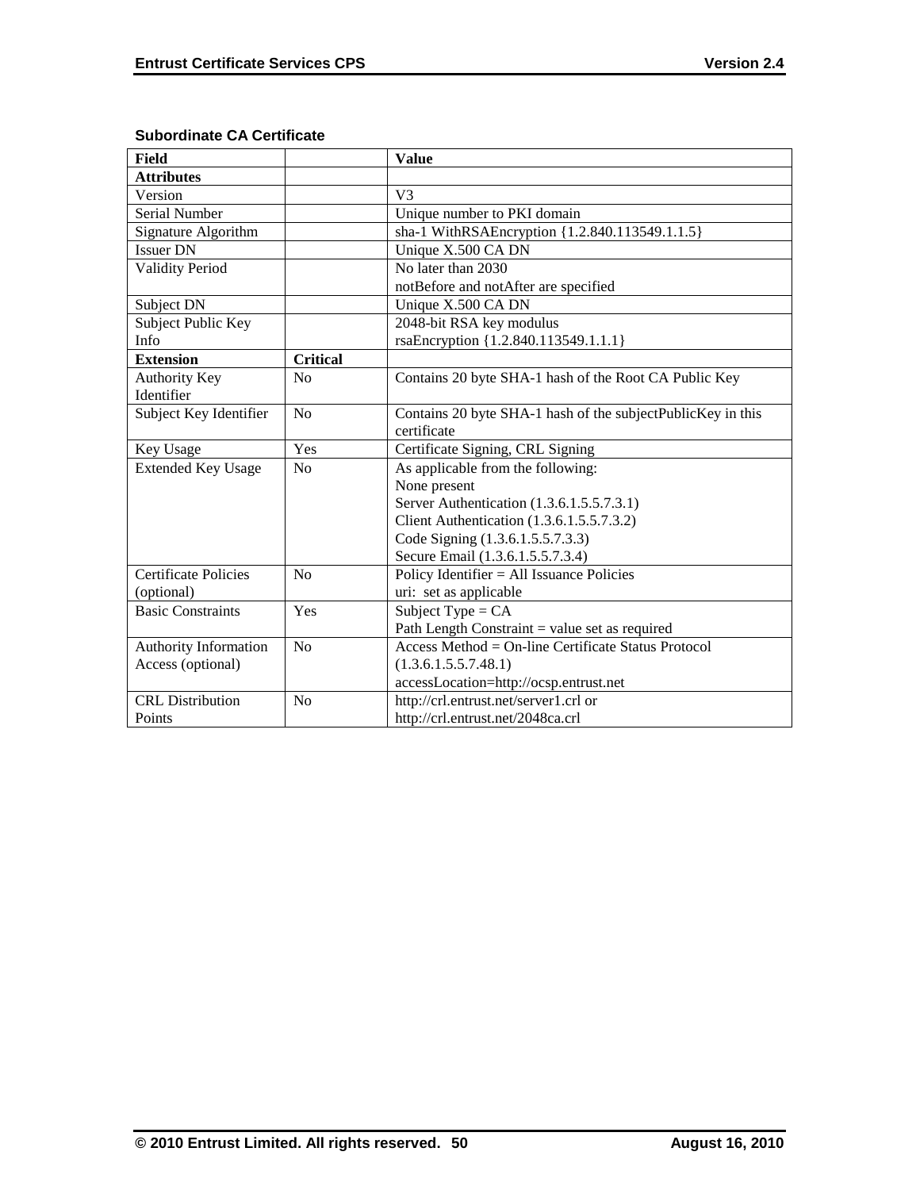**Subordinate CA Certificate**

| Field | | Value |
|---|---|---|
| **Attributes** | | |
| Version | | V3 |
| Serial Number | | Unique number to PKI domain |
| Signature Algorithm | | sha-1 WithRSAEncryption {1.2.840.113549.1.1.5} |
| Issuer DN | | Unique X.500 CA DN |
| Validity Period | | No later than 2030<br>notBefore and notAfter are specified |
| Subject DN | | Unique X.500 CA DN |
| Subject Public Key Info | | 2048-bit RSA key modulus<br>rsaEncryption {1.2.840.113549.1.1.1} |
| **Extension** | **Critical** | |
| Authority Key Identifier | No | Contains 20 byte SHA-1 hash of the Root CA Public Key |
| Subject Key Identifier | No | Contains 20 byte SHA-1 hash of the subjectPublicKey in this certificate |
| Key Usage | Yes | Certificate Signing, CRL Signing |
| Extended Key Usage | No | As applicable from the following:<br>None present<br>Server Authentication (1.3.6.1.5.5.7.3.1)<br>Client Authentication (1.3.6.1.5.5.7.3.2)<br>Code Signing (1.3.6.1.5.5.7.3.3)<br>Secure Email (1.3.6.1.5.5.7.3.4) |
| Certificate Policies (optional) | No | Policy Identifier = All Issuance Policies<br>uri: set as applicable |
| Basic Constraints | Yes | Subject Type = CA<br>Path Length Constraint = value set as required |
| Authority Information Access (optional) | No | Access Method = On-line Certificate Status Protocol (1.3.6.1.5.5.7.48.1)<br>accessLocation=http://ocsp.entrust.net |
| CRL Distribution Points | No | http://crl.entrust.net/server1.crl or<br>http://crl.entrust.net/2048ca.crl |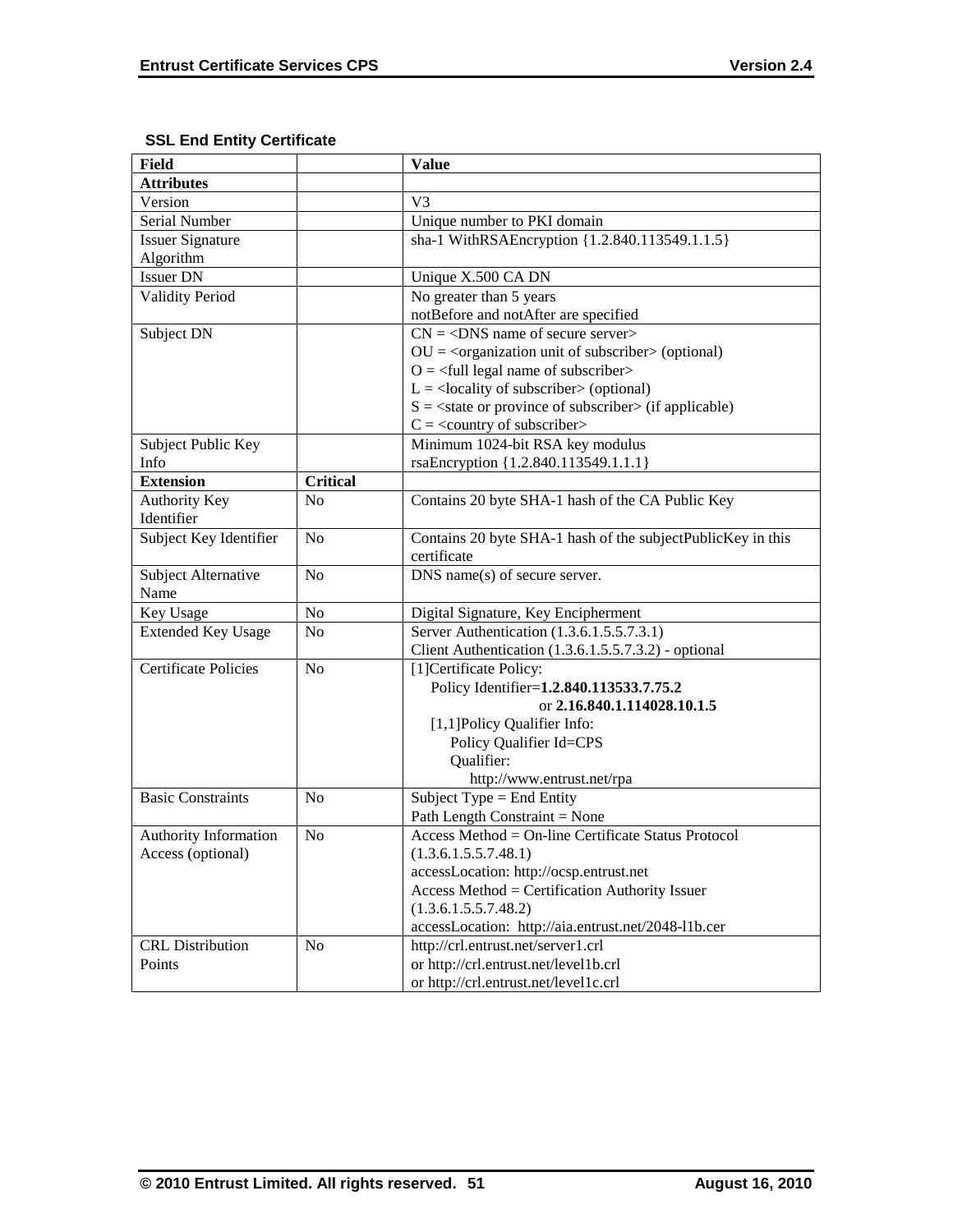### SSL End Entity Certificate

| Field | | Value |
|---|---|---|
| **Attributes** | | |
| Version | | V3 |
| Serial Number | | Unique number to PKI domain |
| Issuer Signature Algorithm | | sha-1 WithRSAEncryption {1.2.840.113549.1.1.5} |
| Issuer DN | | Unique X.500 CA DN |
| Validity Period | | No greater than 5 years<br>notBefore and notAfter are specified |
| Subject DN | | CN = <DNS name of secure server><br>OU = <organization unit of subscriber> (optional)<br>O = <full legal name of subscriber><br>L = <locality of subscriber> (optional)<br>S = <state or province of subscriber> (if applicable)<br>C = <country of subscriber> |
| Subject Public Key Info | | Minimum 1024-bit RSA key modulus<br>rsaEncryption {1.2.840.113549.1.1.1} |
| **Extension** | **Critical** | |
| Authority Key Identifier | No | Contains 20 byte SHA-1 hash of the CA Public Key |
| Subject Key Identifier | No | Contains 20 byte SHA-1 hash of the subjectPublicKey in this certificate |
| Subject Alternative Name | No | DNS name(s) of secure server. |
| Key Usage | No | Digital Signature, Key Encipherment |
| Extended Key Usage | No | Server Authentication (1.3.6.1.5.5.7.3.1)<br>Client Authentication (1.3.6.1.5.5.7.3.2) - optional |
| Certificate Policies | No | [1]Certificate Policy:<br>Policy Identifier=**1.2.840.113533.7.75.2**<br>or **2.16.840.1.114028.10.1.5**<br>[1,1]Policy Qualifier Info:<br>Policy Qualifier Id=CPS<br>Qualifier:<br>http://www.entrust.net/rpa |
| Basic Constraints | No | Subject Type = End Entity<br>Path Length Constraint = None |
| Authority Information Access (optional) | No | Access Method = On-line Certificate Status Protocol (1.3.6.1.5.5.7.48.1)<br>accessLocation: http://ocsp.entrust.net<br>Access Method = Certification Authority Issuer (1.3.6.1.5.5.7.48.2)<br>accessLocation: http://aia.entrust.net/2048-l1b.cer |
| CRL Distribution Points | No | http://crl.entrust.net/server1.crl<br>or http://crl.entrust.net/level1b.crl<br>or http://crl.entrust.net/level1c.crl |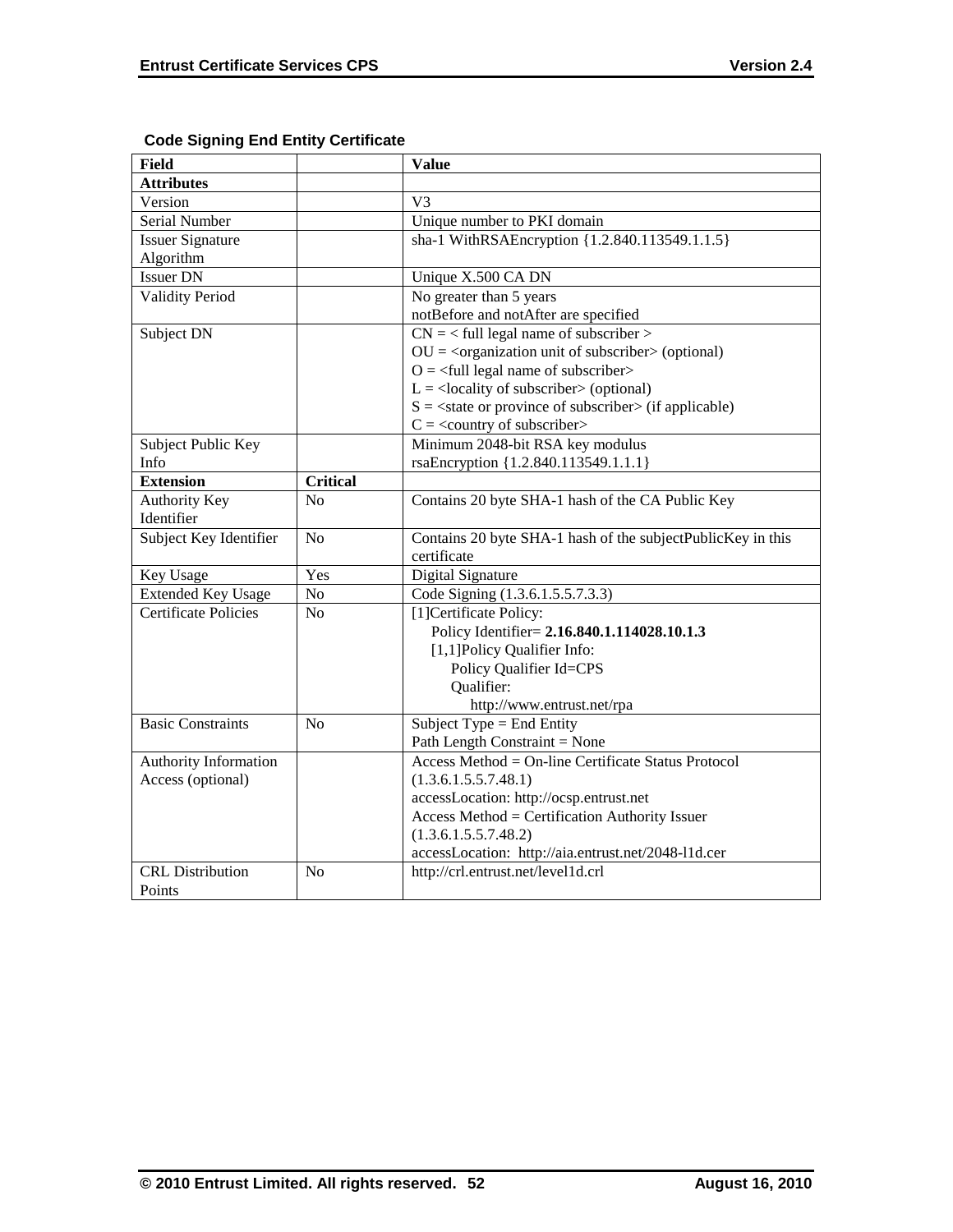**Code Signing End Entity Certificate**

| Field | | Value |
|---|---|---|
| **Attributes** | | |
| Version | | V3 |
| Serial Number | | Unique number to PKI domain |
| Issuer Signature Algorithm | | sha-1 WithRSAEncryption {1.2.840.113549.1.1.5} |
| Issuer DN | | Unique X.500 CA DN |
| Validity Period | | No greater than 5 years<br>notBefore and notAfter are specified |
| Subject DN | | CN = < full legal name of subscriber ><br>OU = <organization unit of subscriber> (optional)<br>O = <full legal name of subscriber><br>L = <locality of subscriber> (optional)<br>S = <state or province of subscriber> (if applicable)<br>C = <country of subscriber> |
| Subject Public Key Info | | Minimum 2048-bit RSA key modulus<br>rsaEncryption {1.2.840.113549.1.1.1} |
| **Extension** | **Critical** | |
| Authority Key Identifier | No | Contains 20 byte SHA-1 hash of the CA Public Key |
| Subject Key Identifier | No | Contains 20 byte SHA-1 hash of the subjectPublicKey in this certificate |
| Key Usage | Yes | Digital Signature |
| Extended Key Usage | No | Code Signing (1.3.6.1.5.5.7.3.3) |
| Certificate Policies | No | [1]Certificate Policy:<br>Policy Identifier= **2.16.840.1.114028.10.1.3**<br>[1,1]Policy Qualifier Info:<br>Policy Qualifier Id=CPS<br>Qualifier:<br>http://www.entrust.net/rpa |
| Basic Constraints | No | Subject Type = End Entity<br>Path Length Constraint = None |
| Authority Information Access (optional) | | Access Method = On-line Certificate Status Protocol (1.3.6.1.5.5.7.48.1)<br>accessLocation: http://ocsp.entrust.net<br>Access Method = Certification Authority Issuer (1.3.6.1.5.5.7.48.2)<br>accessLocation: http://aia.entrust.net/2048-l1d.cer |
| CRL Distribution Points | No | http://crl.entrust.net/level1d.crl |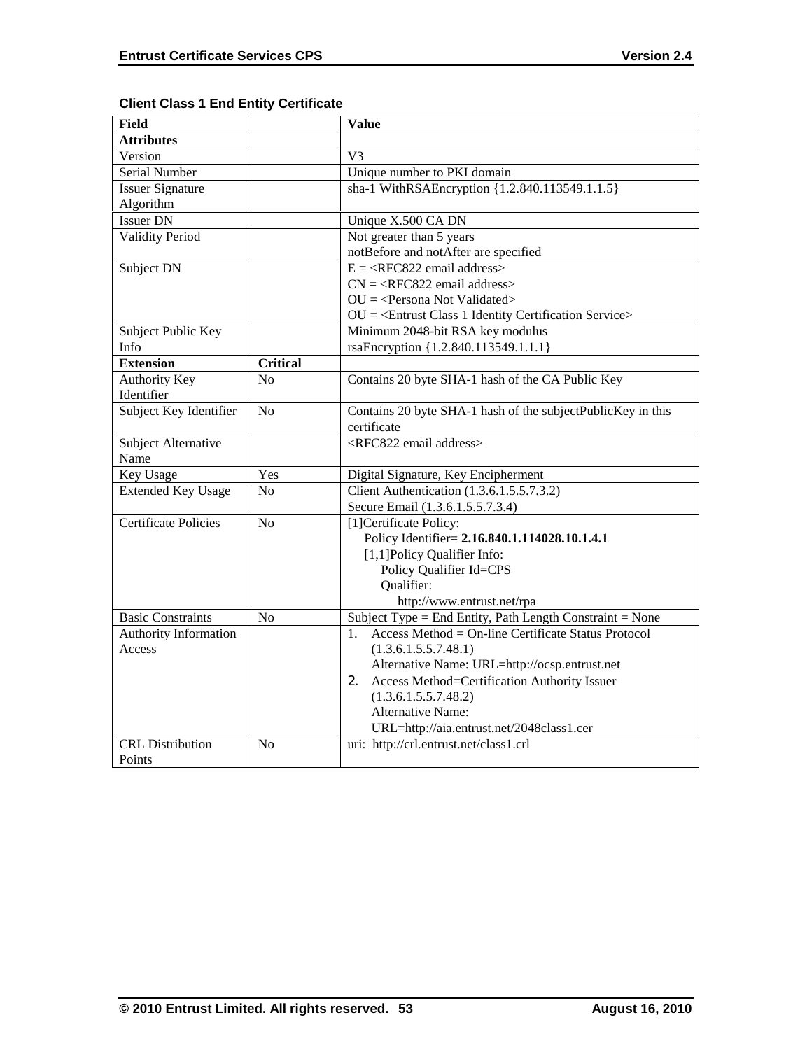**Client Class 1 End Entity Certificate**

| Field | | Value |
|---|---|---|
| **Attributes** | | |
| Version | | V3 |
| Serial Number | | Unique number to PKI domain |
| Issuer Signature Algorithm | | sha-1 WithRSAEncryption {1.2.840.113549.1.1.5} |
| Issuer DN | | Unique X.500 CA DN |
| Validity Period | | Not greater than 5 years<br>notBefore and notAfter are specified |
| Subject DN | | E = <RFC822 email address><br>CN = <RFC822 email address><br>OU = <Persona Not Validated><br>OU = <Entrust Class 1 Identity Certification Service> |
| Subject Public Key Info | | Minimum 2048-bit RSA key modulus<br>rsaEncryption {1.2.840.113549.1.1.1} |
| **Extension** | **Critical** | |
| Authority Key Identifier | No | Contains 20 byte SHA-1 hash of the CA Public Key |
| Subject Key Identifier | No | Contains 20 byte SHA-1 hash of the subjectPublicKey in this certificate |
| Subject Alternative Name | | <RFC822 email address> |
| Key Usage | Yes | Digital Signature, Key Encipherment |
| Extended Key Usage | No | Client Authentication (1.3.6.1.5.5.7.3.2)<br>Secure Email (1.3.6.1.5.5.7.3.4) |
| Certificate Policies | No | [1]Certificate Policy:<br>Policy Identifier= **2.16.840.1.114028.10.1.4.1**<br>[1,1]Policy Qualifier Info:<br>Policy Qualifier Id=CPS<br>Qualifier:<br>http://www.entrust.net/rpa |
| Basic Constraints | No | Subject Type = End Entity, Path Length Constraint = None |
| Authority Information Access | | 1. Access Method = On-line Certificate Status Protocol (1.3.6.1.5.5.7.48.1)<br>Alternative Name: URL=http://ocsp.entrust.net<br>2. Access Method=Certification Authority Issuer (1.3.6.1.5.5.7.48.2)<br>Alternative Name: URL=http://aia.entrust.net/2048class1.cer |
| CRL Distribution Points | No | uri: http://crl.entrust.net/class1.crl |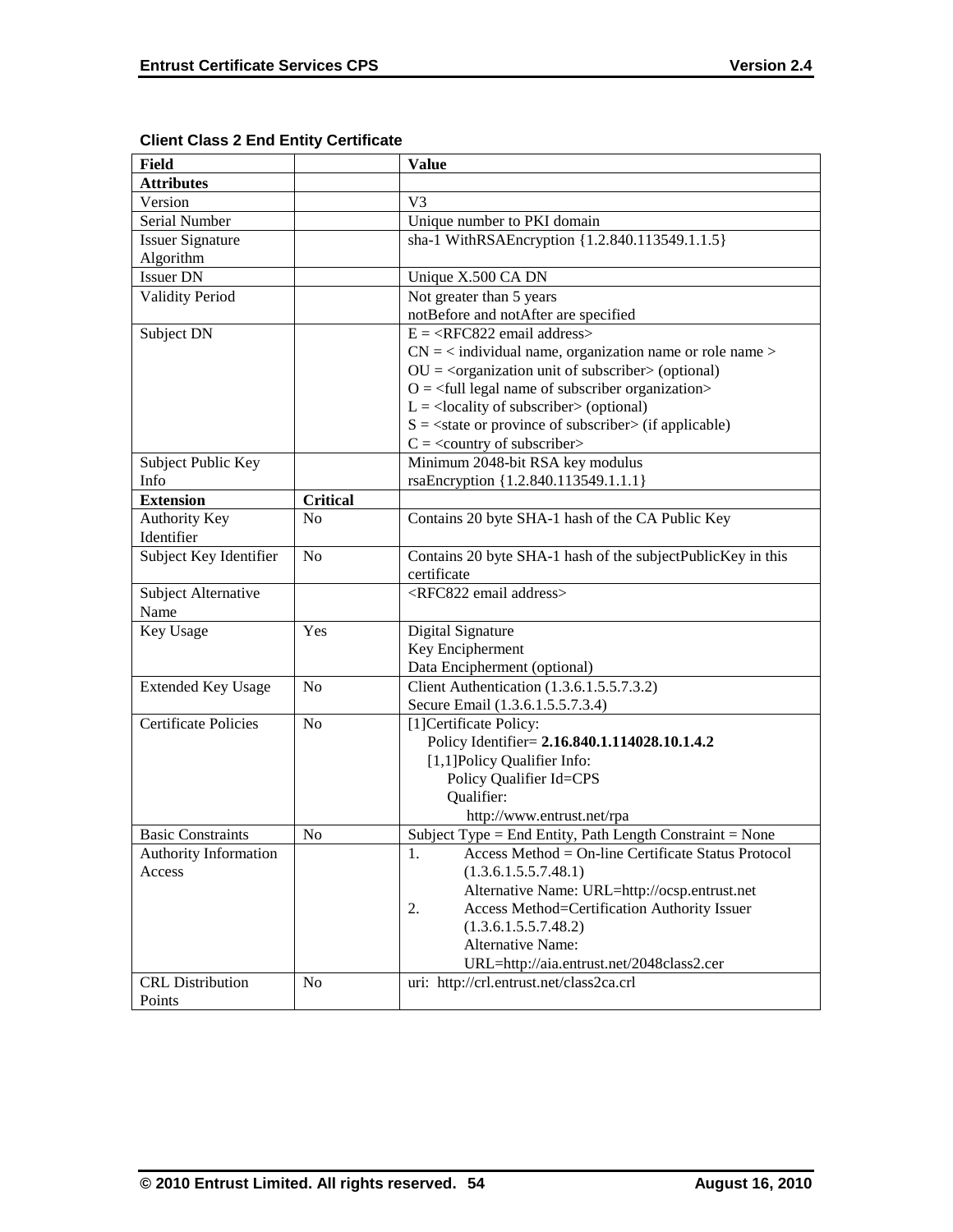**Client Class 2 End Entity Certificate**

| Field | | Value |
|---|---|---|
| **Attributes** | | |
| Version | | V3 |
| Serial Number | | Unique number to PKI domain |
| Issuer Signature Algorithm | | sha-1 WithRSAEncryption {1.2.840.113549.1.1.5} |
| Issuer DN | | Unique X.500 CA DN |
| Validity Period | | Not greater than 5 years<br>notBefore and notAfter are specified |
| Subject DN | | E = <RFC822 email address><br>CN = < individual name, organization name or role name ><br>OU = <organization unit of subscriber> (optional)<br>O = <full legal name of subscriber organization><br>L = <locality of subscriber> (optional)<br>S = <state or province of subscriber> (if applicable)<br>C = <country of subscriber> |
| Subject Public Key Info | | Minimum 2048-bit RSA key modulus<br>rsaEncryption {1.2.840.113549.1.1.1} |
| **Extension** | **Critical** | |
| Authority Key Identifier | No | Contains 20 byte SHA-1 hash of the CA Public Key |
| Subject Key Identifier | No | Contains 20 byte SHA-1 hash of the subjectPublicKey in this certificate |
| Subject Alternative Name | | <RFC822 email address> |
| Key Usage | Yes | Digital Signature<br>Key Encipherment<br>Data Encipherment (optional) |
| Extended Key Usage | No | Client Authentication (1.3.6.1.5.5.7.3.2)<br>Secure Email (1.3.6.1.5.5.7.3.4) |
| Certificate Policies | No | [1]Certificate Policy:<br>Policy Identifier= **2.16.840.1.114028.10.1.4.2**<br>[1,1]Policy Qualifier Info:<br>Policy Qualifier Id=CPS<br>Qualifier:<br>http://www.entrust.net/rpa |
| Basic Constraints | No | Subject Type = End Entity, Path Length Constraint = None |
| Authority Information Access | | 1. Access Method = On-line Certificate Status Protocol (1.3.6.1.5.5.7.48.1)<br>Alternative Name: URL=http://ocsp.entrust.net<br>2. Access Method=Certification Authority Issuer (1.3.6.1.5.5.7.48.2)<br>Alternative Name: URL=http://aia.entrust.net/2048class2.cer |
| CRL Distribution Points | No | uri: http://crl.entrust.net/class2ca.crl |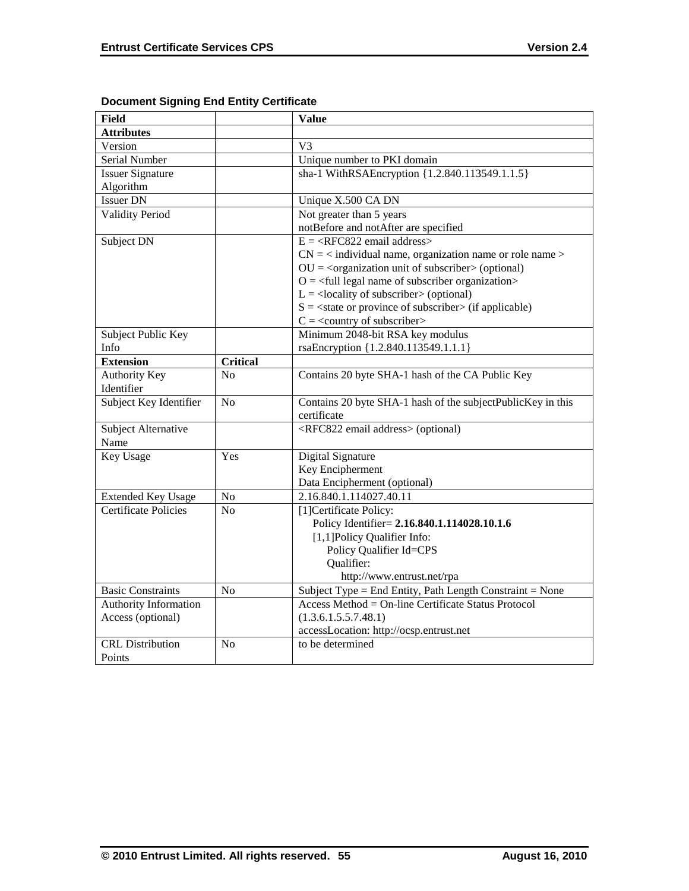### Document Signing End Entity Certificate

| Field | | Value |
|---|---|---|
| **Attributes** | | |
| Version | | V3 |
| Serial Number | | Unique number to PKI domain |
| Issuer Signature Algorithm | | sha-1 WithRSAEncryption {1.2.840.113549.1.1.5} |
| Issuer DN | | Unique X.500 CA DN |
| Validity Period | | Not greater than 5 years<br>notBefore and notAfter are specified |
| Subject DN | | E = <RFC822 email address><br>CN = < individual name, organization name or role name ><br>OU = <organization unit of subscriber> (optional)<br>O = <full legal name of subscriber organization><br>L = <locality of subscriber> (optional)<br>S = <state or province of subscriber> (if applicable)<br>C = <country of subscriber> |
| Subject Public Key Info | | Minimum 2048-bit RSA key modulus<br>rsaEncryption {1.2.840.113549.1.1.1} |
| **Extension** | **Critical** | |
| Authority Key Identifier | No | Contains 20 byte SHA-1 hash of the CA Public Key |
| Subject Key Identifier | No | Contains 20 byte SHA-1 hash of the subjectPublicKey in this certificate |
| Subject Alternative Name | | <RFC822 email address> (optional) |
| Key Usage | Yes | Digital Signature<br>Key Encipherment<br>Data Encipherment (optional) |
| Extended Key Usage | No | 2.16.840.1.114027.40.11 |
| Certificate Policies | No | [1]Certificate Policy:<br>Policy Identifier= **2.16.840.1.114028.10.1.6**<br>[1,1]Policy Qualifier Info:<br>Policy Qualifier Id=CPS<br>Qualifier:<br>http://www.entrust.net/rpa |
| Basic Constraints | No | Subject Type = End Entity, Path Length Constraint = None |
| Authority Information Access (optional) | | Access Method = On-line Certificate Status Protocol (1.3.6.1.5.5.7.48.1)<br>accessLocation: http://ocsp.entrust.net |
| CRL Distribution Points | No | to be determined |